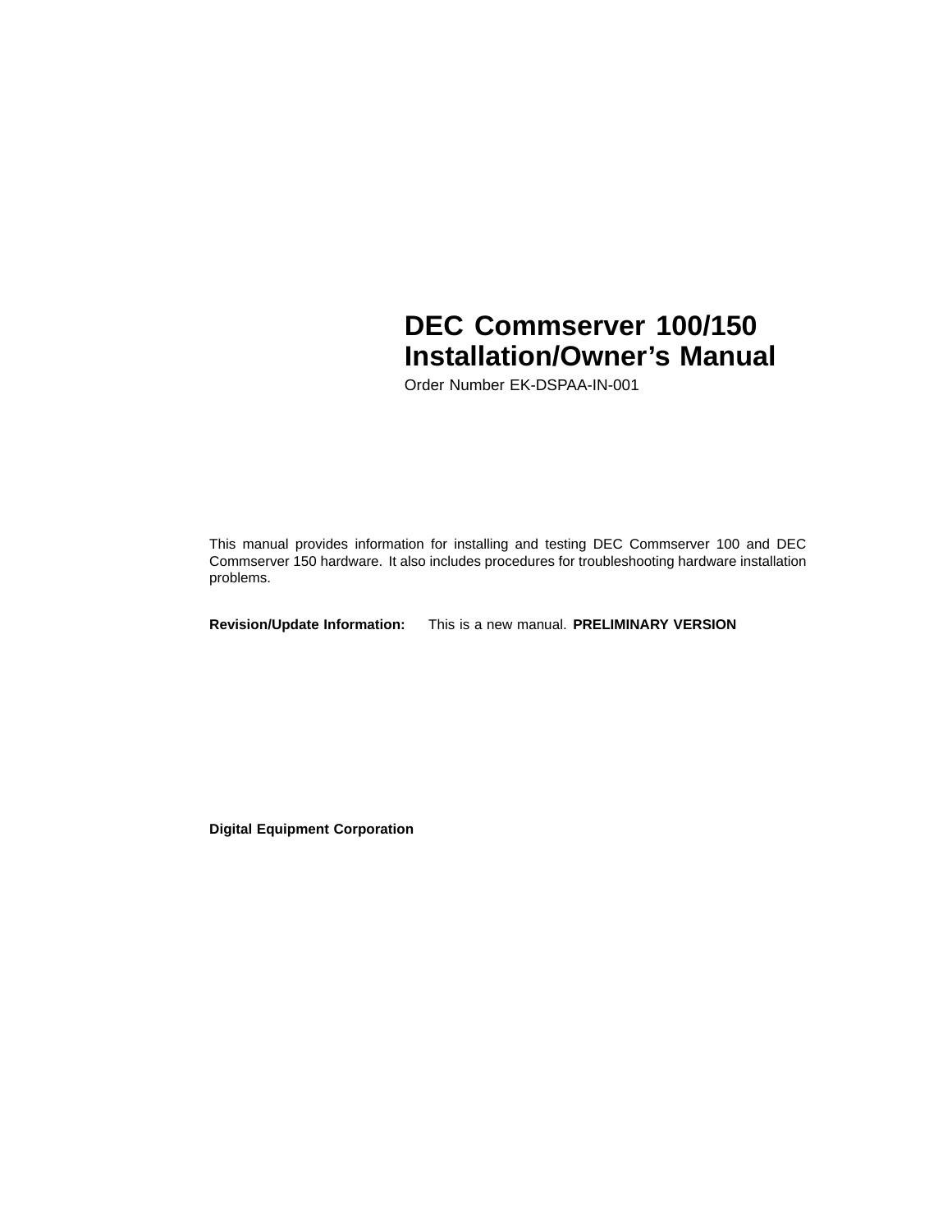# DEC Commserver 100/150 Installation/Owner's Manual

Order Number EK-DSPAA-IN-001

This manual provides information for installing and testing DEC Commserver 100 and DEC Commserver 150 hardware. It also includes procedures for troubleshooting hardware installation problems.

**Revision/Update Information:** This is a new manual. **PRELIMINARY VERSION**

**Digital Equipment Corporation**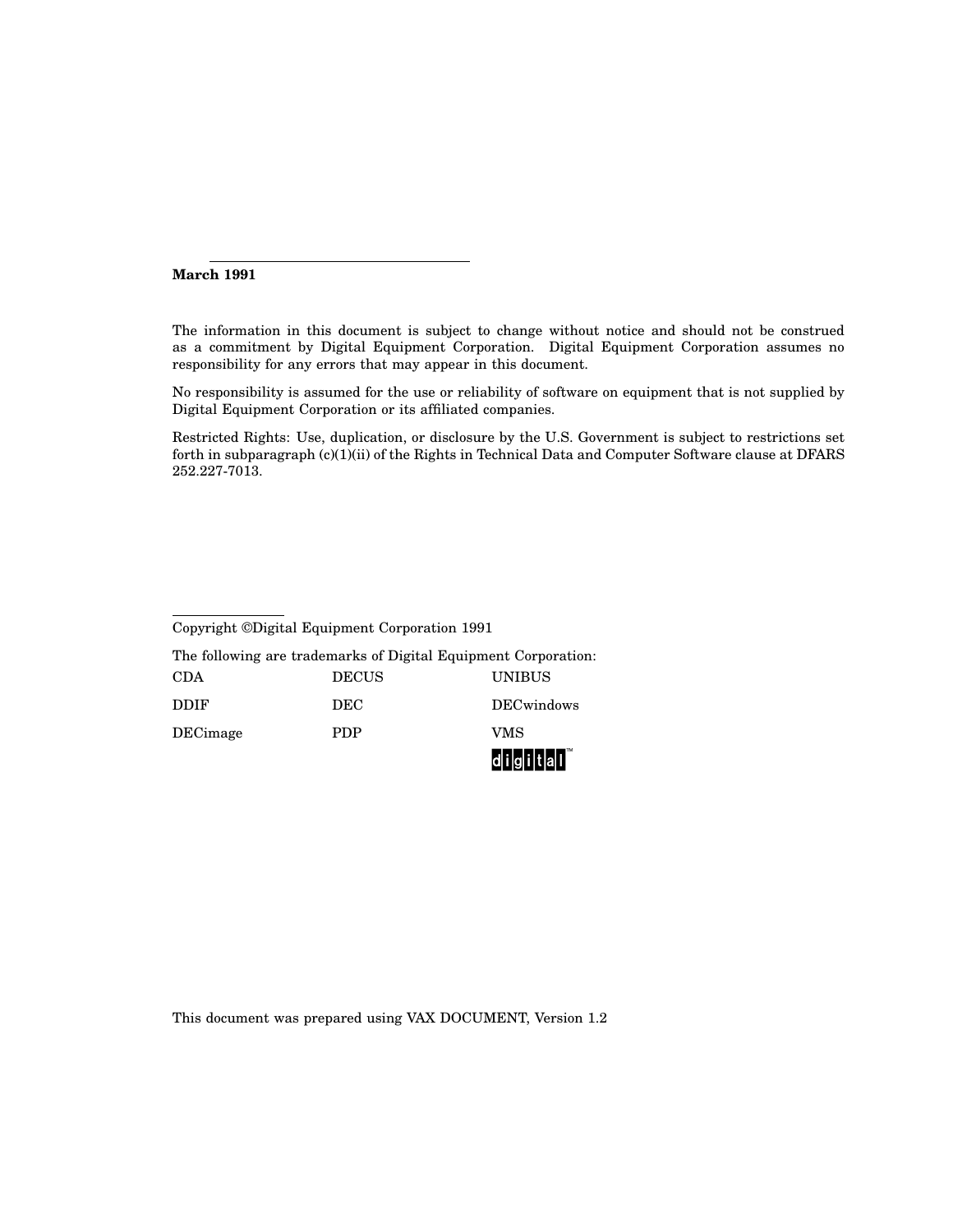**March 1991**

The information in this document is subject to change without notice and should not be construed as a commitment by Digital Equipment Corporation. Digital Equipment Corporation assumes no responsibility for any errors that may appear in this document.

No responsibility is assumed for the use or reliability of software on equipment that is not supplied by Digital Equipment Corporation or its affiliated companies.

Restricted Rights: Use, duplication, or disclosure by the U.S. Government is subject to restrictions set forth in subparagraph (c)(1)(ii) of the Rights in Technical Data and Computer Software clause at DFARS 252.227-7013.

Copyright ©Digital Equipment Corporation 1991

The following are trademarks of Digital Equipment Corporation:

| | | |
|---|---|---|
| CDA | DECUS | UNIBUS |
| DDIF | DEC | DECwindows |
| DECimage | PDP | VMS |
| | | digital™ |

This document was prepared using VAX DOCUMENT, Version 1.2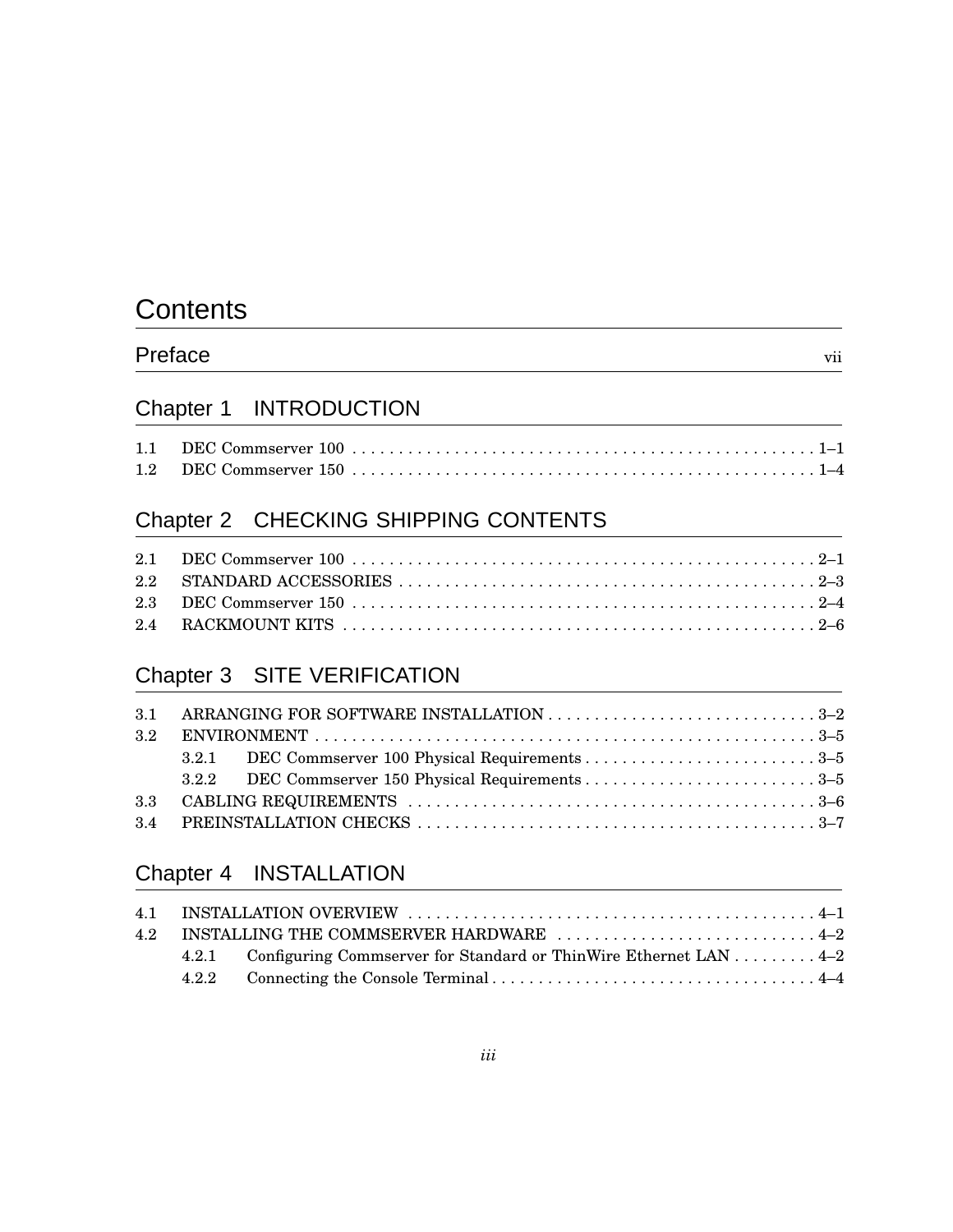# Contents

## Preface vii

## Chapter 1 INTRODUCTION

1.1 DEC Commserver 100 . . . . . . . . . . 1–1
1.2 DEC Commserver 150 . . . . . . . . . . 1–4

## Chapter 2 CHECKING SHIPPING CONTENTS

2.1 DEC Commserver 100 . . . . . . . . . . 2–1
2.2 STANDARD ACCESSORIES . . . . . . . . . . 2–3
2.3 DEC Commserver 150 . . . . . . . . . . 2–4
2.4 RACKMOUNT KITS . . . . . . . . . . 2–6

## Chapter 3 SITE VERIFICATION

3.1 ARRANGING FOR SOFTWARE INSTALLATION . . . . . . . . . . 3–2
3.2 ENVIRONMENT . . . . . . . . . . 3–5
  3.2.1 DEC Commserver 100 Physical Requirements . . . . . . . . . . 3–5
  3.2.2 DEC Commserver 150 Physical Requirements . . . . . . . . . . 3–5
3.3 CABLING REQUIREMENTS . . . . . . . . . . 3–6
3.4 PREINSTALLATION CHECKS . . . . . . . . . . 3–7

## Chapter 4 INSTALLATION

4.1 INSTALLATION OVERVIEW . . . . . . . . . . 4–1
4.2 INSTALLING THE COMMSERVER HARDWARE . . . . . . . . . . 4–2
  4.2.1 Configuring Commserver for Standard or ThinWire Ethernet LAN . . . . . . . . . . 4–2
  4.2.2 Connecting the Console Terminal . . . . . . . . . . 4–4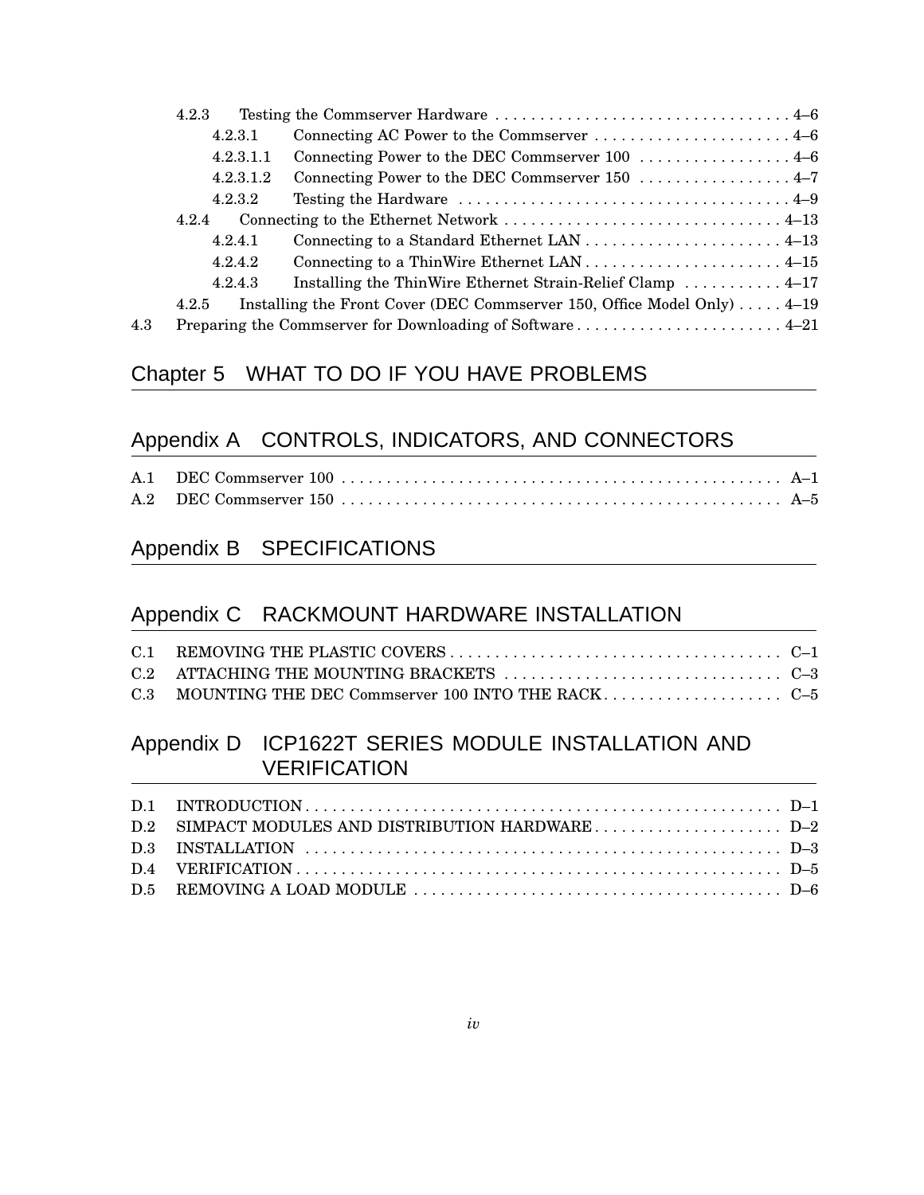- 4.2.3 Testing the Commserver Hardware . . . . . . . . . . 4–6
  - 4.2.3.1 Connecting AC Power to the Commserver . . . . . . . . . . 4–6
    - 4.2.3.1.1 Connecting Power to the DEC Commserver 100 . . . . . . . . . . 4–6
    - 4.2.3.1.2 Connecting Power to the DEC Commserver 150 . . . . . . . . . . 4–7
  - 4.2.3.2 Testing the Hardware . . . . . . . . . . 4–9
- 4.2.4 Connecting to the Ethernet Network . . . . . . . . . . 4–13
  - 4.2.4.1 Connecting to a Standard Ethernet LAN . . . . . . . . . . 4–13
  - 4.2.4.2 Connecting to a ThinWire Ethernet LAN . . . . . . . . . . 4–15
  - 4.2.4.3 Installing the ThinWire Ethernet Strain-Relief Clamp . . . . . . . . . . 4–17
- 4.2.5 Installing the Front Cover (DEC Commserver 150, Office Model Only) . . . . . 4–19

4.3 Preparing the Commserver for Downloading of Software . . . . . . . . . . 4–21

## Chapter 5 WHAT TO DO IF YOU HAVE PROBLEMS

## Appendix A CONTROLS, INDICATORS, AND CONNECTORS

A.1 DEC Commserver 100 . . . . . . . . . . A–1

A.2 DEC Commserver 150 . . . . . . . . . . A–5

## Appendix B SPECIFICATIONS

## Appendix C RACKMOUNT HARDWARE INSTALLATION

C.1 REMOVING THE PLASTIC COVERS . . . . . . . . . . C–1

C.2 ATTACHING THE MOUNTING BRACKETS . . . . . . . . . . C–3

C.3 MOUNTING THE DEC Commserver 100 INTO THE RACK . . . . . . . . . . C–5

## Appendix D ICP1622T SERIES MODULE INSTALLATION AND VERIFICATION

D.1 INTRODUCTION . . . . . . . . . . D–1

D.2 SIMPACT MODULES AND DISTRIBUTION HARDWARE . . . . . . . . . . D–2

D.3 INSTALLATION . . . . . . . . . . D–3

D.4 VERIFICATION . . . . . . . . . . D–5

D.5 REMOVING A LOAD MODULE . . . . . . . . . . D–6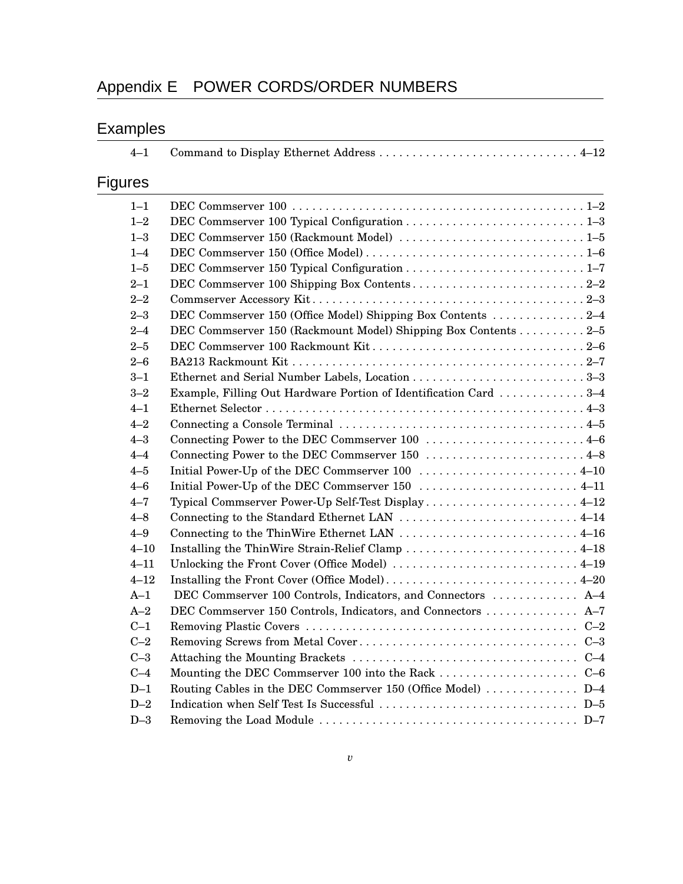Appendix E POWER CORDS/ORDER NUMBERS

## Examples

| | | |
|---|---|---|
| 4–1 | Command to Display Ethernet Address | 4–12 |

## Figures

| | | |
|---|---|---|
| 1–1 | DEC Commserver 100 | 1–2 |
| 1–2 | DEC Commserver 100 Typical Configuration | 1–3 |
| 1–3 | DEC Commserver 150 (Rackmount Model) | 1–5 |
| 1–4 | DEC Commserver 150 (Office Model) | 1–6 |
| 1–5 | DEC Commserver 150 Typical Configuration | 1–7 |
| 2–1 | DEC Commserver 100 Shipping Box Contents | 2–2 |
| 2–2 | Commserver Accessory Kit | 2–3 |
| 2–3 | DEC Commserver 150 (Office Model) Shipping Box Contents | 2–4 |
| 2–4 | DEC Commserver 150 (Rackmount Model) Shipping Box Contents | 2–5 |
| 2–5 | DEC Commserver 100 Rackmount Kit | 2–6 |
| 2–6 | BA213 Rackmount Kit | 2–7 |
| 3–1 | Ethernet and Serial Number Labels, Location | 3–3 |
| 3–2 | Example, Filling Out Hardware Portion of Identification Card | 3–4 |
| 4–1 | Ethernet Selector | 4–3 |
| 4–2 | Connecting a Console Terminal | 4–5 |
| 4–3 | Connecting Power to the DEC Commserver 100 | 4–6 |
| 4–4 | Connecting Power to the DEC Commserver 150 | 4–8 |
| 4–5 | Initial Power-Up of the DEC Commserver 100 | 4–10 |
| 4–6 | Initial Power-Up of the DEC Commserver 150 | 4–11 |
| 4–7 | Typical Commserver Power-Up Self-Test Display | 4–12 |
| 4–8 | Connecting to the Standard Ethernet LAN | 4–14 |
| 4–9 | Connecting to the ThinWire Ethernet LAN | 4–16 |
| 4–10 | Installing the ThinWire Strain-Relief Clamp | 4–18 |
| 4–11 | Unlocking the Front Cover (Office Model) | 4–19 |
| 4–12 | Installing the Front Cover (Office Model) | 4–20 |
| A–1 | DEC Commserver 100 Controls, Indicators, and Connectors | A–4 |
| A–2 | DEC Commserver 150 Controls, Indicators, and Connectors | A–7 |
| C–1 | Removing Plastic Covers | C–2 |
| C–2 | Removing Screws from Metal Cover | C–3 |
| C–3 | Attaching the Mounting Brackets | C–4 |
| C–4 | Mounting the DEC Commserver 100 into the Rack | C–6 |
| D–1 | Routing Cables in the DEC Commserver 150 (Office Model) | D–4 |
| D–2 | Indication when Self Test Is Successful | D–5 |
| D–3 | Removing the Load Module | D–7 |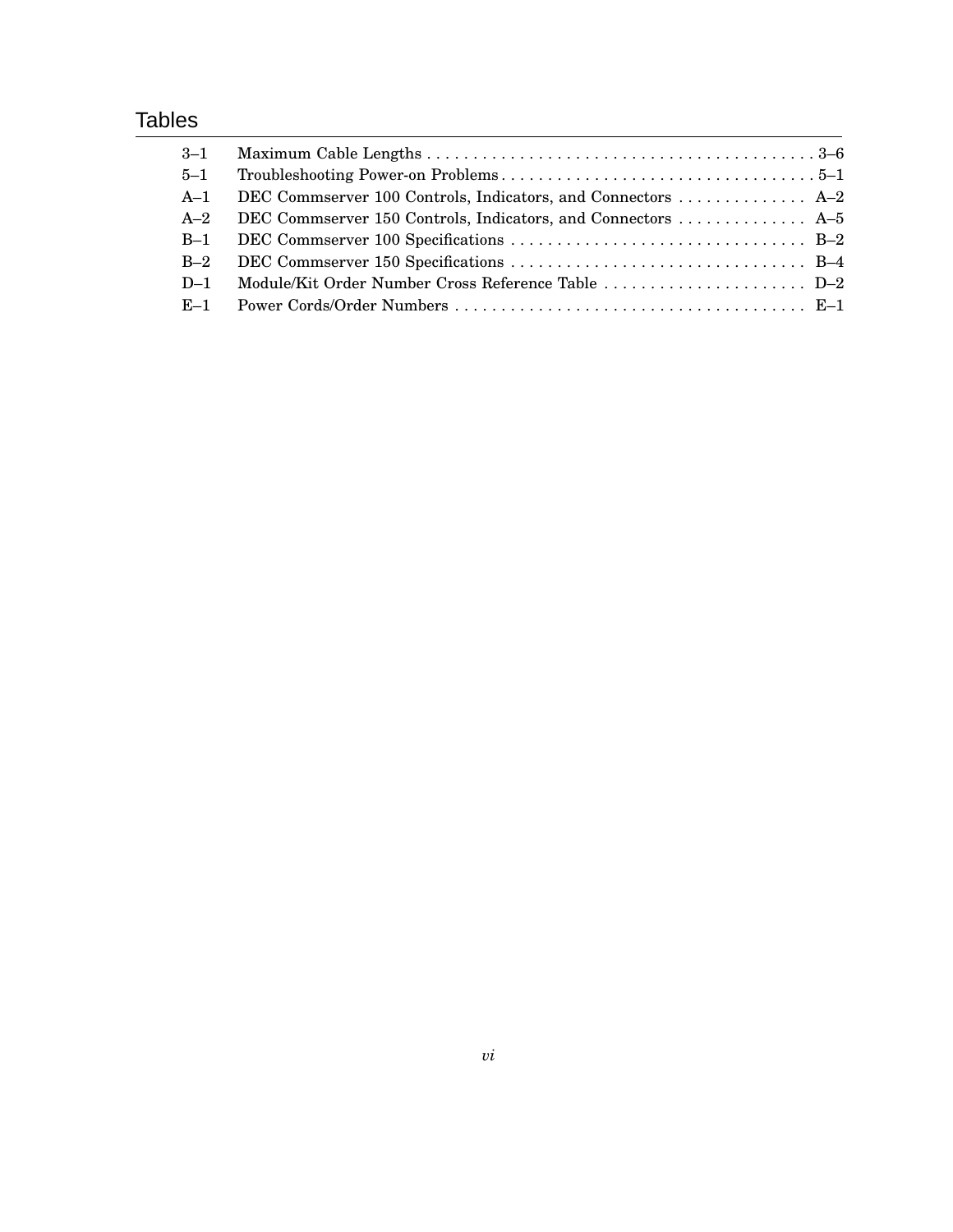# Tables

| | | |
|---|---|---|
| 3–1 | Maximum Cable Lengths | 3–6 |
| 5–1 | Troubleshooting Power-on Problems | 5–1 |
| A–1 | DEC Commserver 100 Controls, Indicators, and Connectors | A–2 |
| A–2 | DEC Commserver 150 Controls, Indicators, and Connectors | A–5 |
| B–1 | DEC Commserver 100 Specifications | B–2 |
| B–2 | DEC Commserver 150 Specifications | B–4 |
| D–1 | Module/Kit Order Number Cross Reference Table | D–2 |
| E–1 | Power Cords/Order Numbers | E–1 |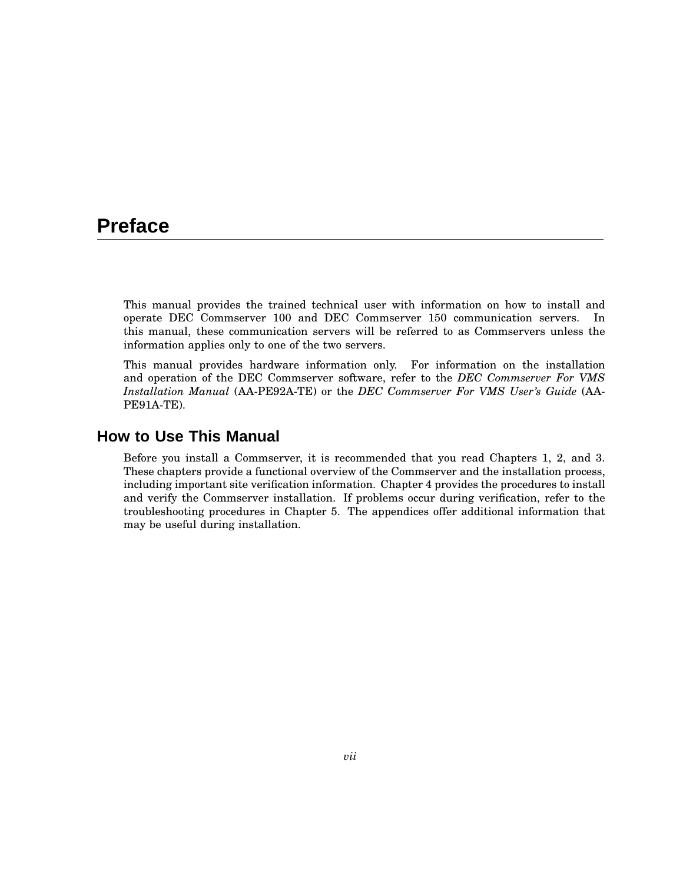# Preface

This manual provides the trained technical user with information on how to install and operate DEC Commserver 100 and DEC Commserver 150 communication servers. In this manual, these communication servers will be referred to as Commservers unless the information applies only to one of the two servers.

This manual provides hardware information only. For information on the installation and operation of the DEC Commserver software, refer to the *DEC Commserver For VMS Installation Manual* (AA-PE92A-TE) or the *DEC Commserver For VMS User's Guide* (AA-PE91A-TE).

## How to Use This Manual

Before you install a Commserver, it is recommended that you read Chapters 1, 2, and 3. These chapters provide a functional overview of the Commserver and the installation process, including important site verification information. Chapter 4 provides the procedures to install and verify the Commserver installation. If problems occur during verification, refer to the troubleshooting procedures in Chapter 5. The appendices offer additional information that may be useful during installation.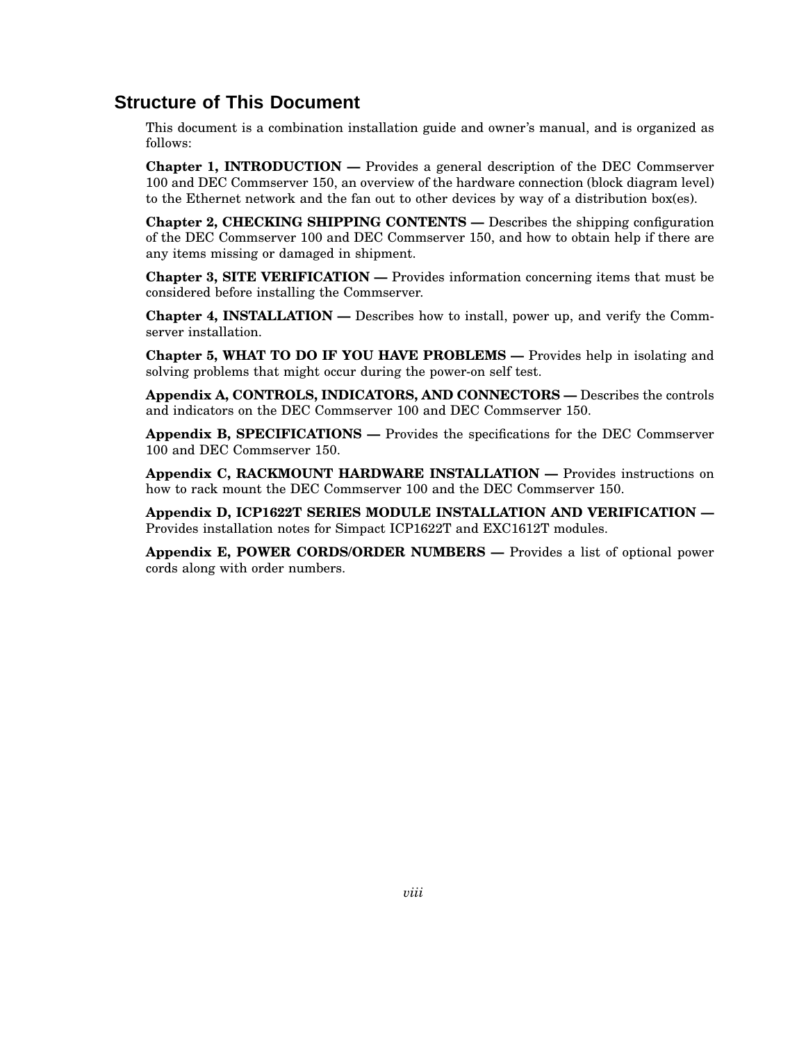## Structure of This Document

This document is a combination installation guide and owner's manual, and is organized as follows:

**Chapter 1, INTRODUCTION —** Provides a general description of the DEC Commserver 100 and DEC Commserver 150, an overview of the hardware connection (block diagram level) to the Ethernet network and the fan out to other devices by way of a distribution box(es).

**Chapter 2, CHECKING SHIPPING CONTENTS —** Describes the shipping configuration of the DEC Commserver 100 and DEC Commserver 150, and how to obtain help if there are any items missing or damaged in shipment.

**Chapter 3, SITE VERIFICATION —** Provides information concerning items that must be considered before installing the Commserver.

**Chapter 4, INSTALLATION —** Describes how to install, power up, and verify the Commserver installation.

**Chapter 5, WHAT TO DO IF YOU HAVE PROBLEMS —** Provides help in isolating and solving problems that might occur during the power-on self test.

**Appendix A, CONTROLS, INDICATORS, AND CONNECTORS —** Describes the controls and indicators on the DEC Commserver 100 and DEC Commserver 150.

**Appendix B, SPECIFICATIONS —** Provides the specifications for the DEC Commserver 100 and DEC Commserver 150.

**Appendix C, RACKMOUNT HARDWARE INSTALLATION —** Provides instructions on how to rack mount the DEC Commserver 100 and the DEC Commserver 150.

**Appendix D, ICP1622T SERIES MODULE INSTALLATION AND VERIFICATION —** Provides installation notes for Simpact ICP1622T and EXC1612T modules.

**Appendix E, POWER CORDS/ORDER NUMBERS —** Provides a list of optional power cords along with order numbers.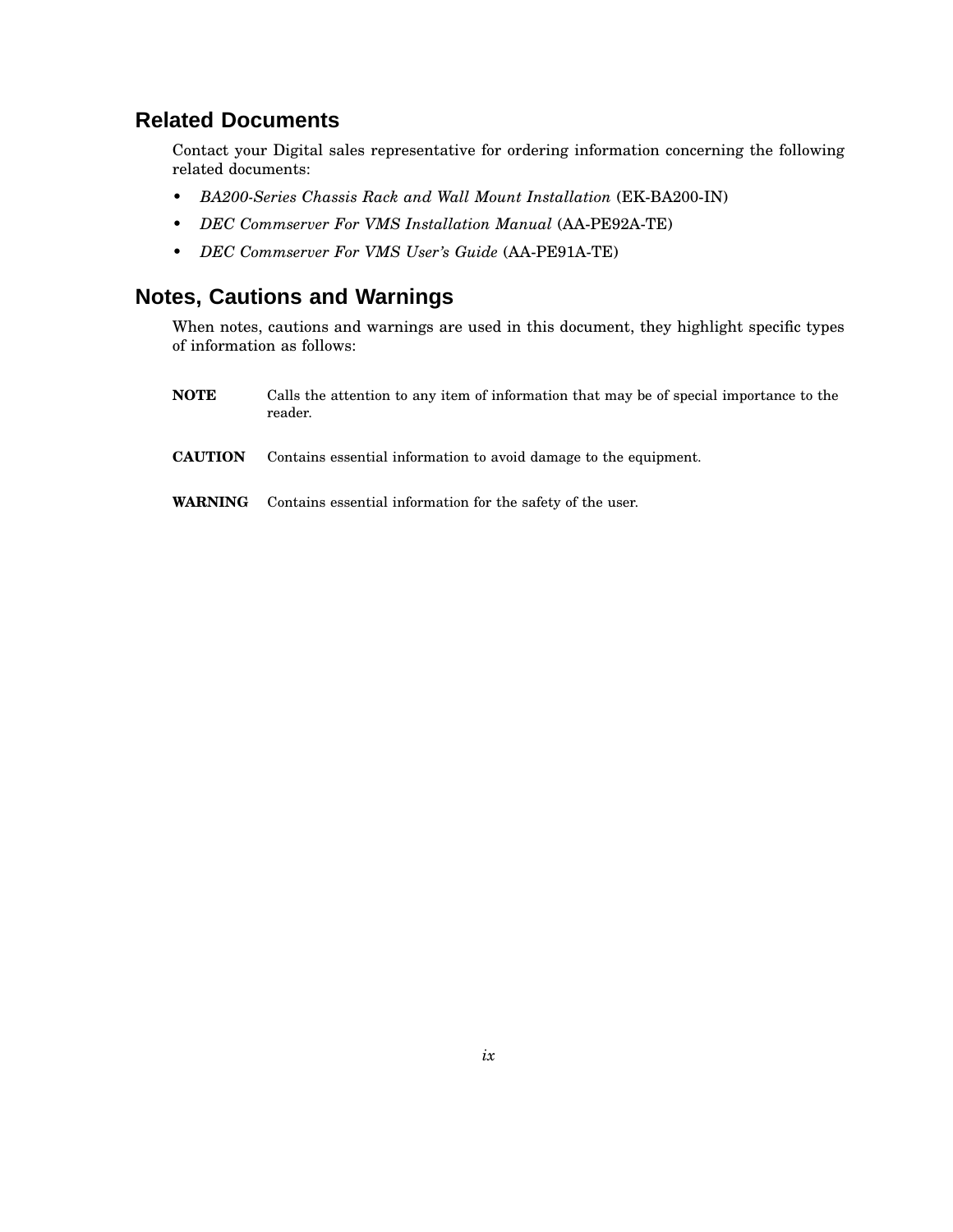## Related Documents

Contact your Digital sales representative for ordering information concerning the following related documents:

- *BA200-Series Chassis Rack and Wall Mount Installation* (EK-BA200-IN)
- *DEC Commserver For VMS Installation Manual* (AA-PE92A-TE)
- *DEC Commserver For VMS User's Guide* (AA-PE91A-TE)

## Notes, Cautions and Warnings

When notes, cautions and warnings are used in this document, they highlight specific types of information as follows:

**NOTE** Calls the attention to any item of information that may be of special importance to the reader.

**CAUTION** Contains essential information to avoid damage to the equipment.

**WARNING** Contains essential information for the safety of the user.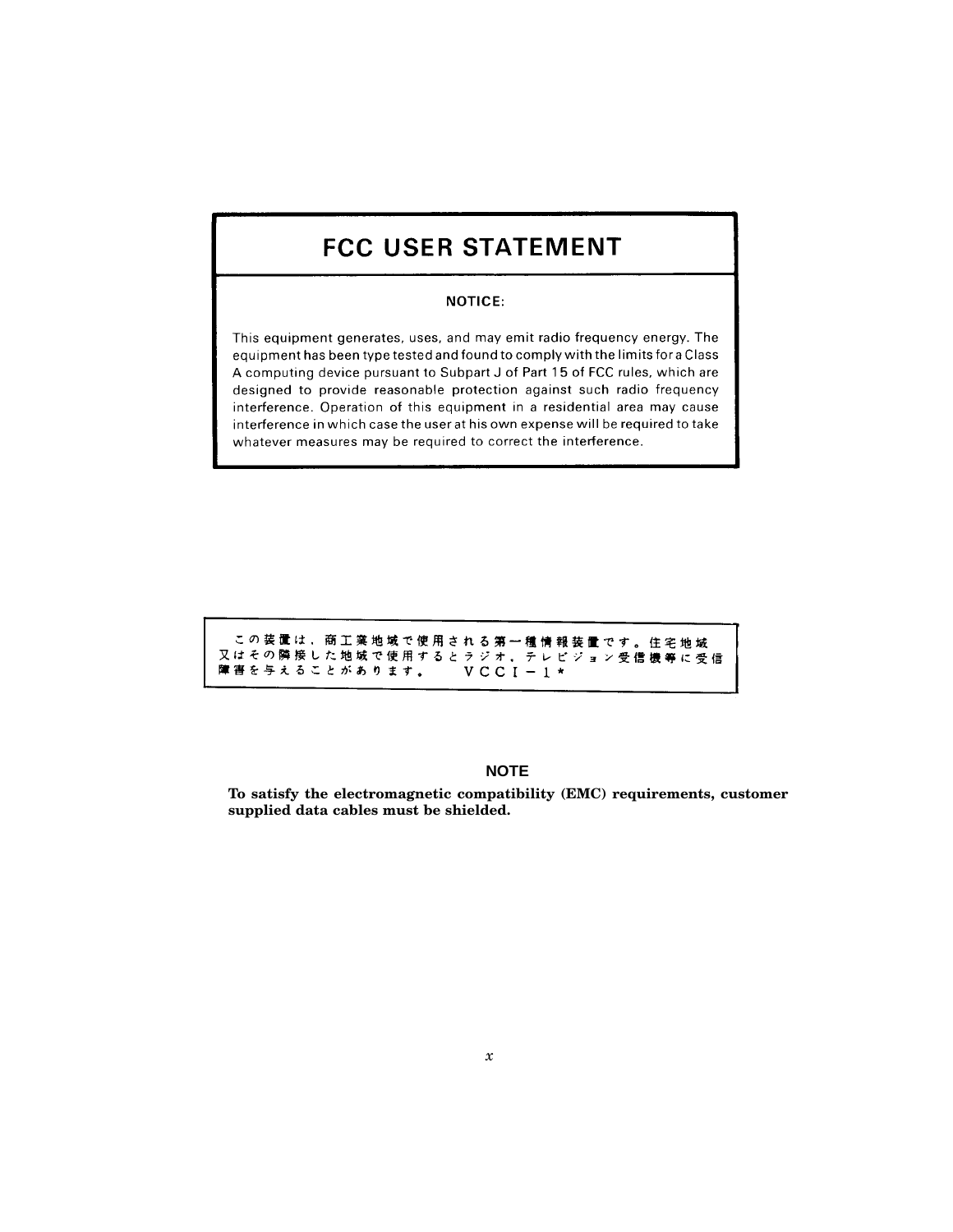# FCC USER STATEMENT

**NOTICE:**

This equipment generates, uses, and may emit radio frequency energy. The equipment has been type tested and found to comply with the limits for a Class A computing device pursuant to Subpart J of Part 15 of FCC rules, which are designed to provide reasonable protection against such radio frequency interference. Operation of this equipment in a residential area may cause interference in which case the user at his own expense will be required to take whatever measures may be required to correct the interference.

この装置は、商工業地域で使用される第一種情報装置です。住宅地域又はその隣接した地域で使用するとラジオ、テレビジョン受信機等に受信障害を与えることがあります。　ＶＣＣＩ－１＊

**NOTE**

**To satisfy the electromagnetic compatibility (EMC) requirements, customer supplied data cables must be shielded.**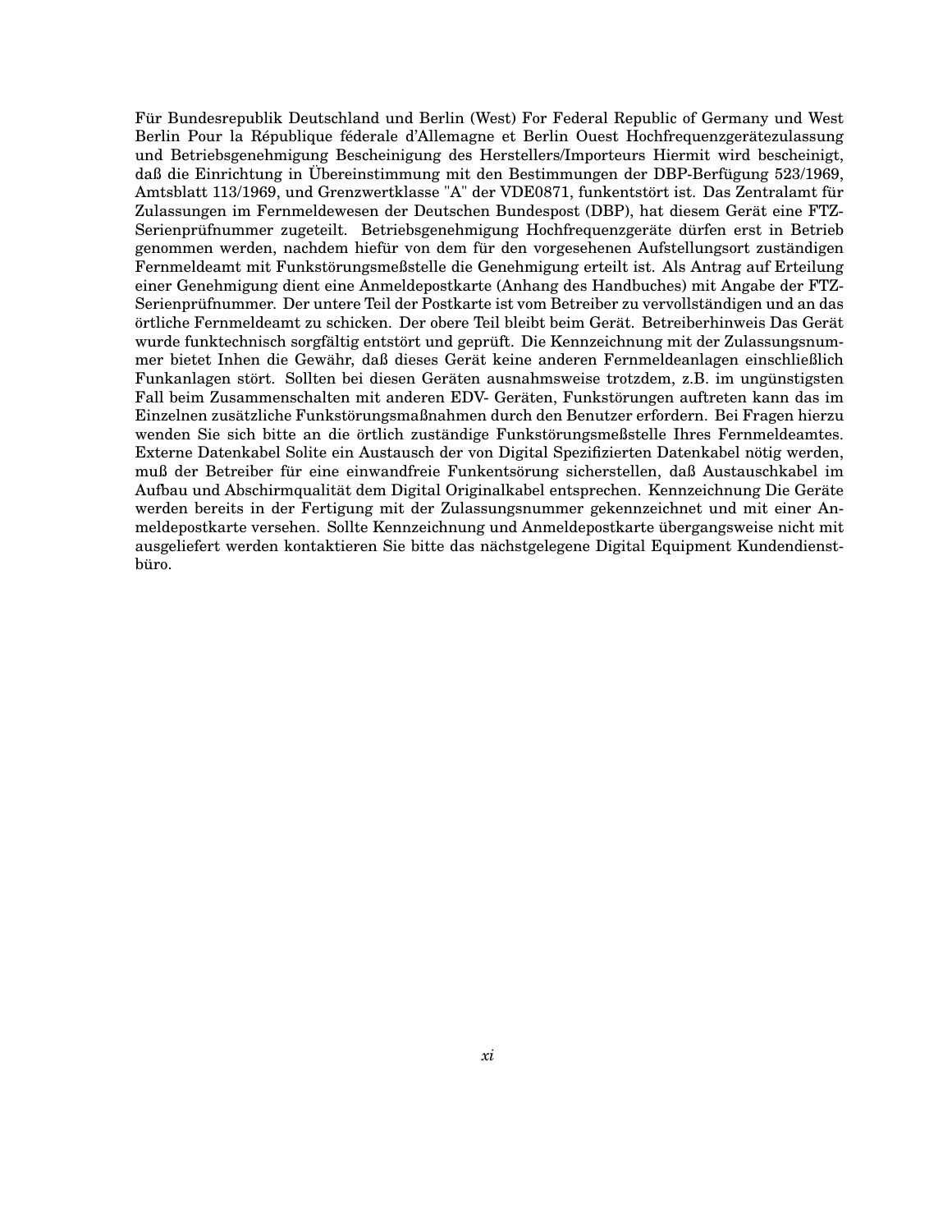Für Bundesrepublik Deutschland und Berlin (West) For Federal Republic of Germany und West Berlin Pour la République féderale d'Allemagne et Berlin Ouest Hochfrequenzgerätezulassung und Betriebsgenehmigung Bescheinigung des Herstellers/Importeurs Hiermit wird bescheinigt, daß die Einrichtung in Übereinstimmung mit den Bestimmungen der DBP-Berfügung 523/1969, Amtsblatt 113/1969, und Grenzwertklasse "A" der VDE0871, funkentstört ist. Das Zentralamt für Zulassungen im Fernmeldewesen der Deutschen Bundespost (DBP), hat diesem Gerät eine FTZ-Serienprüfnummer zugeteilt. Betriebsgenehmigung Hochfrequenzgeräte dürfen erst in Betrieb genommen werden, nachdem hiefür von dem für den vorgesehenen Aufstellungsort zuständigen Fernmeldeamt mit Funkstörungsmeßstelle die Genehmigung erteilt ist. Als Antrag auf Erteilung einer Genehmigung dient eine Anmeldepostkarte (Anhang des Handbuches) mit Angabe der FTZ-Serienprüfnummer. Der untere Teil der Postkarte ist vom Betreiber zu vervollständigen und an das örtliche Fernmeldeamt zu schicken. Der obere Teil bleibt beim Gerät. Betreiberhinweis Das Gerät wurde funktechnisch sorgfältig entstört und geprüft. Die Kennzeichnung mit der Zulassungsnummer bietet Inhen die Gewähr, daß dieses Gerät keine anderen Fernmeldeanlagen einschließlich Funkanlagen stört. Sollten bei diesen Geräten ausnahmsweise trotzdem, z.B. im ungünstigsten Fall beim Zusammenschalten mit anderen EDV- Geräten, Funkstörungen auftreten kann das im Einzelnen zusätzliche Funkstörungsmaßnahmen durch den Benutzer erfordern. Bei Fragen hierzu wenden Sie sich bitte an die örtlich zuständige Funkstörungsmeßstelle Ihres Fernmeldeamtes. Externe Datenkabel Solite ein Austausch der von Digital Spezifizierten Datenkabel nötig werden, muß der Betreiber für eine einwandfreie Funkentsörung sicherstellen, daß Austauschkabel im Aufbau und Abschirmqualität dem Digital Originalkabel entsprechen. Kennzeichnung Die Geräte werden bereits in der Fertigung mit der Zulassungsnummer gekennzeichnet und mit einer Anmeldepostkarte versehen. Sollte Kennzeichnung und Anmeldepostkarte übergangsweise nicht mit ausgeliefert werden kontaktieren Sie bitte das nächstgelegene Digital Equipment Kundendienstbüro.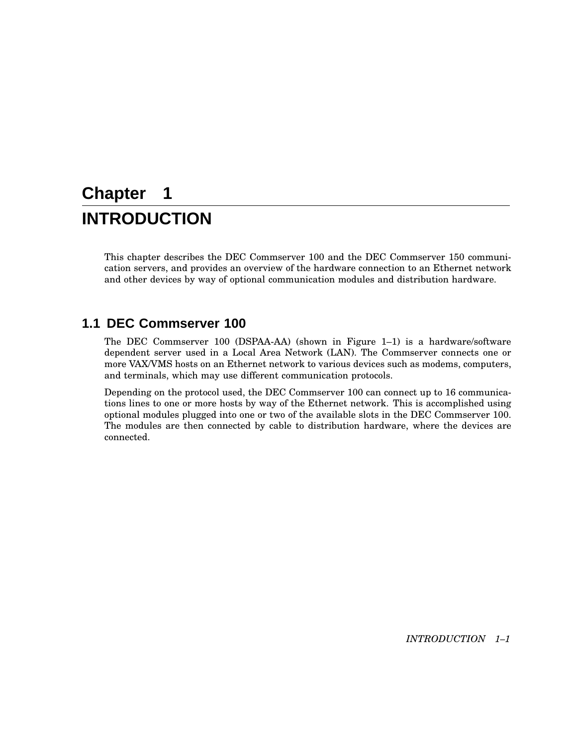# Chapter 1

# INTRODUCTION

This chapter describes the DEC Commserver 100 and the DEC Commserver 150 communication servers, and provides an overview of the hardware connection to an Ethernet network and other devices by way of optional communication modules and distribution hardware.

## 1.1 DEC Commserver 100

The DEC Commserver 100 (DSPAA-AA) (shown in Figure 1–1) is a hardware/software dependent server used in a Local Area Network (LAN). The Commserver connects one or more VAX/VMS hosts on an Ethernet network to various devices such as modems, computers, and terminals, which may use different communication protocols.

Depending on the protocol used, the DEC Commserver 100 can connect up to 16 communications lines to one or more hosts by way of the Ethernet network. This is accomplished using optional modules plugged into one or two of the available slots in the DEC Commserver 100. The modules are then connected by cable to distribution hardware, where the devices are connected.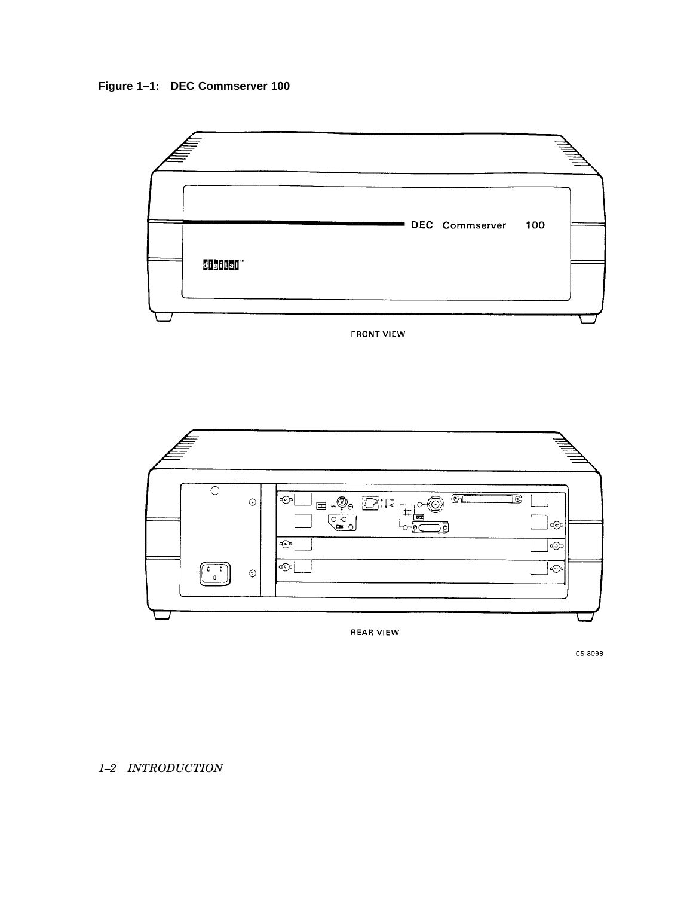**Figure 1–1: DEC Commserver 100**

DEC Commserver 100

FRONT VIEW

REAR VIEW

CS-8098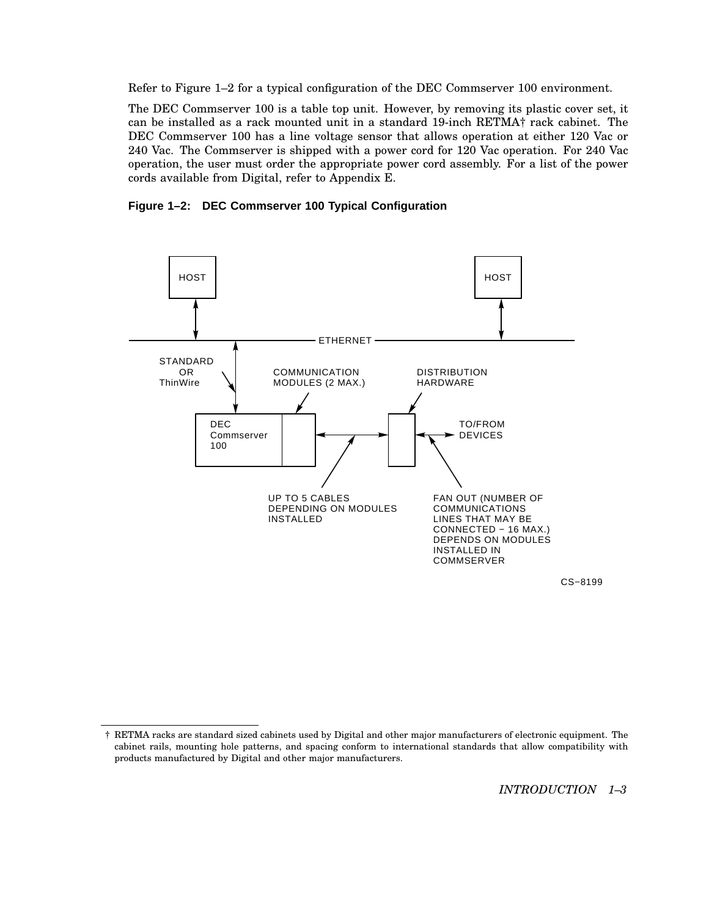Refer to Figure 1–2 for a typical configuration of the DEC Commserver 100 environment.

The DEC Commserver 100 is a table top unit. However, by removing its plastic cover set, it can be installed as a rack mounted unit in a standard 19-inch RETMA† rack cabinet. The DEC Commserver 100 has a line voltage sensor that allows operation at either 120 Vac or 240 Vac. The Commserver is shipped with a power cord for 120 Vac operation. For 240 Vac operation, the user must order the appropriate power cord assembly. For a list of the power cords available from Digital, refer to Appendix E.

**Figure 1–2: DEC Commserver 100 Typical Configuration**

HOST

HOST

ETHERNET

STANDARD OR ThinWire

COMMUNICATION MODULES (2 MAX.)

DISTRIBUTION HARDWARE

DEC Commserver 100

TO/FROM DEVICES

UP TO 5 CABLES DEPENDING ON MODULES INSTALLED

FAN OUT (NUMBER OF COMMUNICATIONS LINES THAT MAY BE CONNECTED − 16 MAX.) DEPENDS ON MODULES INSTALLED IN COMMSERVER

CS−8199

† RETMA racks are standard sized cabinets used by Digital and other major manufacturers of electronic equipment. The cabinet rails, mounting hole patterns, and spacing conform to international standards that allow compatibility with products manufactured by Digital and other major manufacturers.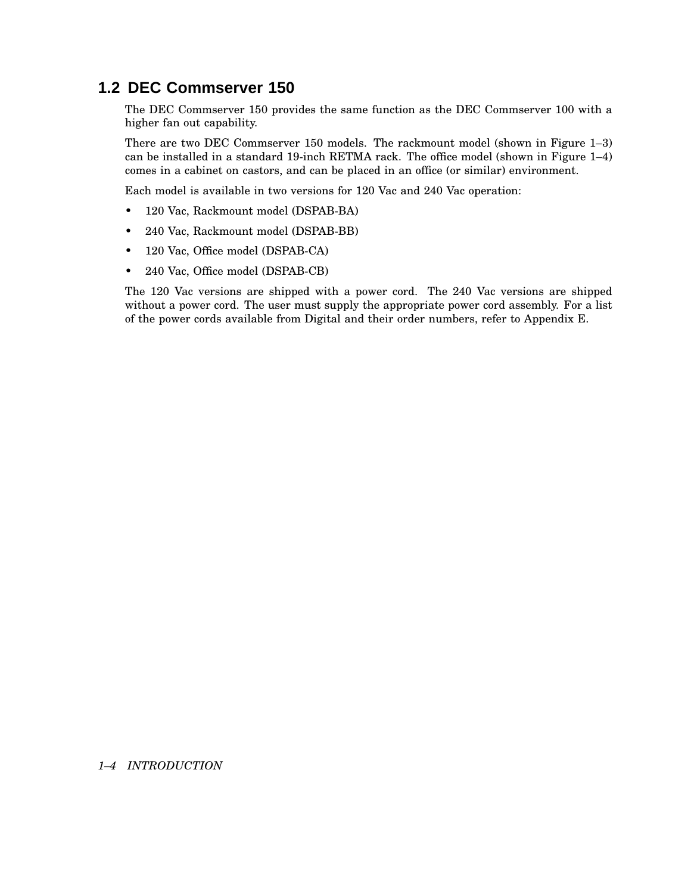## 1.2 DEC Commserver 150

The DEC Commserver 150 provides the same function as the DEC Commserver 100 with a higher fan out capability.

There are two DEC Commserver 150 models. The rackmount model (shown in Figure 1–3) can be installed in a standard 19-inch RETMA rack. The office model (shown in Figure 1–4) comes in a cabinet on castors, and can be placed in an office (or similar) environment.

Each model is available in two versions for 120 Vac and 240 Vac operation:

- 120 Vac, Rackmount model (DSPAB-BA)
- 240 Vac, Rackmount model (DSPAB-BB)
- 120 Vac, Office model (DSPAB-CA)
- 240 Vac, Office model (DSPAB-CB)

The 120 Vac versions are shipped with a power cord. The 240 Vac versions are shipped without a power cord. The user must supply the appropriate power cord assembly. For a list of the power cords available from Digital and their order numbers, refer to Appendix E.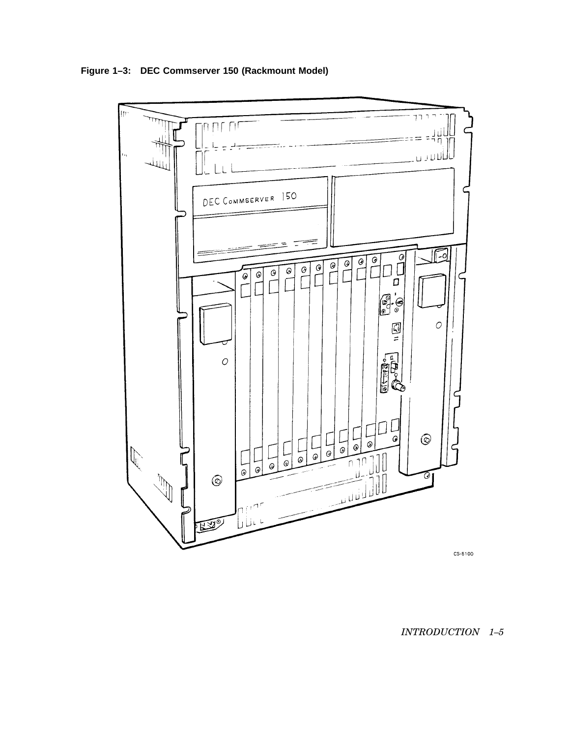**Figure 1–3: DEC Commserver 150 (Rackmount Model)**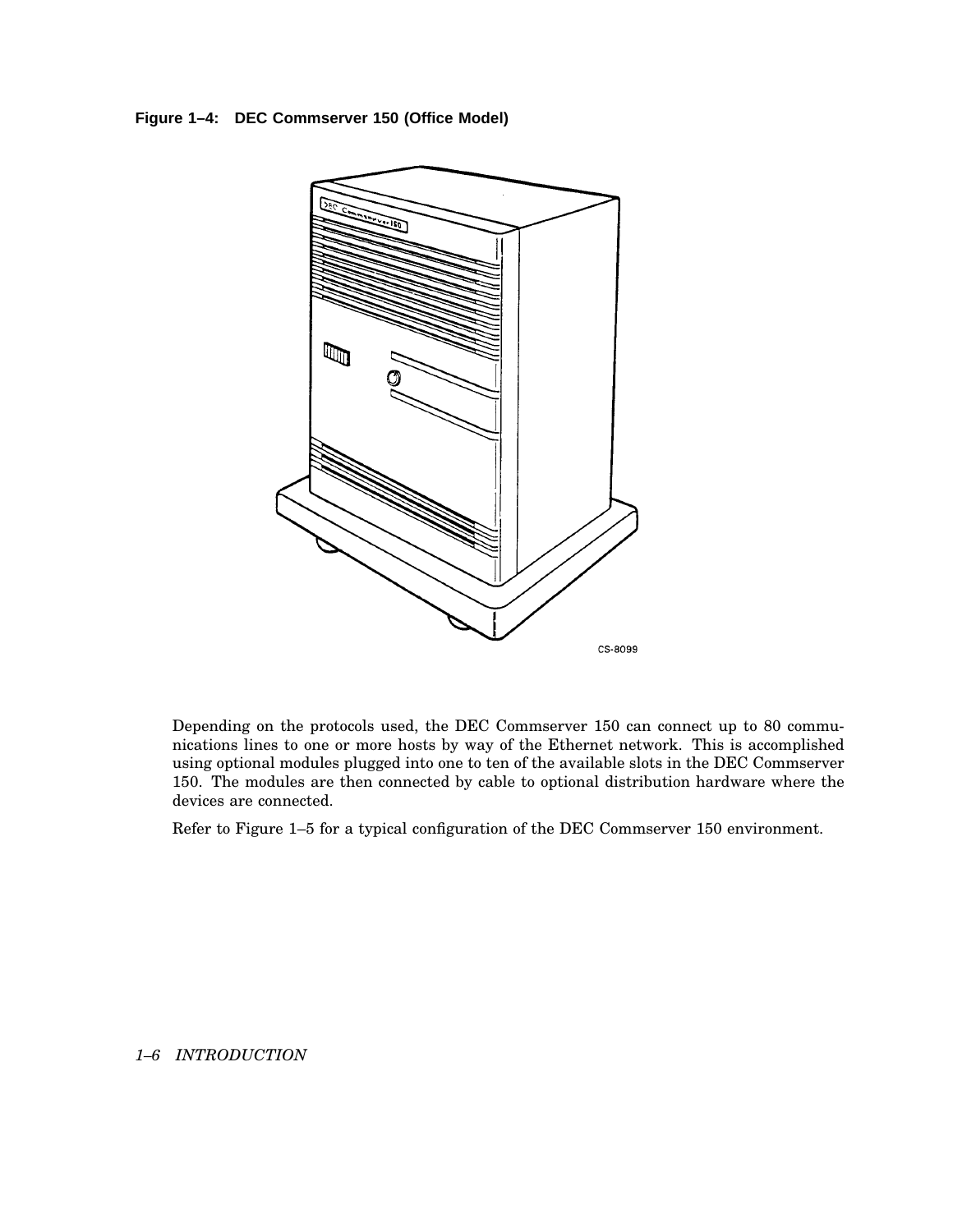**Figure 1–4: DEC Commserver 150 (Office Model)**

Depending on the protocols used, the DEC Commserver 150 can connect up to 80 communications lines to one or more hosts by way of the Ethernet network. This is accomplished using optional modules plugged into one to ten of the available slots in the DEC Commserver 150. The modules are then connected by cable to optional distribution hardware where the devices are connected.

Refer to Figure 1–5 for a typical configuration of the DEC Commserver 150 environment.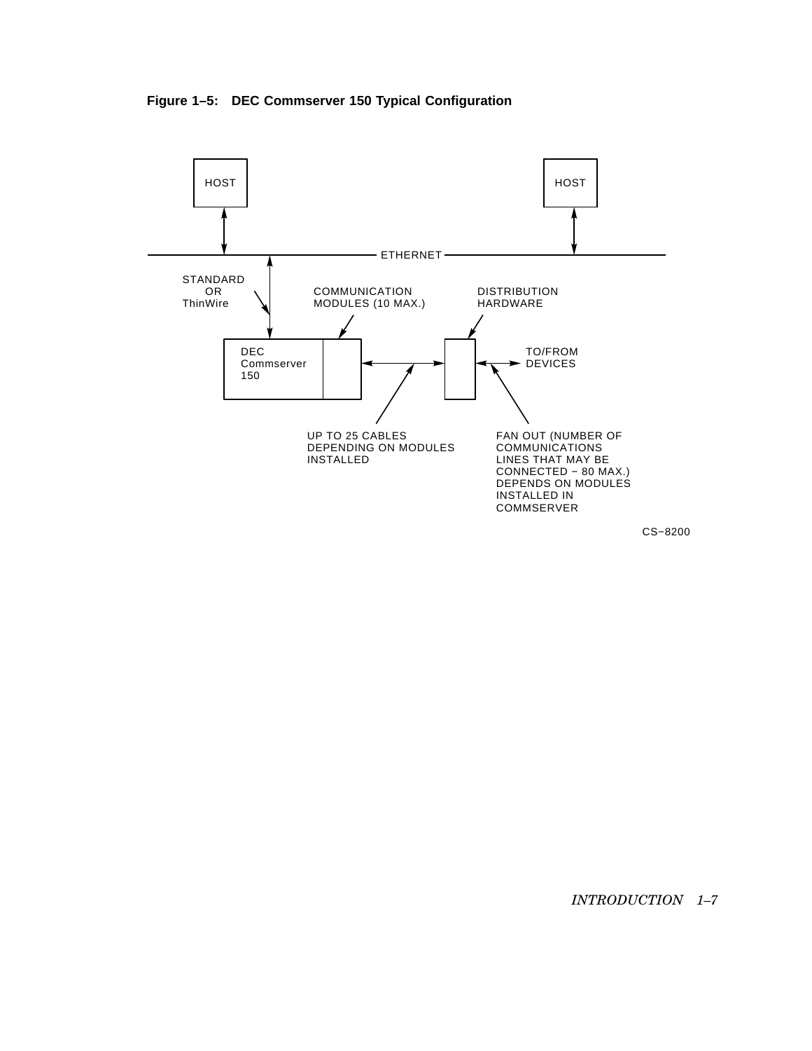**Figure 1–5: DEC Commserver 150 Typical Configuration**

HOST

HOST

ETHERNET

STANDARD OR ThinWire

COMMUNICATION MODULES (10 MAX.)

DISTRIBUTION HARDWARE

DEC Commserver 150

TO/FROM DEVICES

UP TO 25 CABLES DEPENDING ON MODULES INSTALLED

FAN OUT (NUMBER OF COMMUNICATIONS LINES THAT MAY BE CONNECTED − 80 MAX.) DEPENDS ON MODULES INSTALLED IN COMMSERVER

CS−8200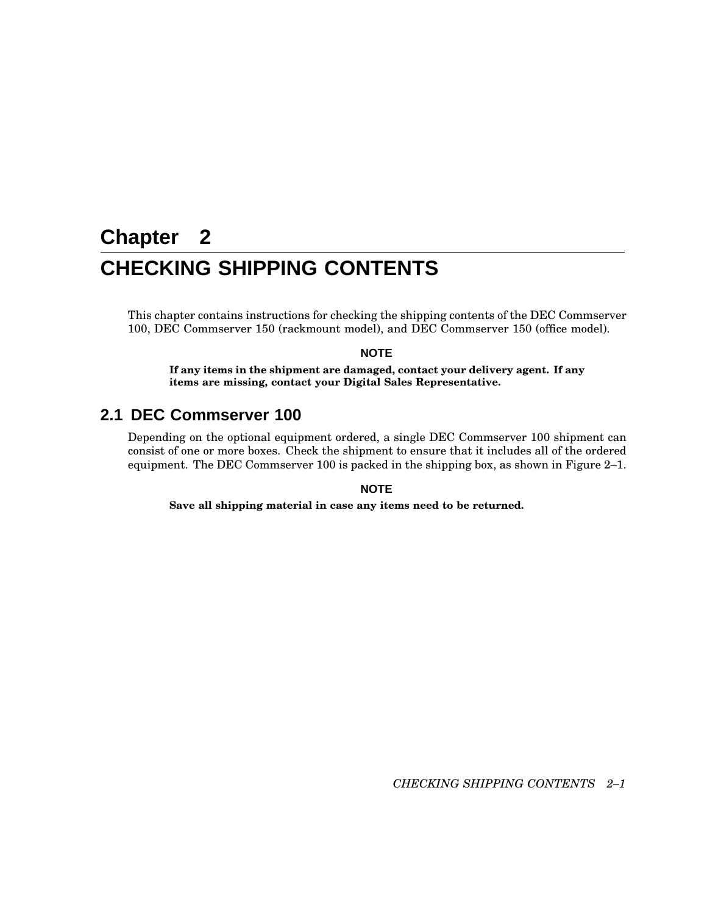# Chapter 2

# CHECKING SHIPPING CONTENTS

This chapter contains instructions for checking the shipping contents of the DEC Commserver 100, DEC Commserver 150 (rackmount model), and DEC Commserver 150 (office model).

**NOTE**

**If any items in the shipment are damaged, contact your delivery agent. If any items are missing, contact your Digital Sales Representative.**

## 2.1 DEC Commserver 100

Depending on the optional equipment ordered, a single DEC Commserver 100 shipment can consist of one or more boxes. Check the shipment to ensure that it includes all of the ordered equipment. The DEC Commserver 100 is packed in the shipping box, as shown in Figure 2–1.

**NOTE**

**Save all shipping material in case any items need to be returned.**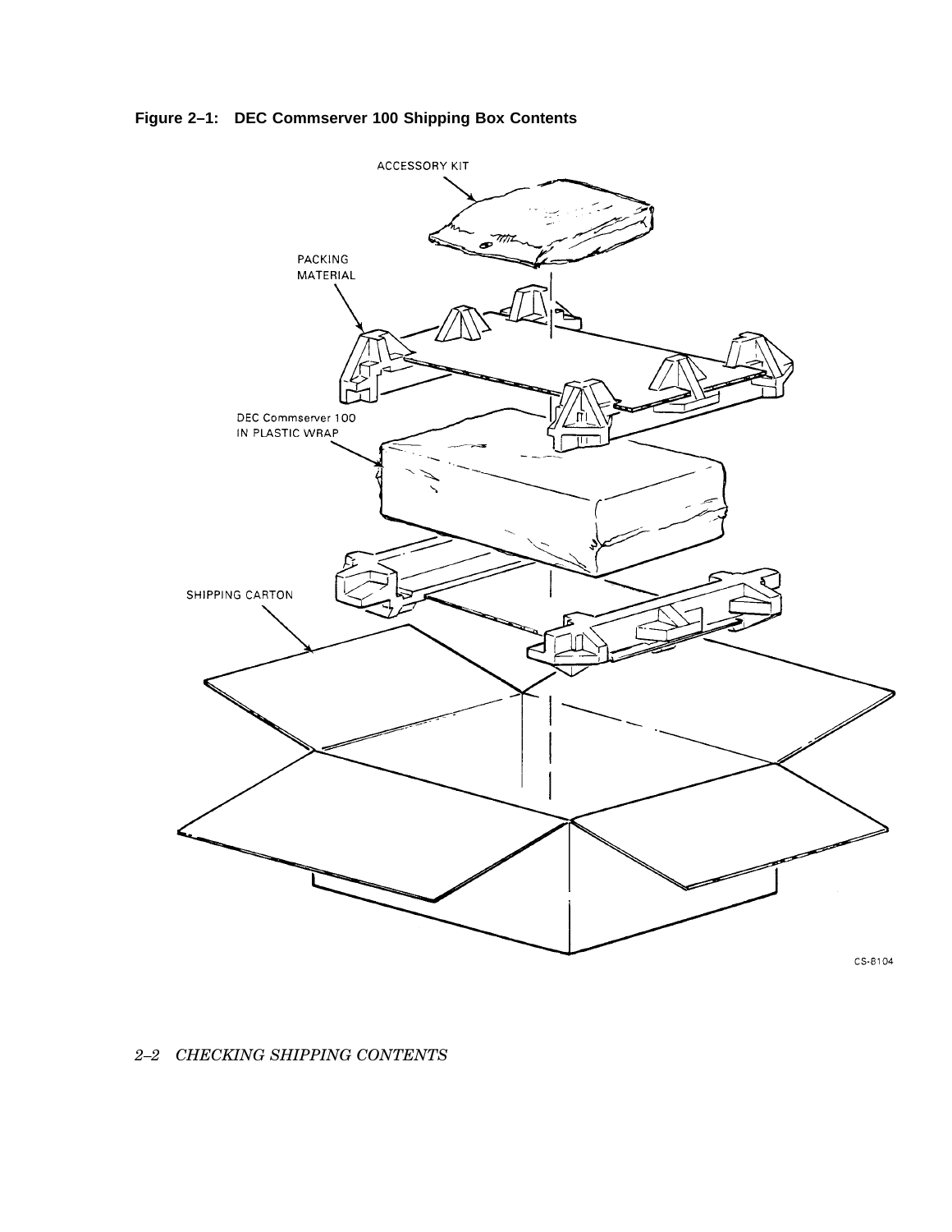**Figure 2–1: DEC Commserver 100 Shipping Box Contents**

ACCESSORY KIT

PACKING MATERIAL

DEC Commserver 100 IN PLASTIC WRAP

SHIPPING CARTON

CS-8104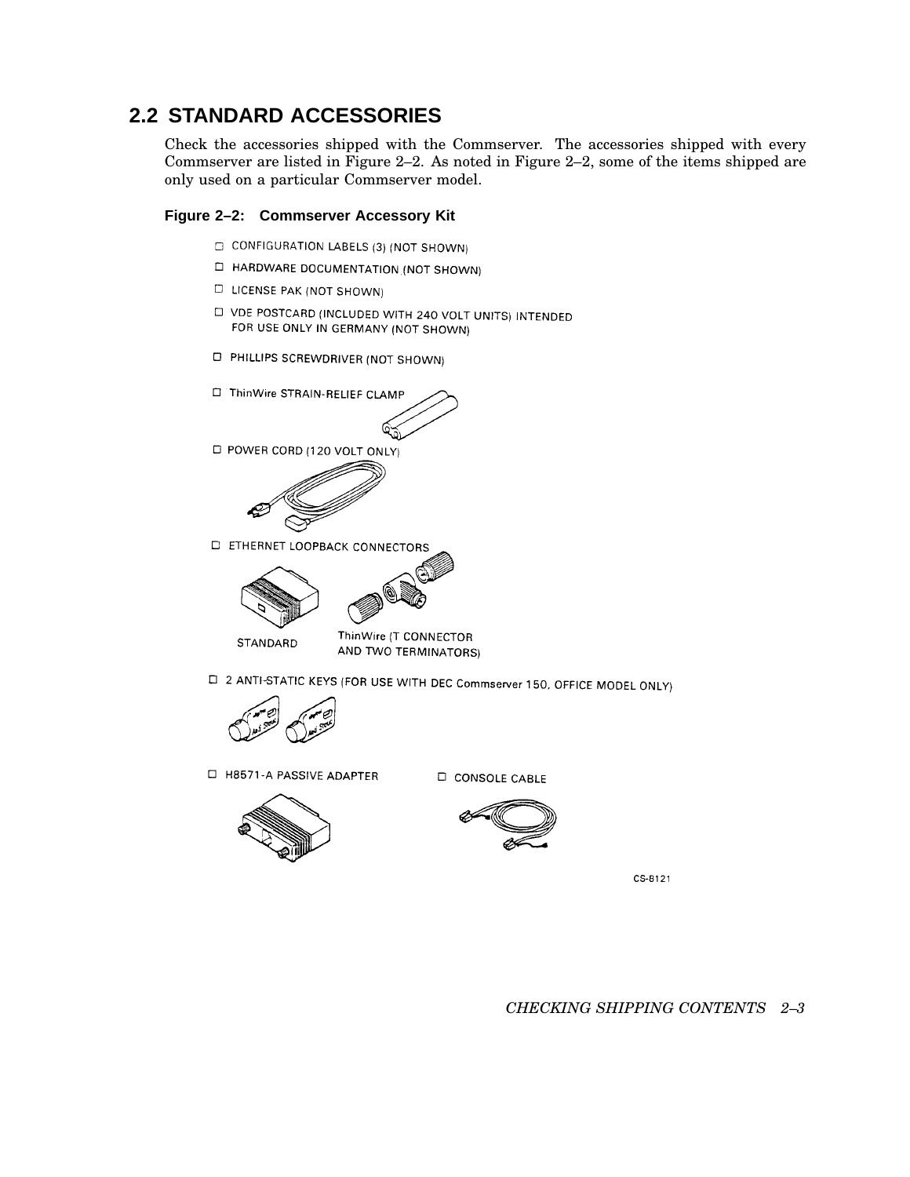## 2.2 STANDARD ACCESSORIES

Check the accessories shipped with the Commserver. The accessories shipped with every Commserver are listed in Figure 2–2. As noted in Figure 2–2, some of the items shipped are only used on a particular Commserver model.

**Figure 2–2: Commserver Accessory Kit**

- ☐ CONFIGURATION LABELS (3) (NOT SHOWN)
- ☐ HARDWARE DOCUMENTATION (NOT SHOWN)
- ☐ LICENSE PAK (NOT SHOWN)
- ☐ VDE POSTCARD (INCLUDED WITH 240 VOLT UNITS) INTENDED FOR USE ONLY IN GERMANY (NOT SHOWN)
- ☐ PHILLIPS SCREWDRIVER (NOT SHOWN)
- ☐ ThinWire STRAIN-RELIEF CLAMP
- ☐ POWER CORD (120 VOLT ONLY)
- ☐ ETHERNET LOOPBACK CONNECTORS
  - STANDARD
  - ThinWire (T CONNECTOR AND TWO TERMINATORS)
- ☐ 2 ANTI-STATIC KEYS (FOR USE WITH DEC Commserver 150, OFFICE MODEL ONLY)
- ☐ H8571-A PASSIVE ADAPTER
- ☐ CONSOLE CABLE

CS-8121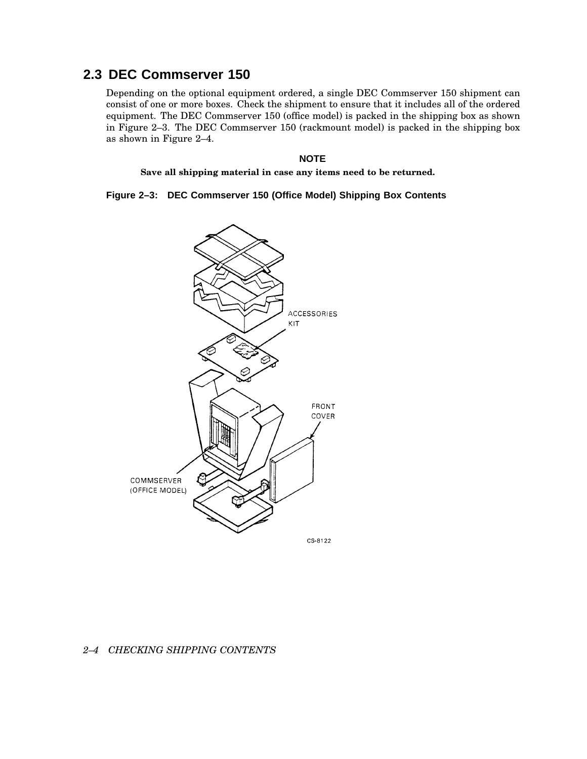## 2.3 DEC Commserver 150

Depending on the optional equipment ordered, a single DEC Commserver 150 shipment can consist of one or more boxes. Check the shipment to ensure that it includes all of the ordered equipment. The DEC Commserver 150 (office model) is packed in the shipping box as shown in Figure 2–3. The DEC Commserver 150 (rackmount model) is packed in the shipping box as shown in Figure 2–4.

**NOTE**

**Save all shipping material in case any items need to be returned.**

**Figure 2–3: DEC Commserver 150 (Office Model) Shipping Box Contents**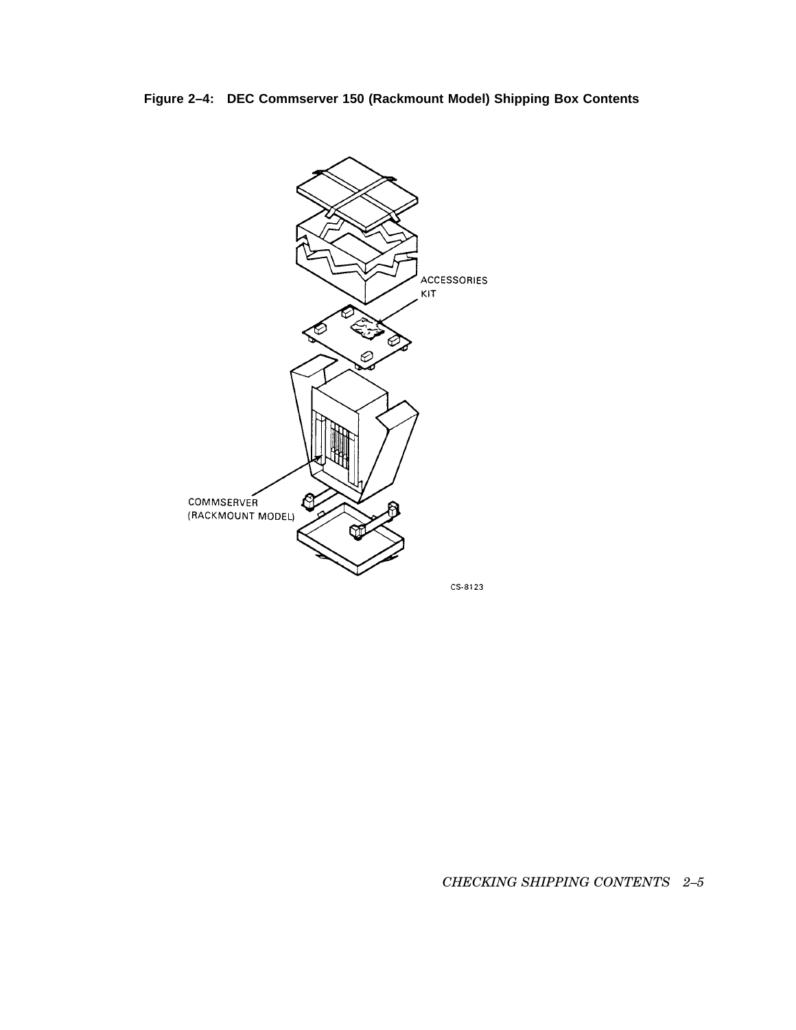**Figure 2–4: DEC Commserver 150 (Rackmount Model) Shipping Box Contents**

ACCESSORIES KIT

COMMSERVER (RACKMOUNT MODEL)

CS-8123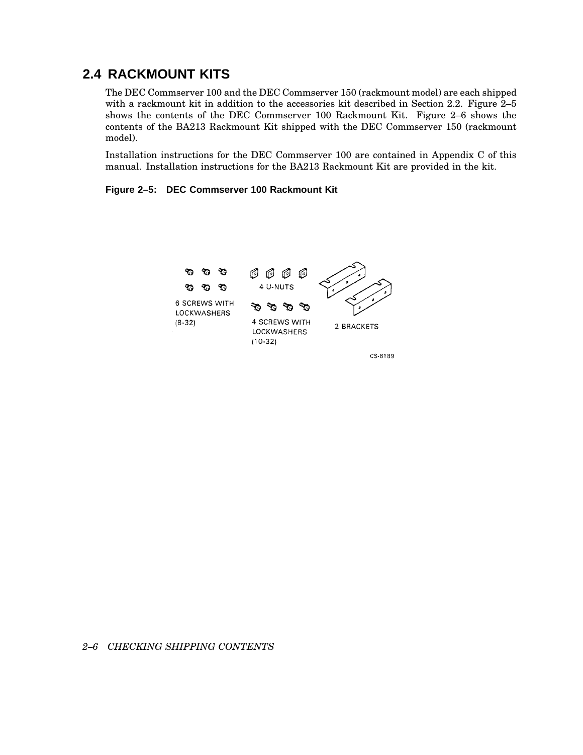## 2.4 RACKMOUNT KITS

The DEC Commserver 100 and the DEC Commserver 150 (rackmount model) are each shipped with a rackmount kit in addition to the accessories kit described in Section 2.2. Figure 2–5 shows the contents of the DEC Commserver 100 Rackmount Kit. Figure 2–6 shows the contents of the BA213 Rackmount Kit shipped with the DEC Commserver 150 (rackmount model).

Installation instructions for the DEC Commserver 100 are contained in Appendix C of this manual. Installation instructions for the BA213 Rackmount Kit are provided in the kit.

**Figure 2–5: DEC Commserver 100 Rackmount Kit**

6 SCREWS WITH LOCKWASHERS (8-32)

4 U-NUTS

4 SCREWS WITH LOCKWASHERS (10-32)

2 BRACKETS

CS-8189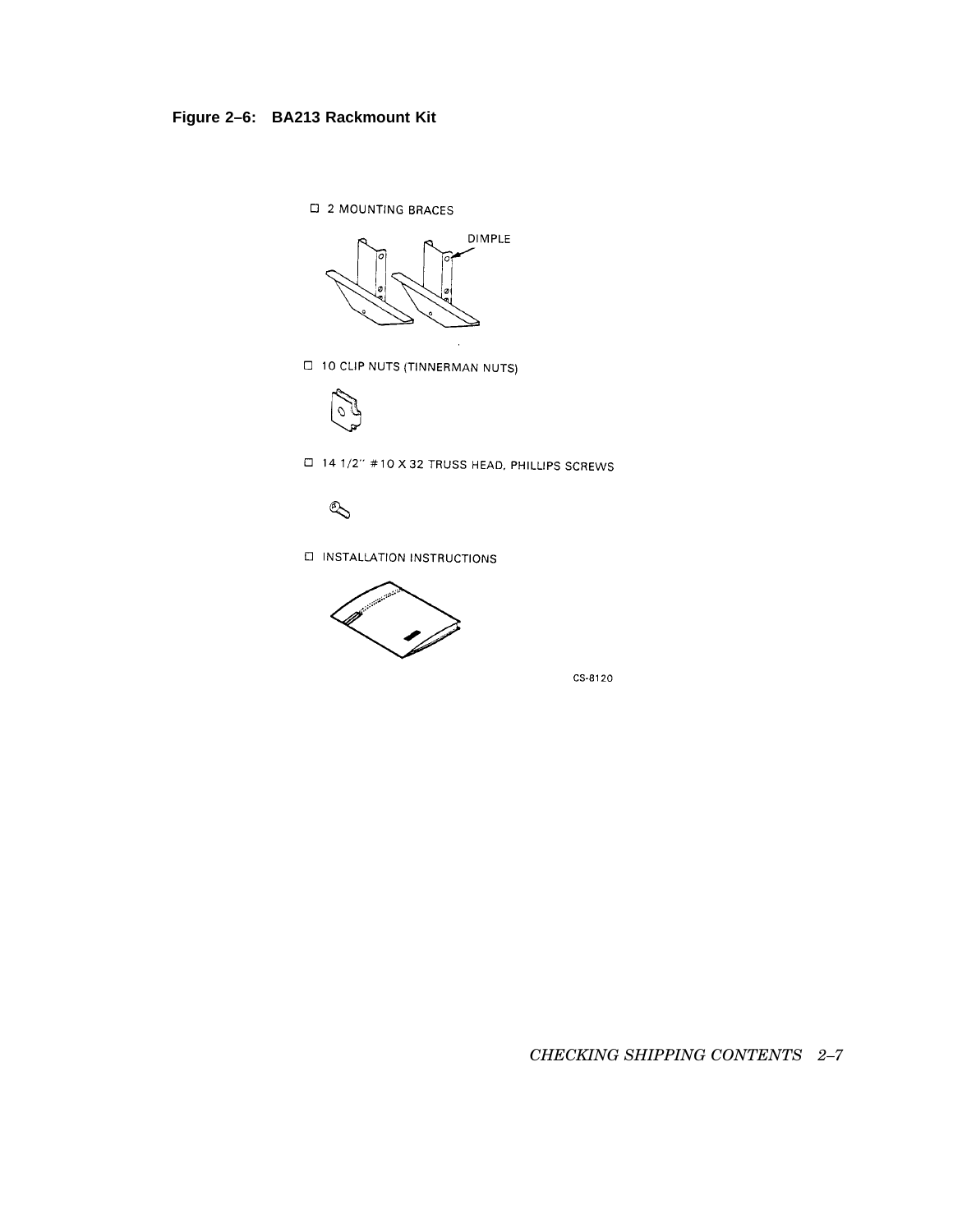**Figure 2–6: BA213 Rackmount Kit**

☐ 2 MOUNTING BRACES

DIMPLE

☐ 10 CLIP NUTS (TINNERMAN NUTS)

☐ 14 1/2" #10 X 32 TRUSS HEAD, PHILLIPS SCREWS

☐ INSTALLATION INSTRUCTIONS

CS-8120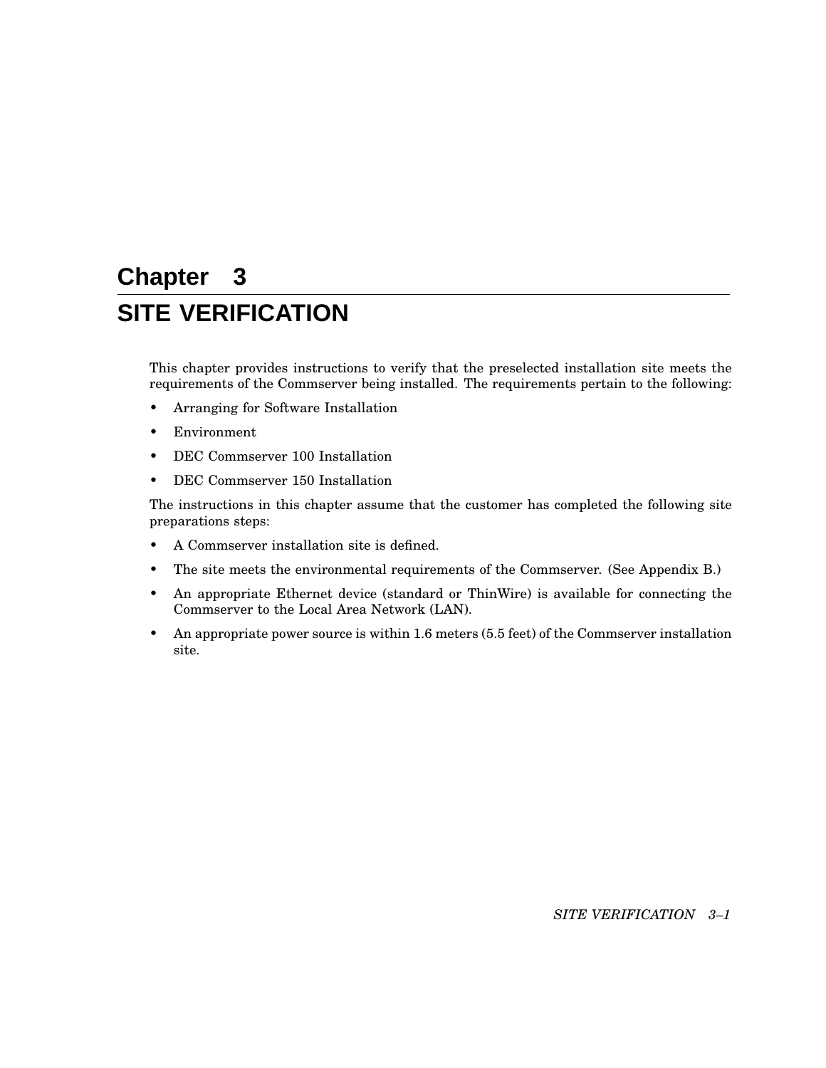# Chapter 3

# SITE VERIFICATION

This chapter provides instructions to verify that the preselected installation site meets the requirements of the Commserver being installed. The requirements pertain to the following:

- Arranging for Software Installation
- Environment
- DEC Commserver 100 Installation
- DEC Commserver 150 Installation

The instructions in this chapter assume that the customer has completed the following site preparations steps:

- A Commserver installation site is defined.
- The site meets the environmental requirements of the Commserver. (See Appendix B.)
- An appropriate Ethernet device (standard or ThinWire) is available for connecting the Commserver to the Local Area Network (LAN).
- An appropriate power source is within 1.6 meters (5.5 feet) of the Commserver installation site.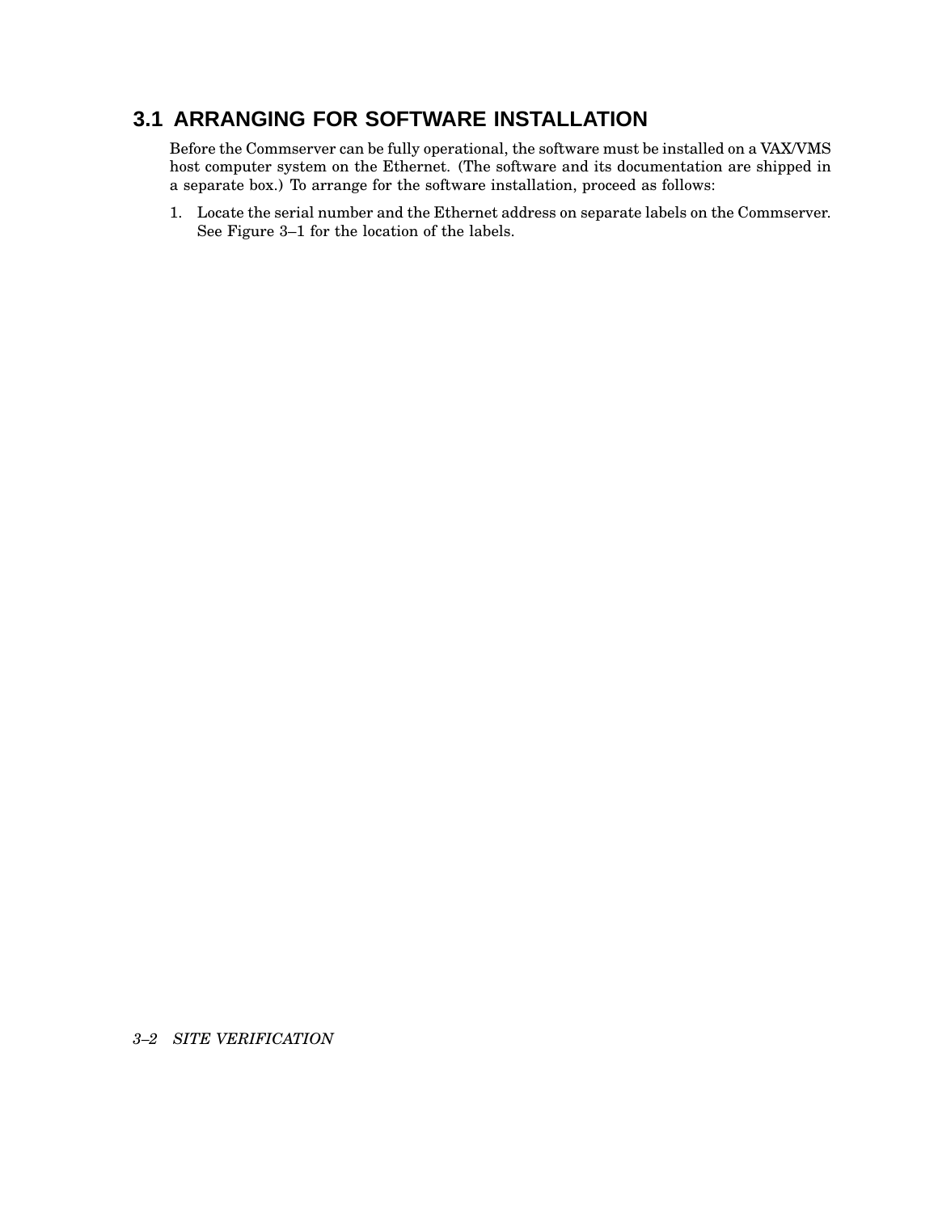## 3.1 ARRANGING FOR SOFTWARE INSTALLATION

Before the Commserver can be fully operational, the software must be installed on a VAX/VMS host computer system on the Ethernet. (The software and its documentation are shipped in a separate box.) To arrange for the software installation, proceed as follows:

1. Locate the serial number and the Ethernet address on separate labels on the Commserver. See Figure 3–1 for the location of the labels.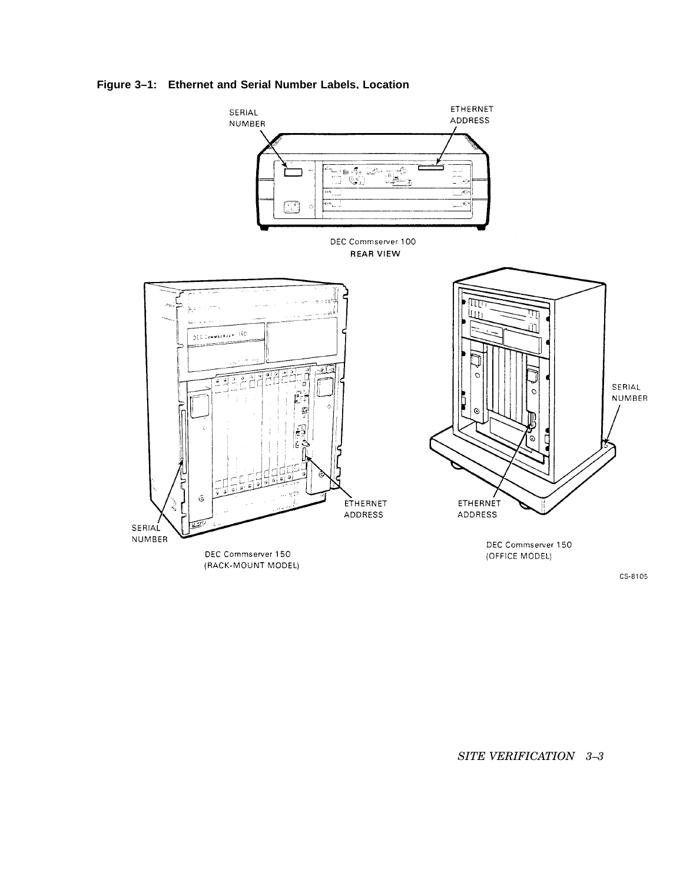**Figure 3–1: Ethernet and Serial Number Labels, Location**

SERIAL NUMBER

ETHERNET ADDRESS

DEC Commserver 100
REAR VIEW

SERIAL NUMBER

ETHERNET ADDRESS

ETHERNET ADDRESS

SERIAL NUMBER

DEC Commserver 150
(RACK-MOUNT MODEL)

DEC Commserver 150
(OFFICE MODEL)

CS-8105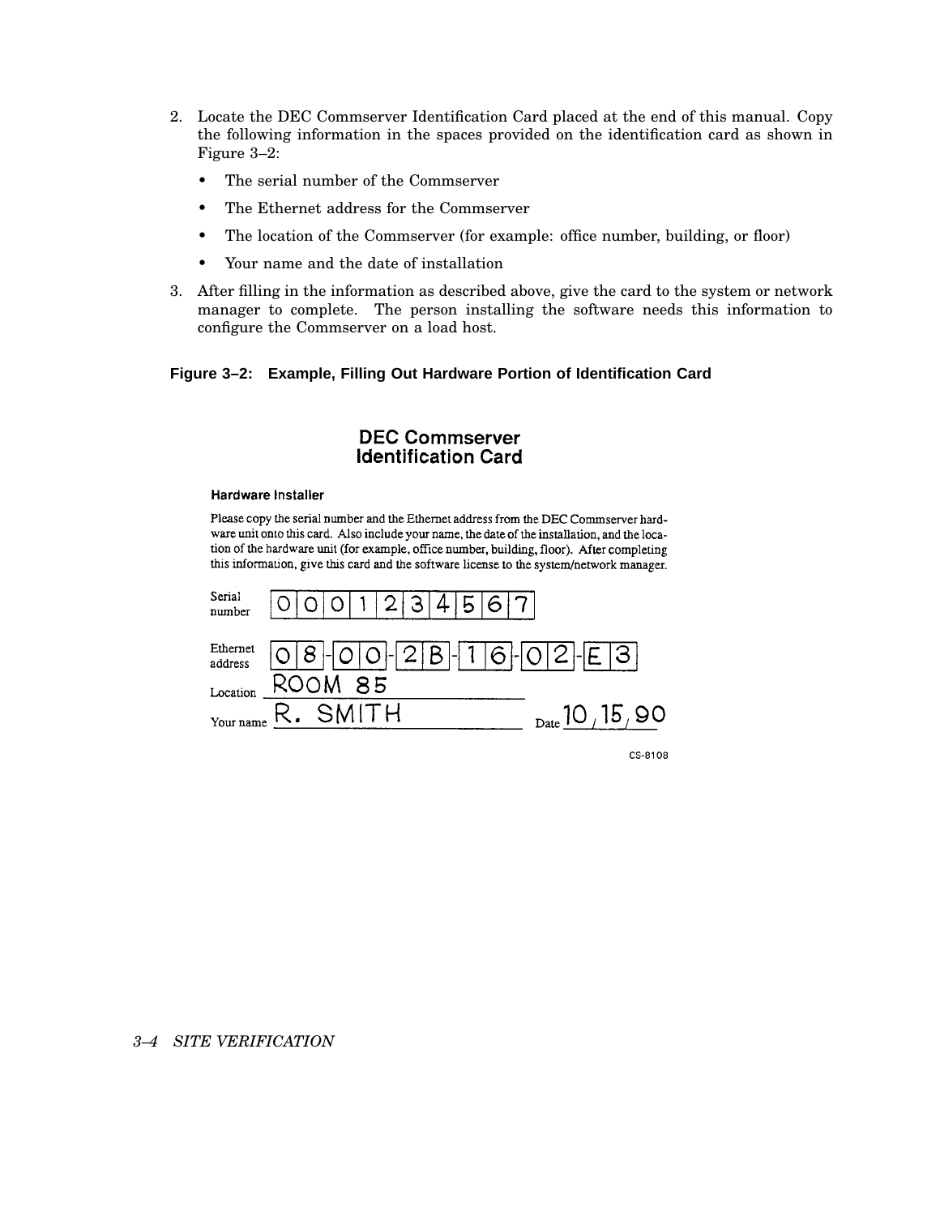2. Locate the DEC Commserver Identification Card placed at the end of this manual. Copy the following information in the spaces provided on the identification card as shown in Figure 3–2:

   - The serial number of the Commserver
   - The Ethernet address for the Commserver
   - The location of the Commserver (for example: office number, building, or floor)
   - Your name and the date of installation

3. After filling in the information as described above, give the card to the system or network manager to complete. The person installing the software needs this information to configure the Commserver on a load host.

**Figure 3–2: Example, Filling Out Hardware Portion of Identification Card**

**DEC Commserver Identification Card**

**Hardware Installer**

Please copy the serial number and the Ethernet address from the DEC Commserver hardware unit onto this card. Also include your name, the date of the installation, and the location of the hardware unit (for example, office number, building, floor). After completing this information, give this card and the software license to the system/network manager.

Serial number: 0 0 0 0 1 2 3 4 5 6 7

Ethernet address: 08-00-2B-16-02-E3

Location: ROOM 85

Your name: R. SMITH    Date: 10/15/90

CS-8108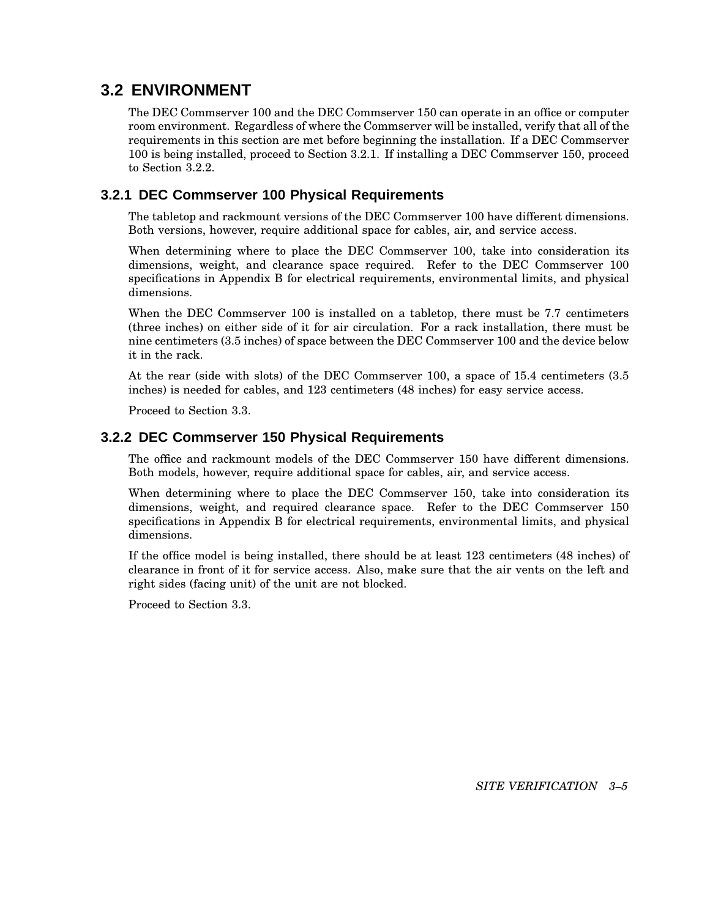## 3.2 ENVIRONMENT

The DEC Commserver 100 and the DEC Commserver 150 can operate in an office or computer room environment. Regardless of where the Commserver will be installed, verify that all of the requirements in this section are met before beginning the installation. If a DEC Commserver 100 is being installed, proceed to Section 3.2.1. If installing a DEC Commserver 150, proceed to Section 3.2.2.

### 3.2.1 DEC Commserver 100 Physical Requirements

The tabletop and rackmount versions of the DEC Commserver 100 have different dimensions. Both versions, however, require additional space for cables, air, and service access.

When determining where to place the DEC Commserver 100, take into consideration its dimensions, weight, and clearance space required. Refer to the DEC Commserver 100 specifications in Appendix B for electrical requirements, environmental limits, and physical dimensions.

When the DEC Commserver 100 is installed on a tabletop, there must be 7.7 centimeters (three inches) on either side of it for air circulation. For a rack installation, there must be nine centimeters (3.5 inches) of space between the DEC Commserver 100 and the device below it in the rack.

At the rear (side with slots) of the DEC Commserver 100, a space of 15.4 centimeters (3.5 inches) is needed for cables, and 123 centimeters (48 inches) for easy service access.

Proceed to Section 3.3.

### 3.2.2 DEC Commserver 150 Physical Requirements

The office and rackmount models of the DEC Commserver 150 have different dimensions. Both models, however, require additional space for cables, air, and service access.

When determining where to place the DEC Commserver 150, take into consideration its dimensions, weight, and required clearance space. Refer to the DEC Commserver 150 specifications in Appendix B for electrical requirements, environmental limits, and physical dimensions.

If the office model is being installed, there should be at least 123 centimeters (48 inches) of clearance in front of it for service access. Also, make sure that the air vents on the left and right sides (facing unit) of the unit are not blocked.

Proceed to Section 3.3.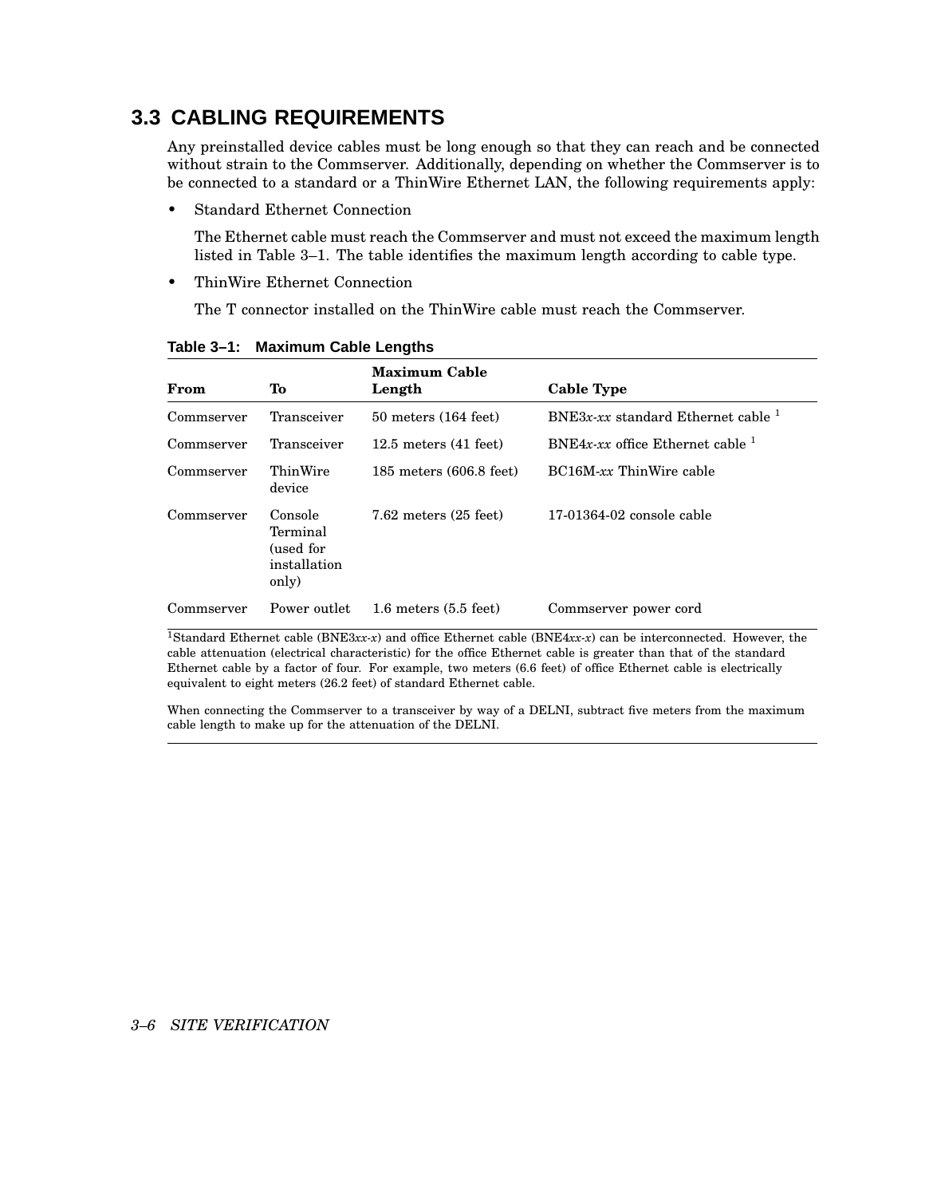## 3.3 CABLING REQUIREMENTS

Any preinstalled device cables must be long enough so that they can reach and be connected without strain to the Commserver. Additionally, depending on whether the Commserver is to be connected to a standard or a ThinWire Ethernet LAN, the following requirements apply:

- Standard Ethernet Connection

  The Ethernet cable must reach the Commserver and must not exceed the maximum length listed in Table 3–1. The table identifies the maximum length according to cable type.

- ThinWire Ethernet Connection

  The T connector installed on the ThinWire cable must reach the Commserver.

**Table 3–1: Maximum Cable Lengths**

| From | To | Maximum Cable Length | Cable Type |
|---|---|---|---|
| Commserver | Transceiver | 50 meters (164 feet) | BNE3*x*-*xx* standard Ethernet cable [1] |
| Commserver | Transceiver | 12.5 meters (41 feet) | BNE4*x*-*xx* office Ethernet cable [1] |
| Commserver | ThinWire device | 185 meters (606.8 feet) | BC16M-*xx* ThinWire cable |
| Commserver | Console Terminal (used for installation only) | 7.62 meters (25 feet) | 17-01364-02 console cable |
| Commserver | Power outlet | 1.6 meters (5.5 feet) | Commserver power cord |

[1]Standard Ethernet cable (BNE3*xx*-*x*) and office Ethernet cable (BNE4*xx*-*x*) can be interconnected. However, the cable attenuation (electrical characteristic) for the office Ethernet cable is greater than that of the standard Ethernet cable by a factor of four. For example, two meters (6.6 feet) of office Ethernet cable is electrically equivalent to eight meters (26.2 feet) of standard Ethernet cable.

When connecting the Commserver to a transceiver by way of a DELNI, subtract five meters from the maximum cable length to make up for the attenuation of the DELNI.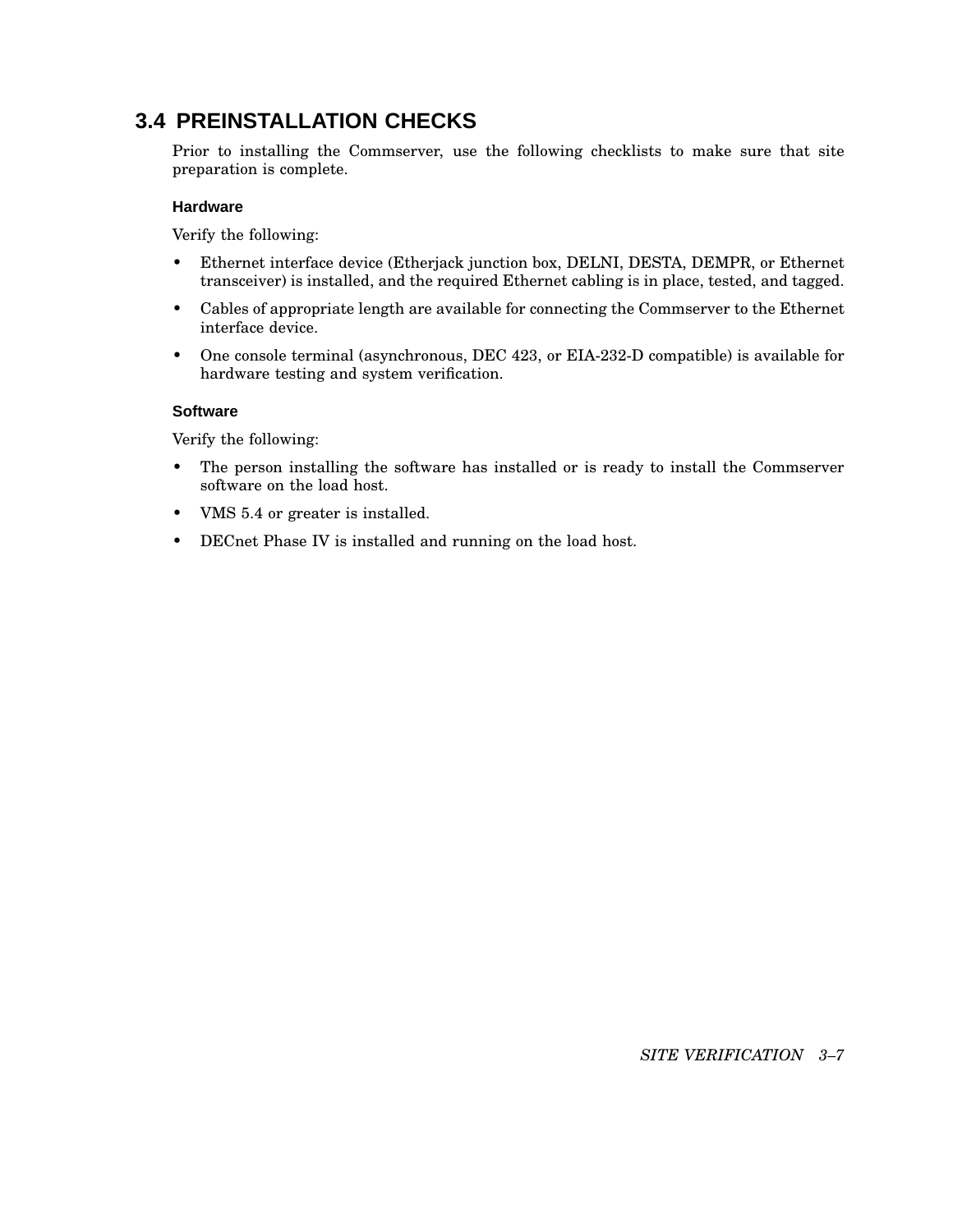## 3.4 PREINSTALLATION CHECKS

Prior to installing the Commserver, use the following checklists to make sure that site preparation is complete.

### Hardware

Verify the following:

- Ethernet interface device (Etherjack junction box, DELNI, DESTA, DEMPR, or Ethernet transceiver) is installed, and the required Ethernet cabling is in place, tested, and tagged.
- Cables of appropriate length are available for connecting the Commserver to the Ethernet interface device.
- One console terminal (asynchronous, DEC 423, or EIA-232-D compatible) is available for hardware testing and system verification.

### Software

Verify the following:

- The person installing the software has installed or is ready to install the Commserver software on the load host.
- VMS 5.4 or greater is installed.
- DECnet Phase IV is installed and running on the load host.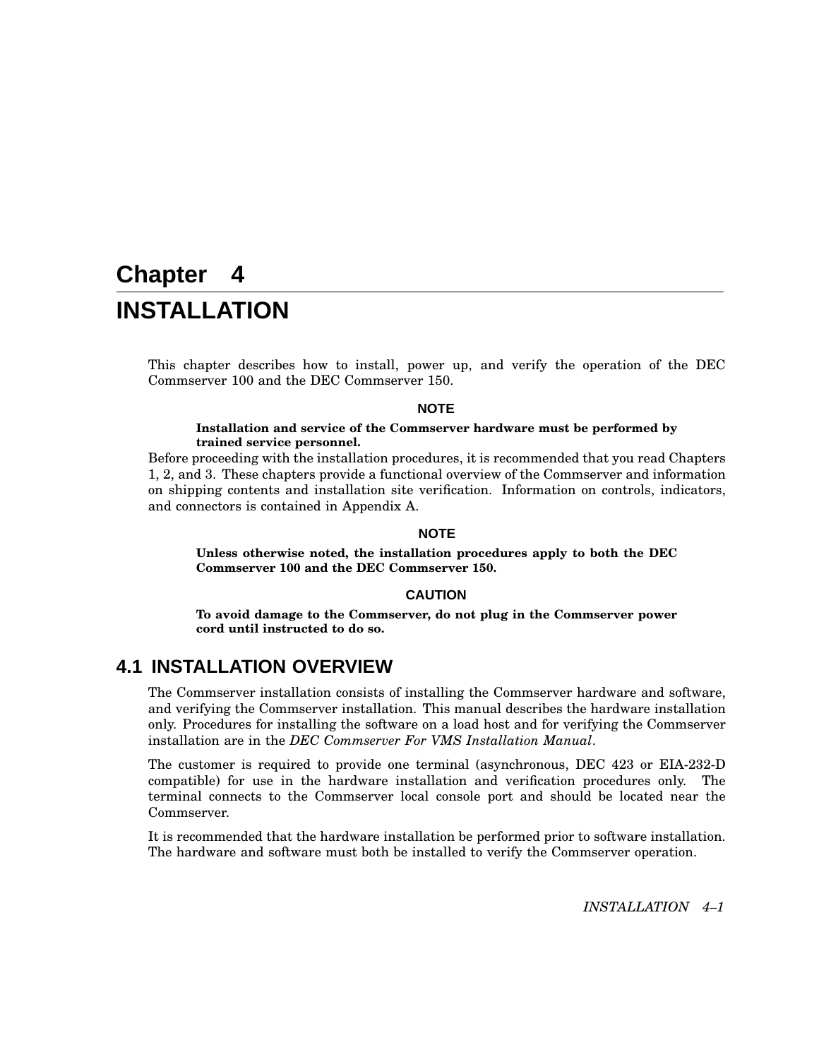# Chapter 4

# INSTALLATION

This chapter describes how to install, power up, and verify the operation of the DEC Commserver 100 and the DEC Commserver 150.

**NOTE**

**Installation and service of the Commserver hardware must be performed by trained service personnel.**

Before proceeding with the installation procedures, it is recommended that you read Chapters 1, 2, and 3. These chapters provide a functional overview of the Commserver and information on shipping contents and installation site verification. Information on controls, indicators, and connectors is contained in Appendix A.

**NOTE**

**Unless otherwise noted, the installation procedures apply to both the DEC Commserver 100 and the DEC Commserver 150.**

**CAUTION**

**To avoid damage to the Commserver, do not plug in the Commserver power cord until instructed to do so.**

## 4.1 INSTALLATION OVERVIEW

The Commserver installation consists of installing the Commserver hardware and software, and verifying the Commserver installation. This manual describes the hardware installation only. Procedures for installing the software on a load host and for verifying the Commserver installation are in the *DEC Commserver For VMS Installation Manual*.

The customer is required to provide one terminal (asynchronous, DEC 423 or EIA-232-D compatible) for use in the hardware installation and verification procedures only. The terminal connects to the Commserver local console port and should be located near the Commserver.

It is recommended that the hardware installation be performed prior to software installation. The hardware and software must both be installed to verify the Commserver operation.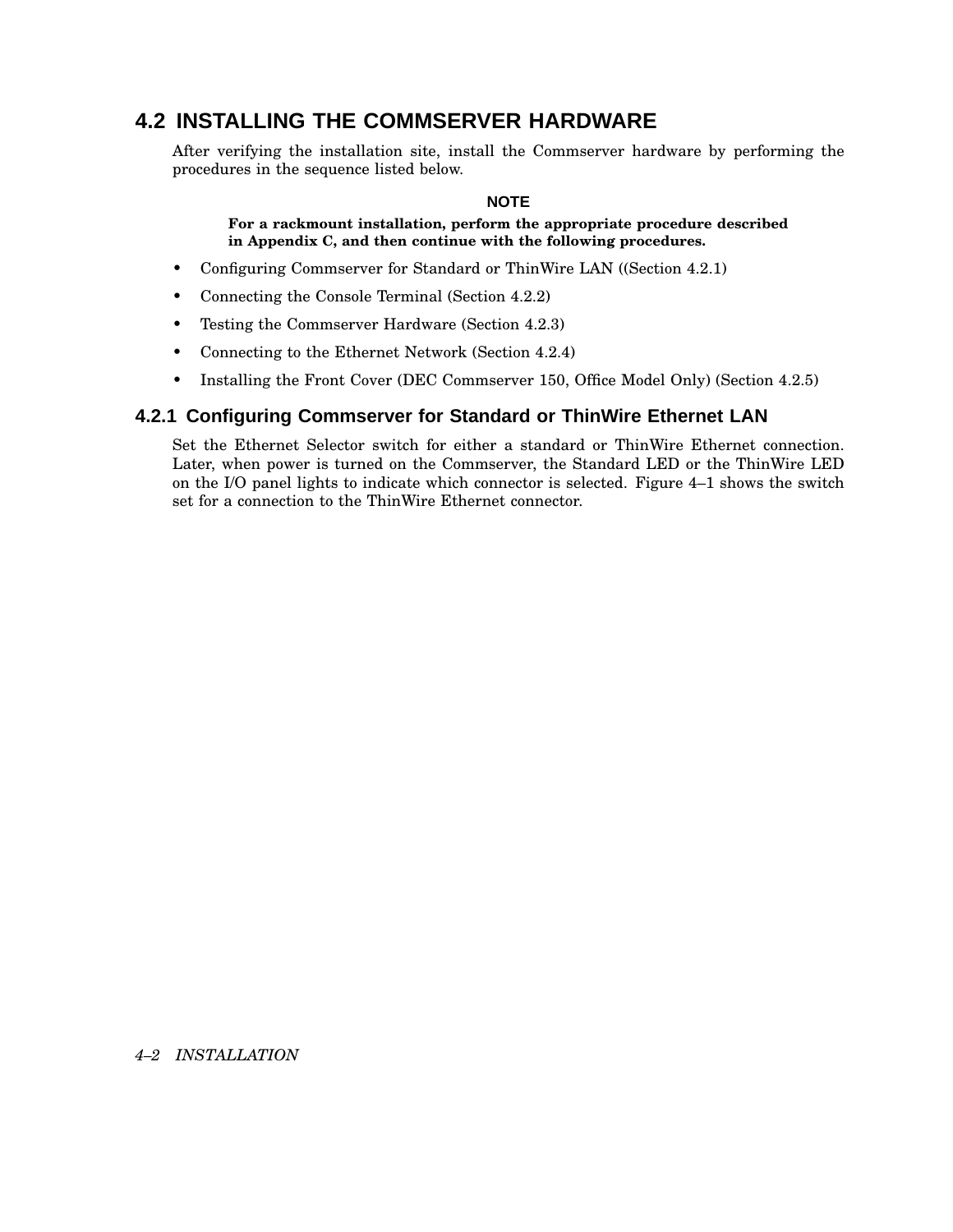## 4.2 INSTALLING THE COMMSERVER HARDWARE

After verifying the installation site, install the Commserver hardware by performing the procedures in the sequence listed below.

**NOTE**

**For a rackmount installation, perform the appropriate procedure described in Appendix C, and then continue with the following procedures.**

- Configuring Commserver for Standard or ThinWire LAN ((Section 4.2.1)
- Connecting the Console Terminal (Section 4.2.2)
- Testing the Commserver Hardware (Section 4.2.3)
- Connecting to the Ethernet Network (Section 4.2.4)
- Installing the Front Cover (DEC Commserver 150, Office Model Only) (Section 4.2.5)

### 4.2.1 Configuring Commserver for Standard or ThinWire Ethernet LAN

Set the Ethernet Selector switch for either a standard or ThinWire Ethernet connection. Later, when power is turned on the Commserver, the Standard LED or the ThinWire LED on the I/O panel lights to indicate which connector is selected. Figure 4–1 shows the switch set for a connection to the ThinWire Ethernet connector.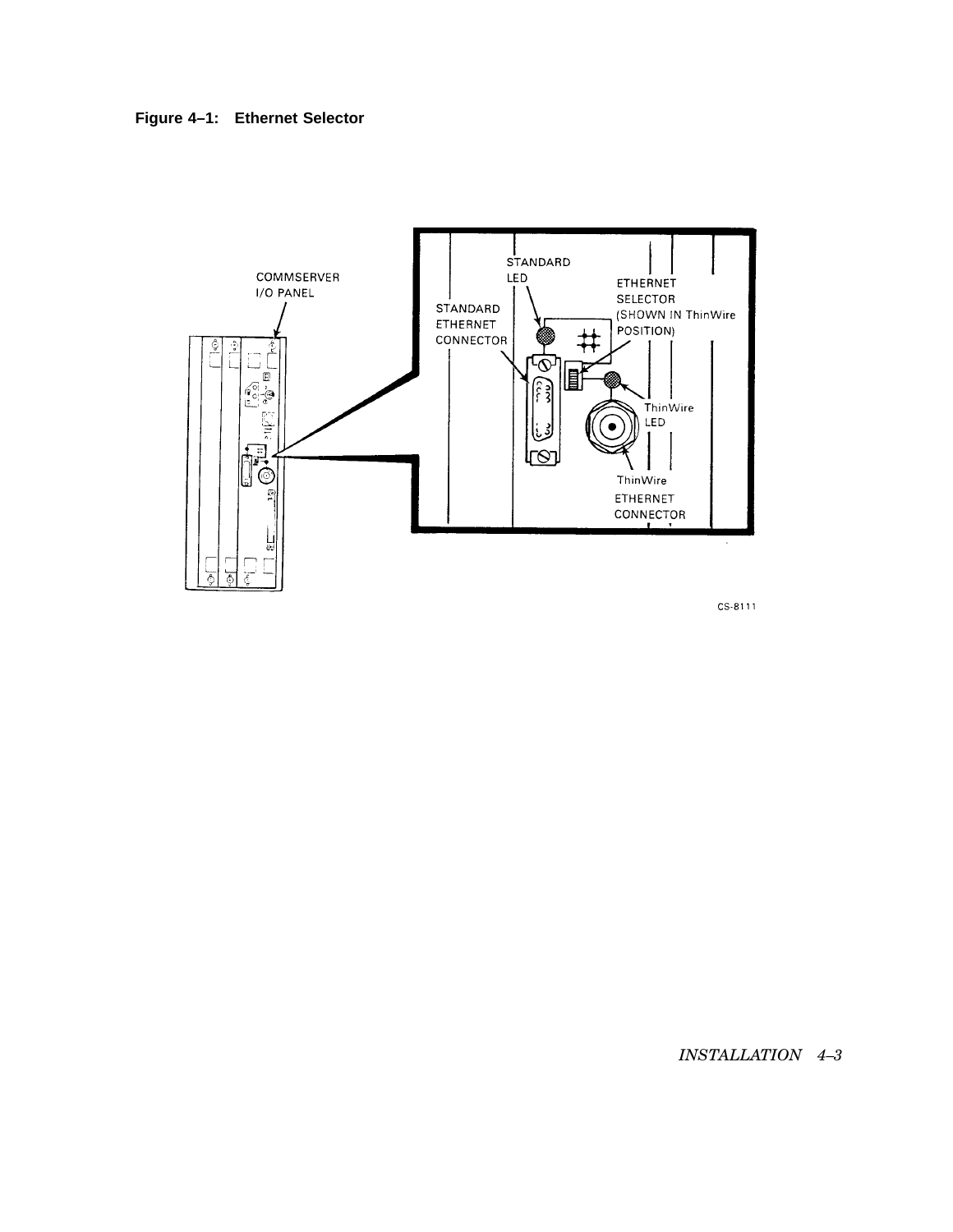**Figure 4–1: Ethernet Selector**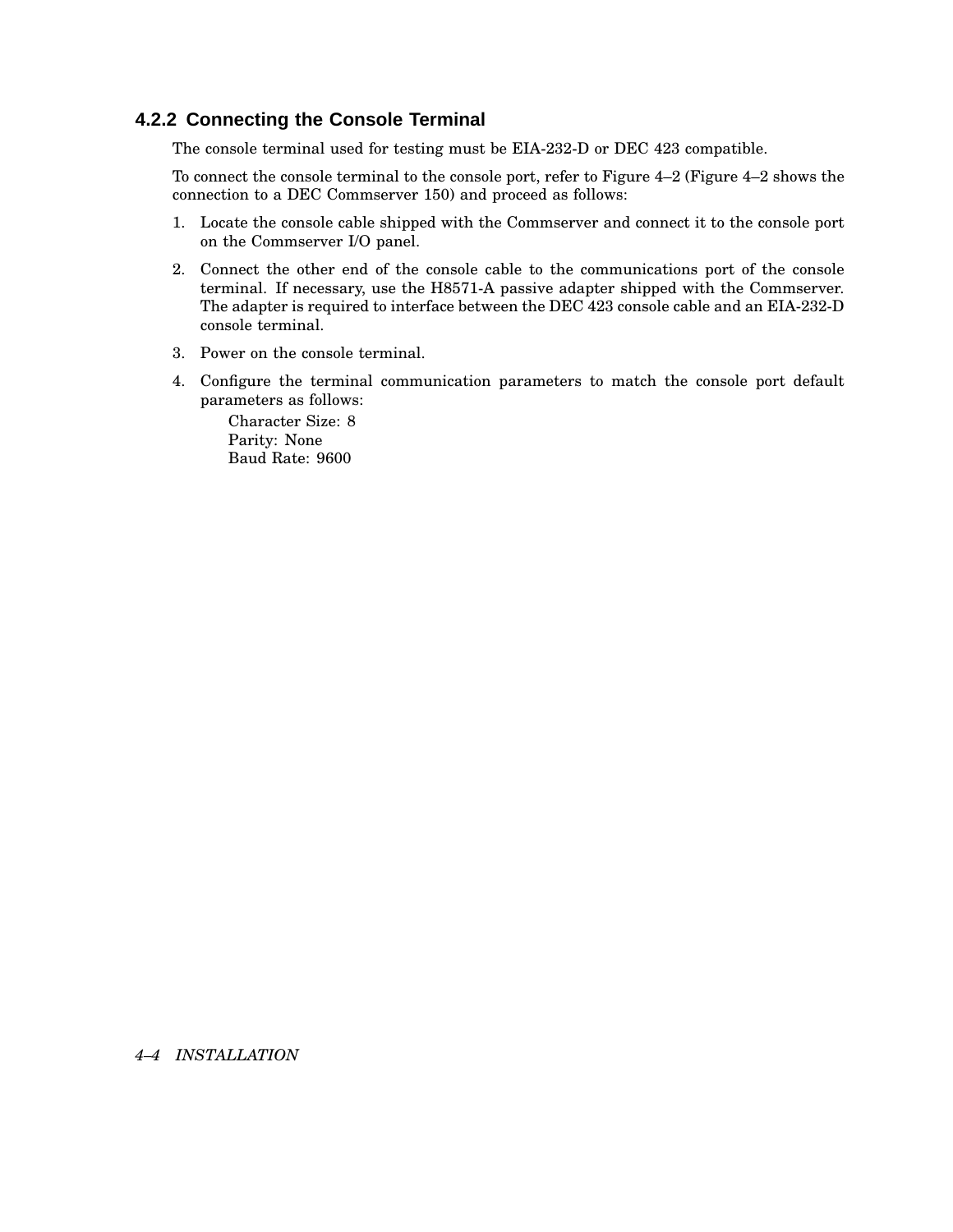### 4.2.2 Connecting the Console Terminal

The console terminal used for testing must be EIA-232-D or DEC 423 compatible.

To connect the console terminal to the console port, refer to Figure 4–2 (Figure 4–2 shows the connection to a DEC Commserver 150) and proceed as follows:

1. Locate the console cable shipped with the Commserver and connect it to the console port on the Commserver I/O panel.
2. Connect the other end of the console cable to the communications port of the console terminal. If necessary, use the H8571-A passive adapter shipped with the Commserver. The adapter is required to interface between the DEC 423 console cable and an EIA-232-D console terminal.
3. Power on the console terminal.
4. Configure the terminal communication parameters to match the console port default parameters as follows:

   Character Size: 8
   Parity: None
   Baud Rate: 9600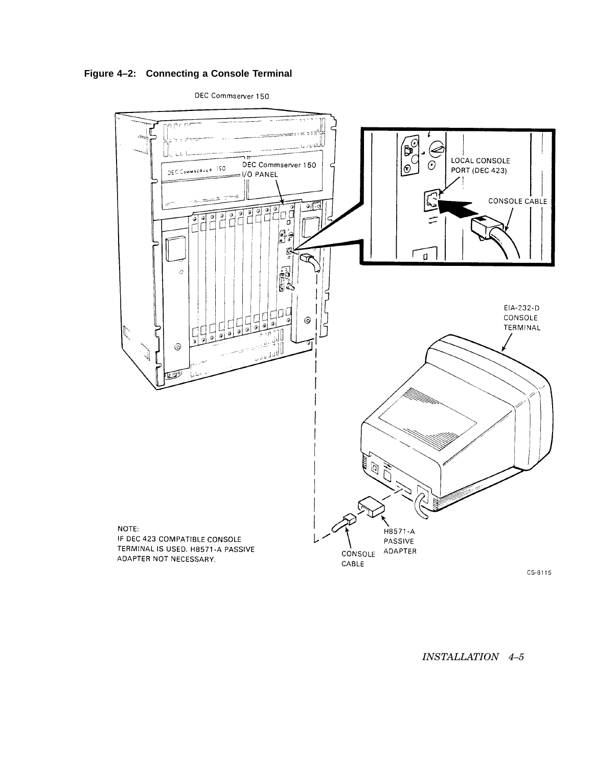**Figure 4–2: Connecting a Console Terminal**

DEC Commserver 150

DEC Commserver 150 I/O PANEL

LOCAL CONSOLE PORT (DEC 423)

CONSOLE CABLE

EIA-232-D CONSOLE TERMINAL

NOTE:
IF DEC 423 COMPATIBLE CONSOLE TERMINAL IS USED. H8571-A PASSIVE ADAPTER NOT NECESSARY.

CONSOLE CABLE

H8571-A PASSIVE ADAPTER

CS-8115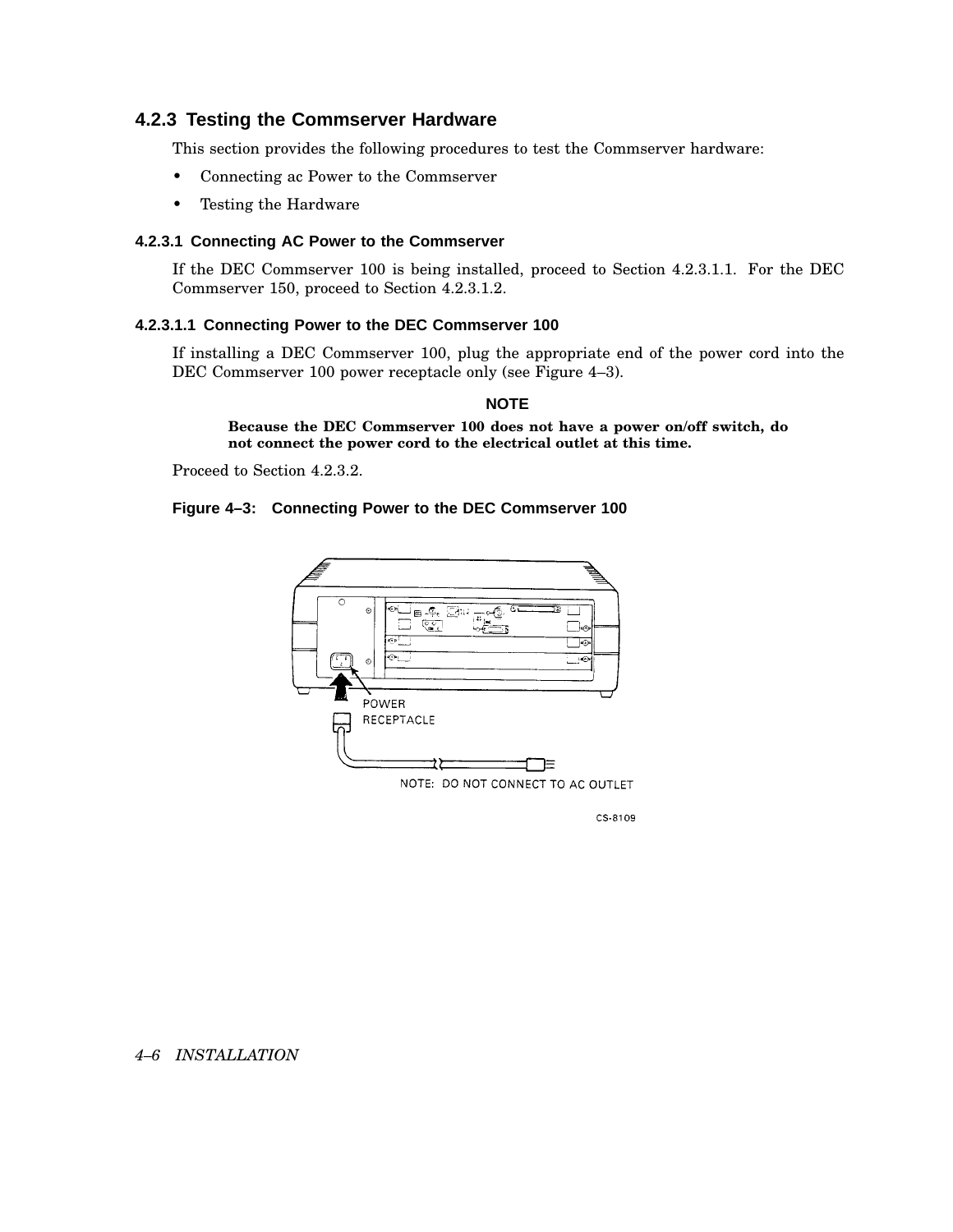### 4.2.3 Testing the Commserver Hardware

This section provides the following procedures to test the Commserver hardware:

- Connecting ac Power to the Commserver
- Testing the Hardware

#### 4.2.3.1 Connecting AC Power to the Commserver

If the DEC Commserver 100 is being installed, proceed to Section 4.2.3.1.1. For the DEC Commserver 150, proceed to Section 4.2.3.1.2.

##### 4.2.3.1.1 Connecting Power to the DEC Commserver 100

If installing a DEC Commserver 100, plug the appropriate end of the power cord into the DEC Commserver 100 power receptacle only (see Figure 4–3).

**NOTE**

**Because the DEC Commserver 100 does not have a power on/off switch, do not connect the power cord to the electrical outlet at this time.**

Proceed to Section 4.2.3.2.

**Figure 4–3: Connecting Power to the DEC Commserver 100**

POWER RECEPTACLE

NOTE: DO NOT CONNECT TO AC OUTLET

CS-8109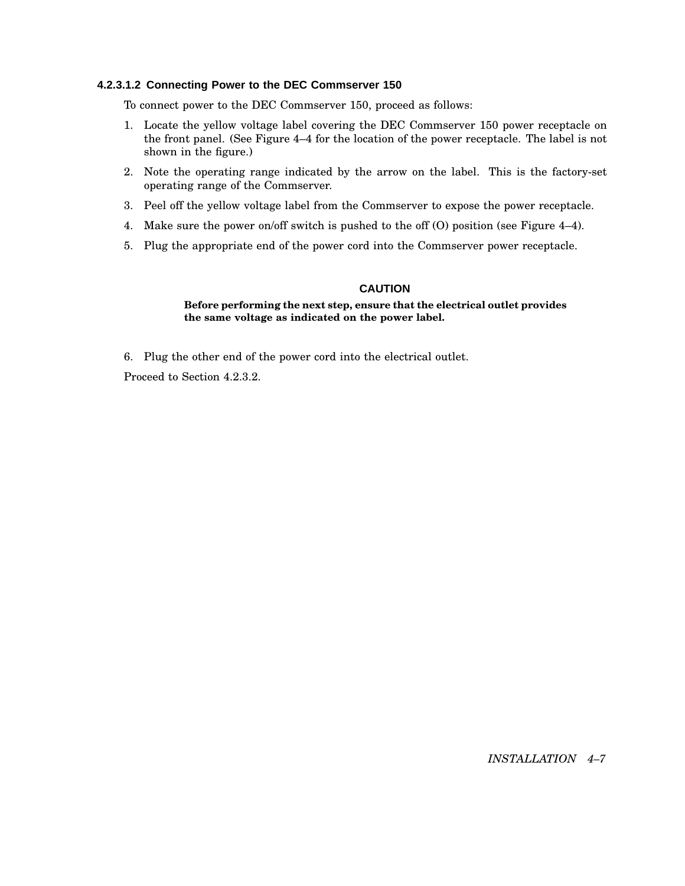#### 4.2.3.1.2 Connecting Power to the DEC Commserver 150

To connect power to the DEC Commserver 150, proceed as follows:

1. Locate the yellow voltage label covering the DEC Commserver 150 power receptacle on the front panel. (See Figure 4–4 for the location of the power receptacle. The label is not shown in the figure.)
2. Note the operating range indicated by the arrow on the label. This is the factory-set operating range of the Commserver.
3. Peel off the yellow voltage label from the Commserver to expose the power receptacle.
4. Make sure the power on/off switch is pushed to the off (O) position (see Figure 4–4).
5. Plug the appropriate end of the power cord into the Commserver power receptacle.

**CAUTION**

**Before performing the next step, ensure that the electrical outlet provides the same voltage as indicated on the power label.**

6. Plug the other end of the power cord into the electrical outlet.

Proceed to Section 4.2.3.2.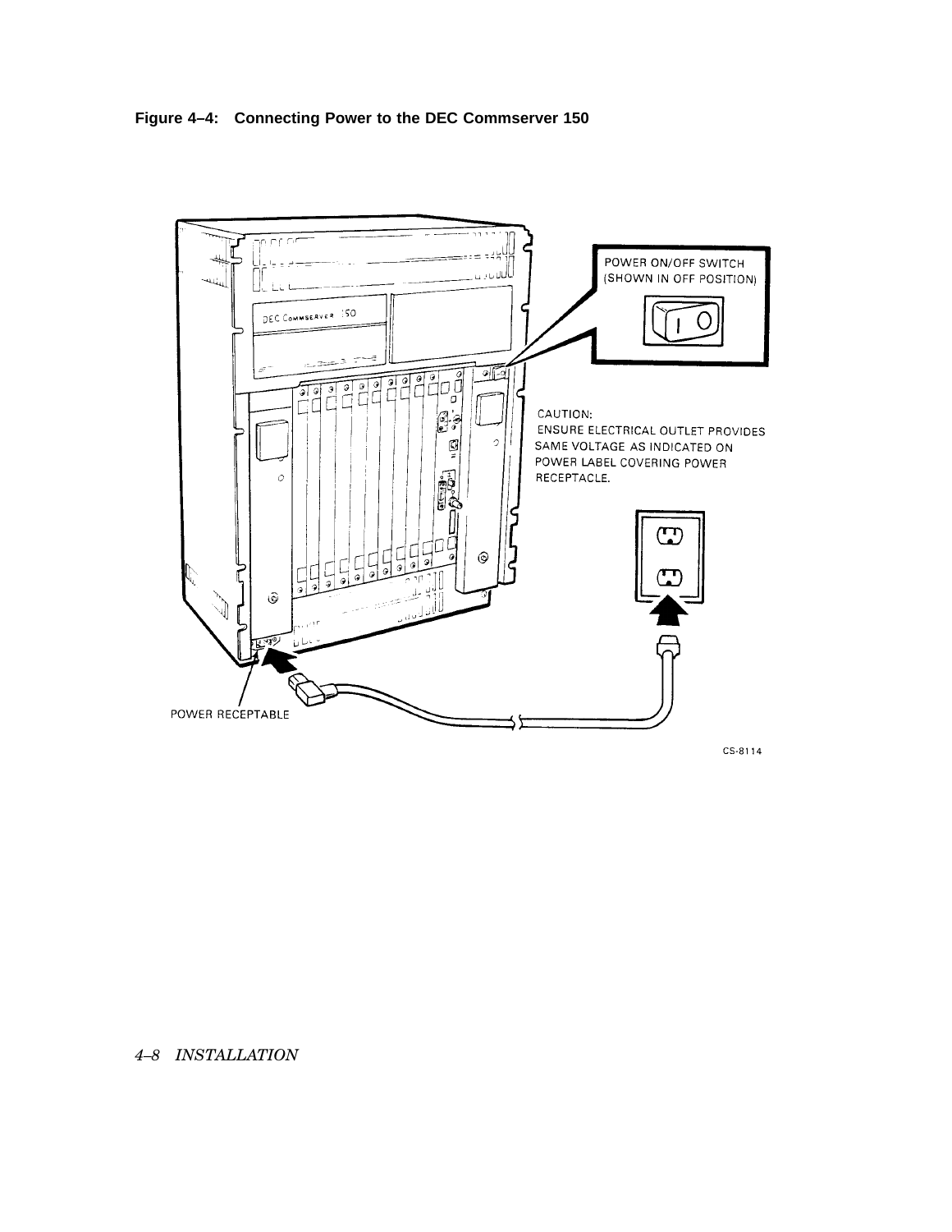**Figure 4–4: Connecting Power to the DEC Commserver 150**

POWER ON/OFF SWITCH
(SHOWN IN OFF POSITION)

CAUTION:
ENSURE ELECTRICAL OUTLET PROVIDES SAME VOLTAGE AS INDICATED ON POWER LABEL COVERING POWER RECEPTACLE.

POWER RECEPTABLE

CS-8114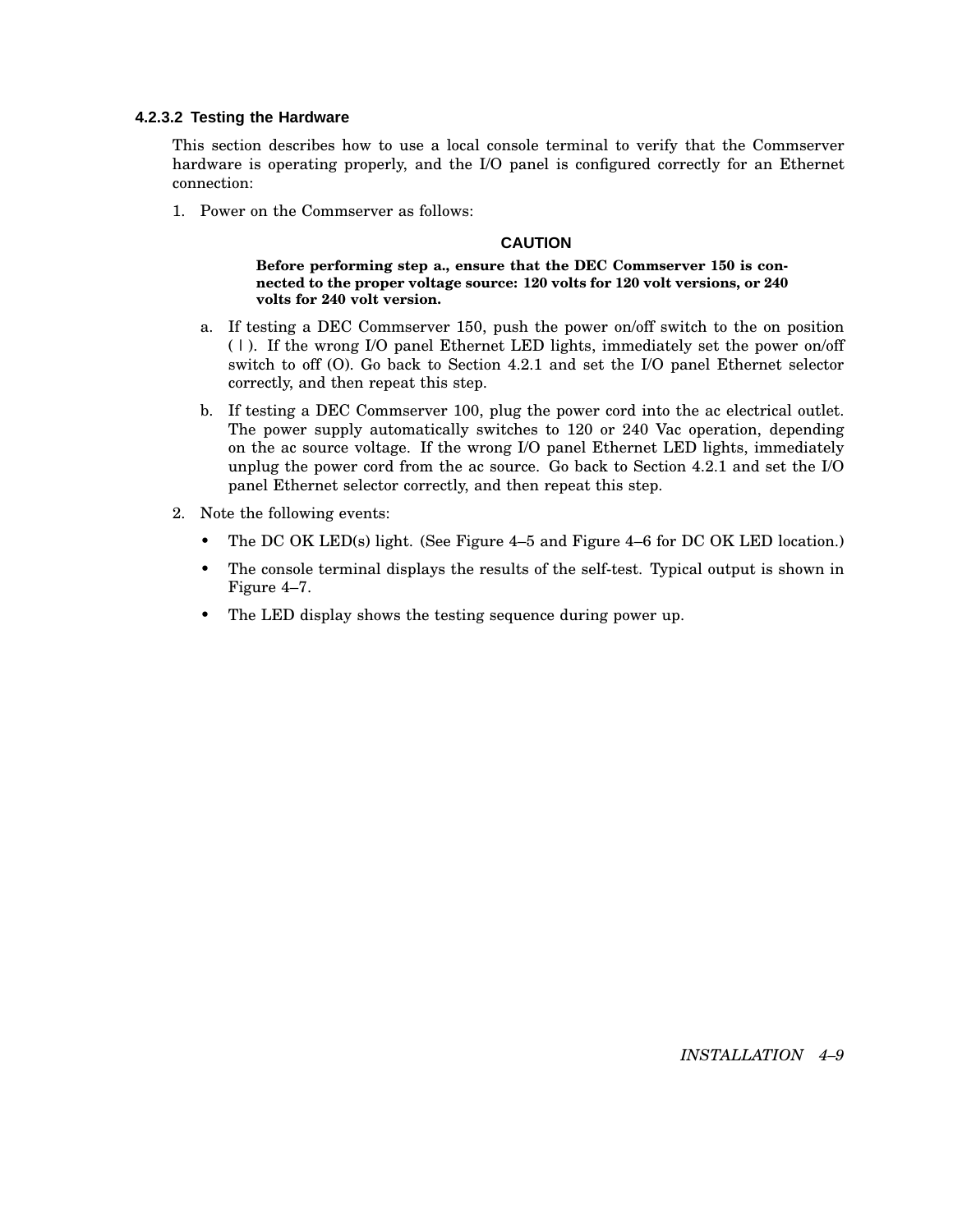#### 4.2.3.2 Testing the Hardware

This section describes how to use a local console terminal to verify that the Commserver hardware is operating properly, and the I/O panel is configured correctly for an Ethernet connection:

1. Power on the Commserver as follows:

   **CAUTION**

   **Before performing step a., ensure that the DEC Commserver 150 is connected to the proper voltage source: 120 volts for 120 volt versions, or 240 volts for 240 volt version.**

   a. If testing a DEC Commserver 150, push the power on/off switch to the on position ( | ). If the wrong I/O panel Ethernet LED lights, immediately set the power on/off switch to off (O). Go back to Section 4.2.1 and set the I/O panel Ethernet selector correctly, and then repeat this step.

   b. If testing a DEC Commserver 100, plug the power cord into the ac electrical outlet. The power supply automatically switches to 120 or 240 Vac operation, depending on the ac source voltage. If the wrong I/O panel Ethernet LED lights, immediately unplug the power cord from the ac source. Go back to Section 4.2.1 and set the I/O panel Ethernet selector correctly, and then repeat this step.

2. Note the following events:

   - The DC OK LED(s) light. (See Figure 4–5 and Figure 4–6 for DC OK LED location.)
   - The console terminal displays the results of the self-test. Typical output is shown in Figure 4–7.
   - The LED display shows the testing sequence during power up.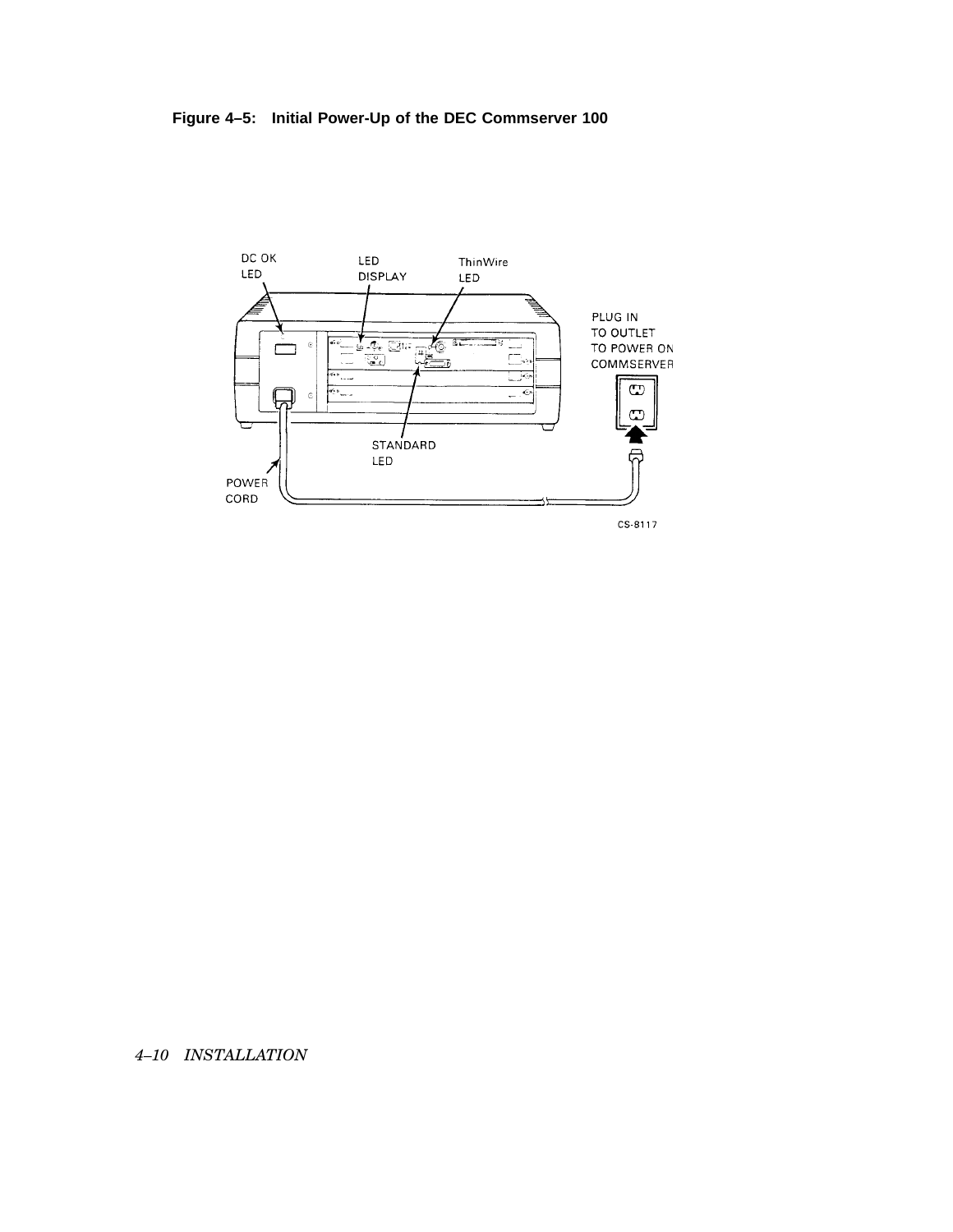**Figure 4–5: Initial Power-Up of the DEC Commserver 100**

DC OK LED

LED DISPLAY

ThinWire LED

PLUG IN TO OUTLET TO POWER ON COMMSERVER

STANDARD LED

POWER CORD

CS-8117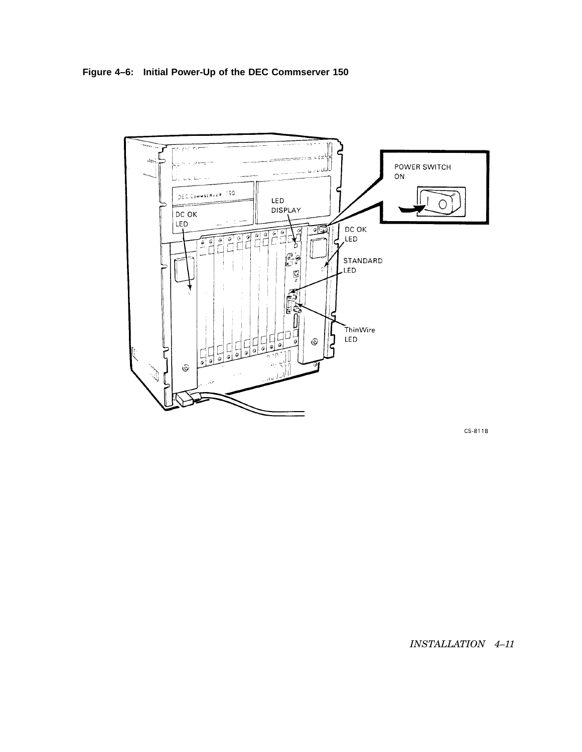**Figure 4–6: Initial Power-Up of the DEC Commserver 150**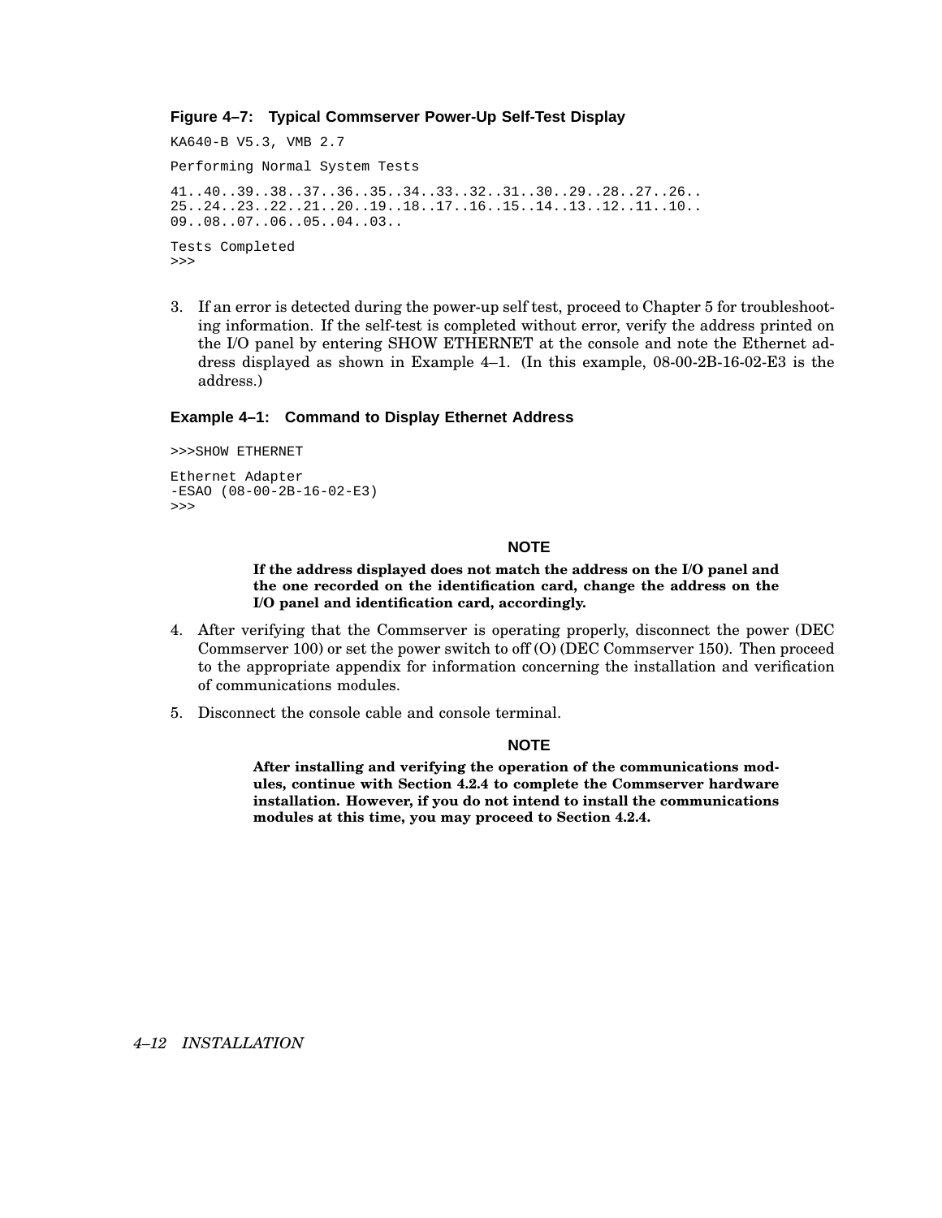**Figure 4–7: Typical Commserver Power-Up Self-Test Display**

```
KA640-B V5.3, VMB 2.7

Performing Normal System Tests

41..40..39..38..37..36..35..34..33..32..31..30..29..28..27..26..
25..24..23..22..21..20..19..18..17..16..15..14..13..12..11..10..
09..08..07..06..05..04..03..

Tests Completed
>>>
```

3. If an error is detected during the power-up self test, proceed to Chapter 5 for troubleshooting information. If the self-test is completed without error, verify the address printed on the I/O panel by entering SHOW ETHERNET at the console and note the Ethernet address displayed as shown in Example 4–1. (In this example, 08-00-2B-16-02-E3 is the address.)

**Example 4–1: Command to Display Ethernet Address**

```
>>>SHOW ETHERNET

Ethernet Adapter
-ESAO (08-00-2B-16-02-E3)
>>>
```

**NOTE**

**If the address displayed does not match the address on the I/O panel and the one recorded on the identification card, change the address on the I/O panel and identification card, accordingly.**

4. After verifying that the Commserver is operating properly, disconnect the power (DEC Commserver 100) or set the power switch to off (O) (DEC Commserver 150). Then proceed to the appropriate appendix for information concerning the installation and verification of communications modules.

5. Disconnect the console cable and console terminal.

**NOTE**

**After installing and verifying the operation of the communications modules, continue with Section 4.2.4 to complete the Commserver hardware installation. However, if you do not intend to install the communications modules at this time, you may proceed to Section 4.2.4.**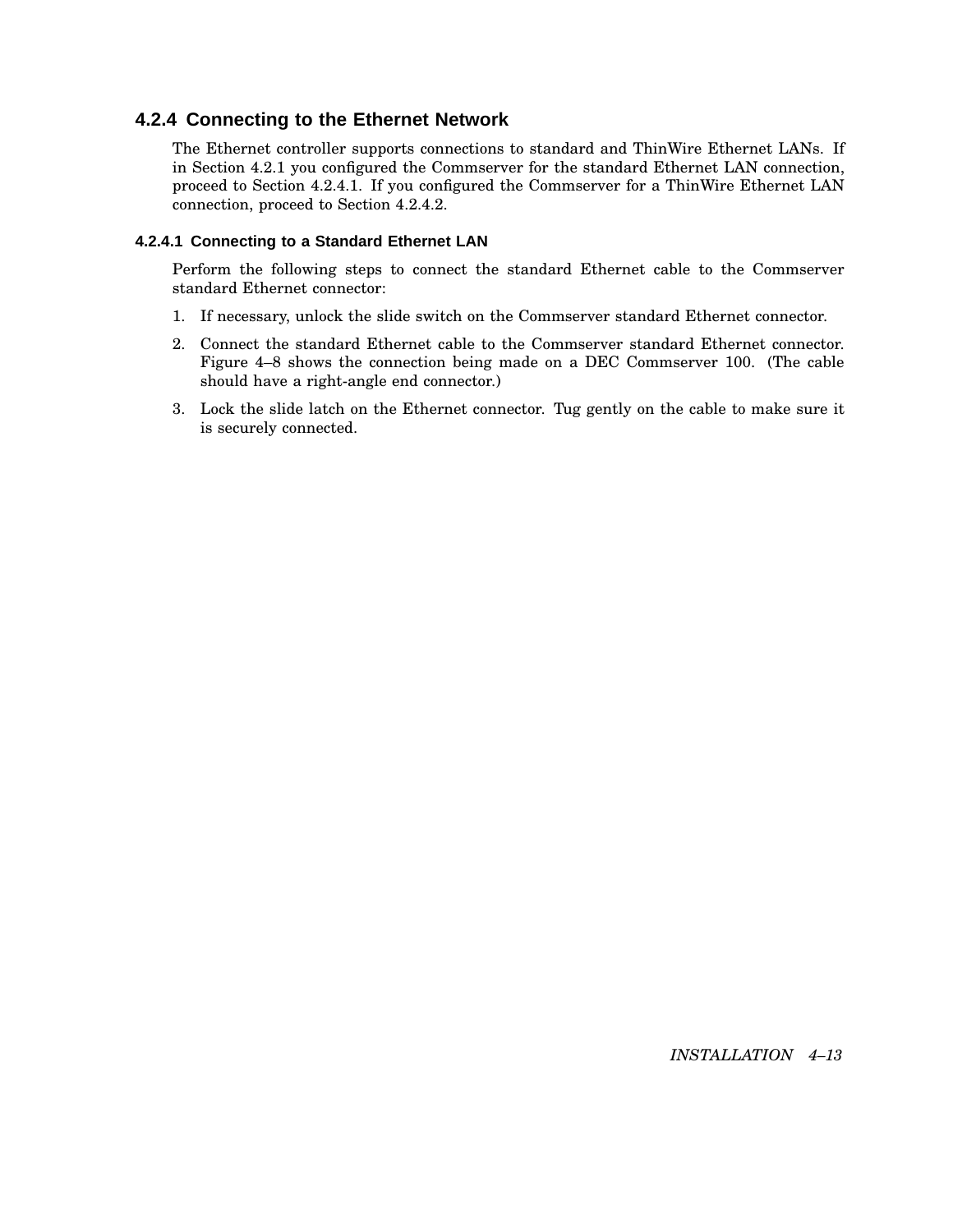### 4.2.4 Connecting to the Ethernet Network

The Ethernet controller supports connections to standard and ThinWire Ethernet LANs. If in Section 4.2.1 you configured the Commserver for the standard Ethernet LAN connection, proceed to Section 4.2.4.1. If you configured the Commserver for a ThinWire Ethernet LAN connection, proceed to Section 4.2.4.2.

#### 4.2.4.1 Connecting to a Standard Ethernet LAN

Perform the following steps to connect the standard Ethernet cable to the Commserver standard Ethernet connector:

1. If necessary, unlock the slide switch on the Commserver standard Ethernet connector.
2. Connect the standard Ethernet cable to the Commserver standard Ethernet connector. Figure 4–8 shows the connection being made on a DEC Commserver 100. (The cable should have a right-angle end connector.)
3. Lock the slide latch on the Ethernet connector. Tug gently on the cable to make sure it is securely connected.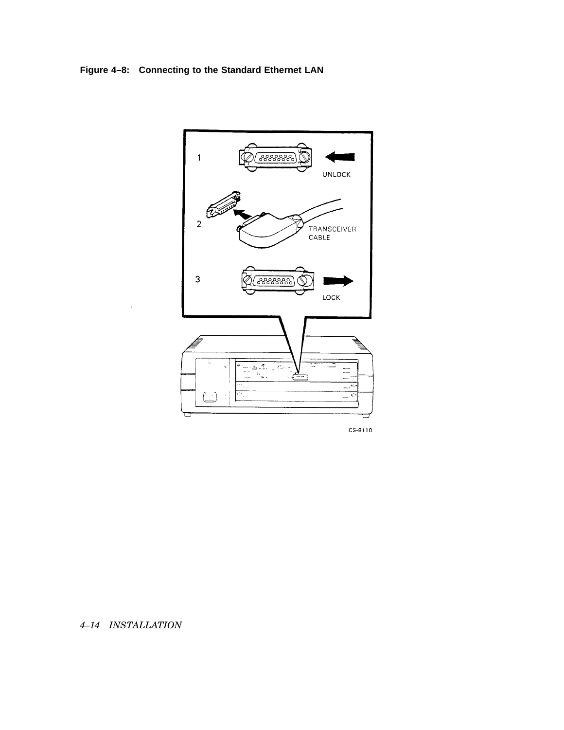**Figure 4–8: Connecting to the Standard Ethernet LAN**

1 UNLOCK

2 TRANSCEIVER CABLE

3 LOCK

CS-8110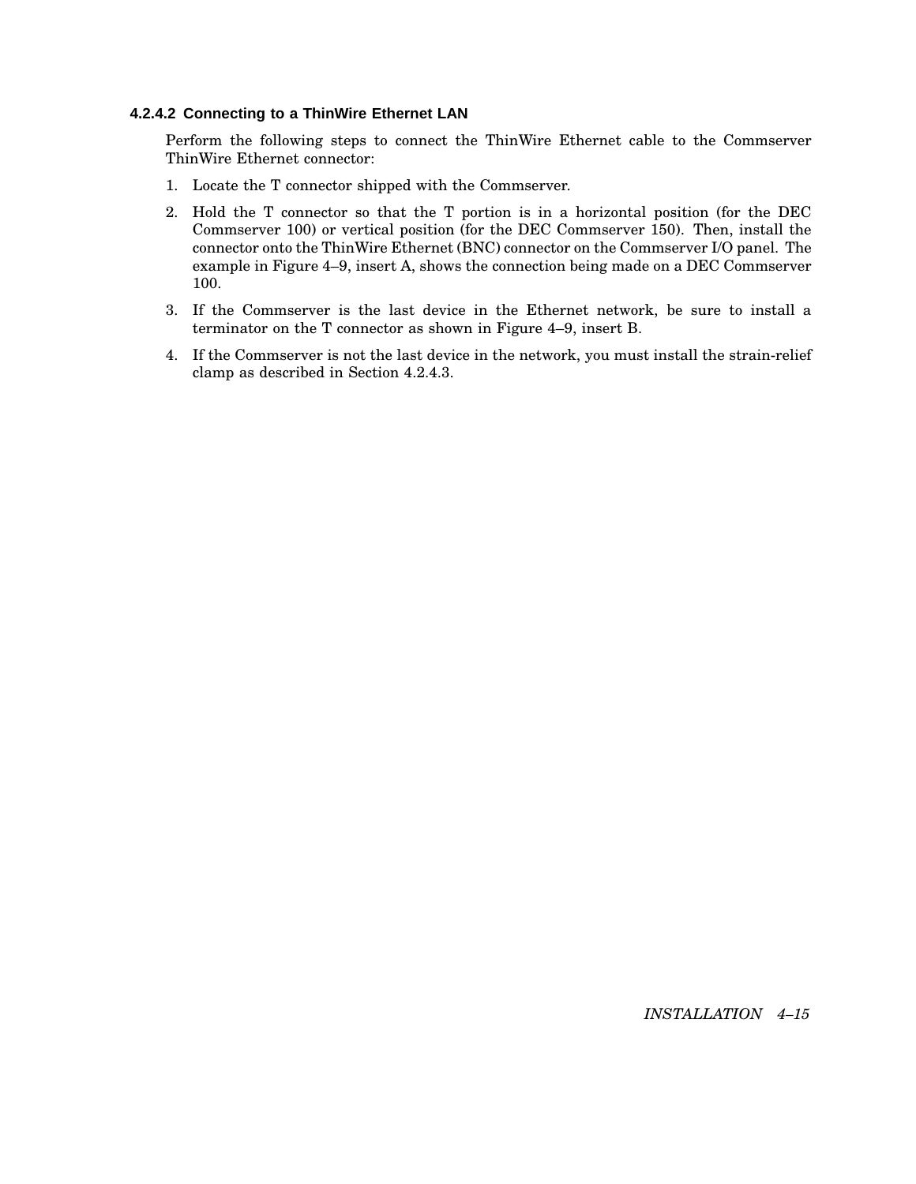#### 4.2.4.2 Connecting to a ThinWire Ethernet LAN

Perform the following steps to connect the ThinWire Ethernet cable to the Commserver ThinWire Ethernet connector:

1. Locate the T connector shipped with the Commserver.
2. Hold the T connector so that the T portion is in a horizontal position (for the DEC Commserver 100) or vertical position (for the DEC Commserver 150). Then, install the connector onto the ThinWire Ethernet (BNC) connector on the Commserver I/O panel. The example in Figure 4–9, insert A, shows the connection being made on a DEC Commserver 100.
3. If the Commserver is the last device in the Ethernet network, be sure to install a terminator on the T connector as shown in Figure 4–9, insert B.
4. If the Commserver is not the last device in the network, you must install the strain-relief clamp as described in Section 4.2.4.3.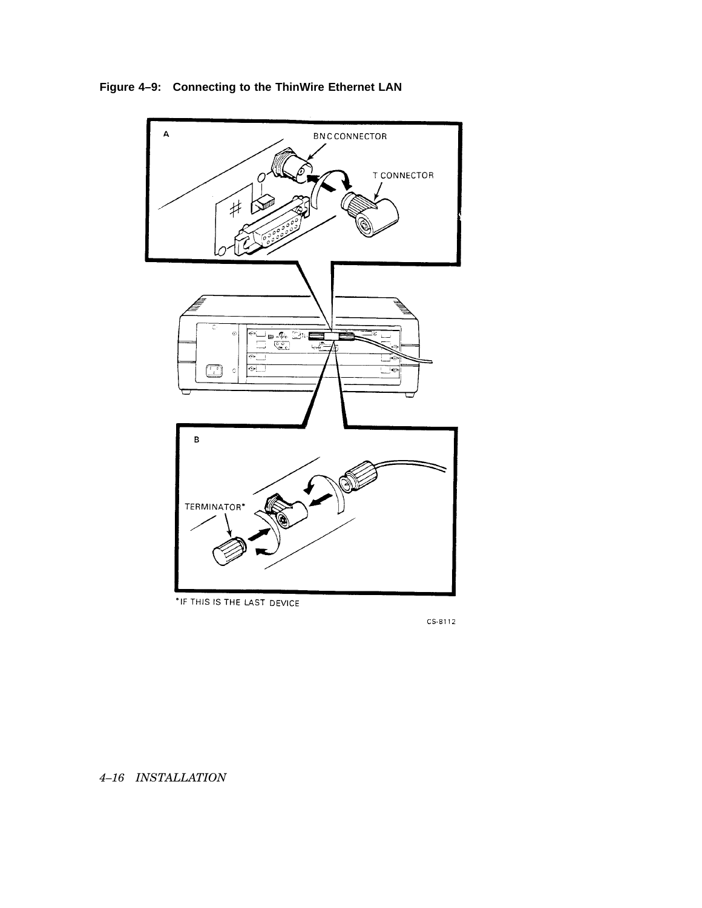**Figure 4–9: Connecting to the ThinWire Ethernet LAN**

A

BNC CONNECTOR

T CONNECTOR

B

TERMINATOR*

*IF THIS IS THE LAST DEVICE

CS-8112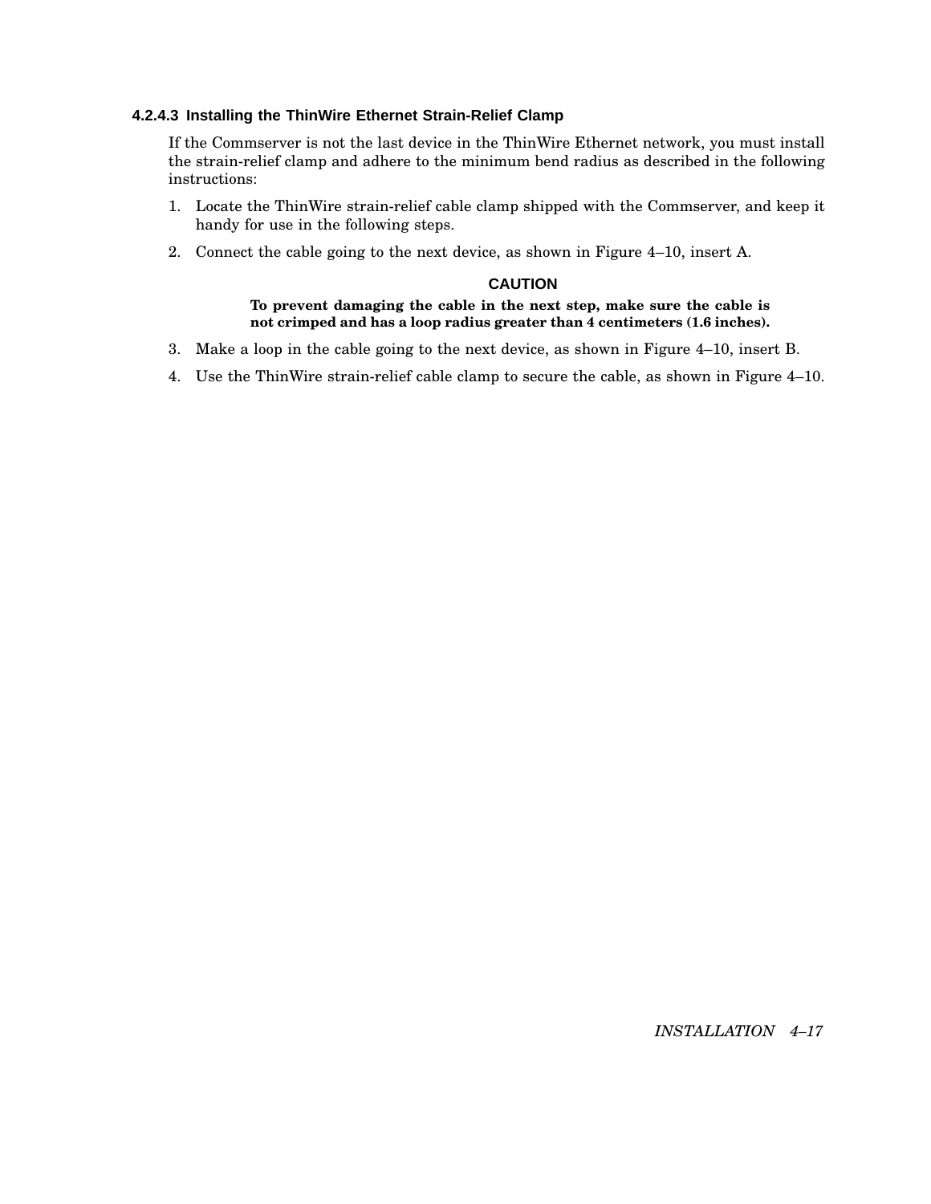#### 4.2.4.3 Installing the ThinWire Ethernet Strain-Relief Clamp

If the Commserver is not the last device in the ThinWire Ethernet network, you must install the strain-relief clamp and adhere to the minimum bend radius as described in the following instructions:

1. Locate the ThinWire strain-relief cable clamp shipped with the Commserver, and keep it handy for use in the following steps.
2. Connect the cable going to the next device, as shown in Figure 4–10, insert A.

**CAUTION**

**To prevent damaging the cable in the next step, make sure the cable is not crimped and has a loop radius greater than 4 centimeters (1.6 inches).**

3. Make a loop in the cable going to the next device, as shown in Figure 4–10, insert B.
4. Use the ThinWire strain-relief cable clamp to secure the cable, as shown in Figure 4–10.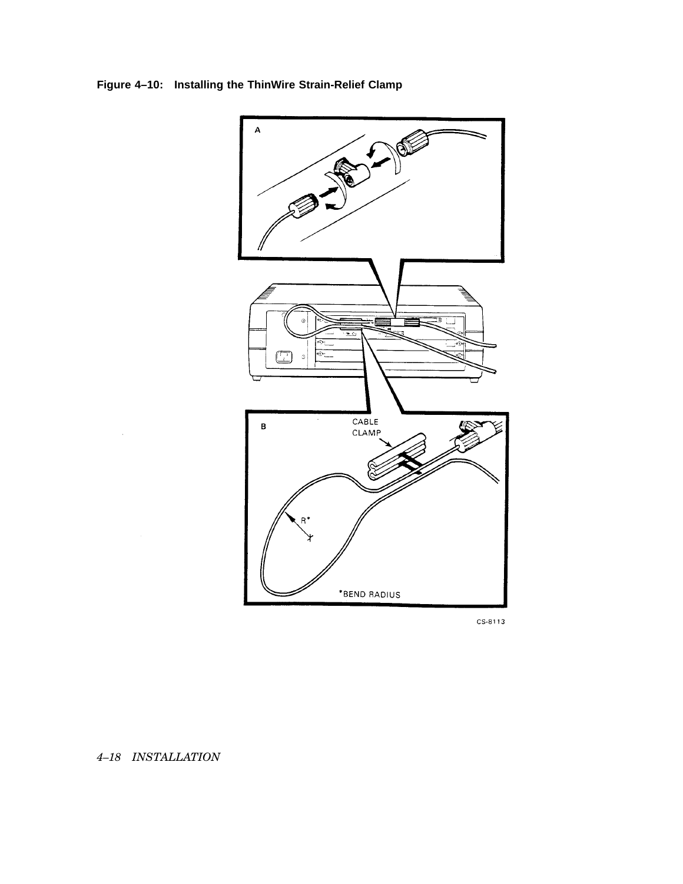**Figure 4–10: Installing the ThinWire Strain-Relief Clamp**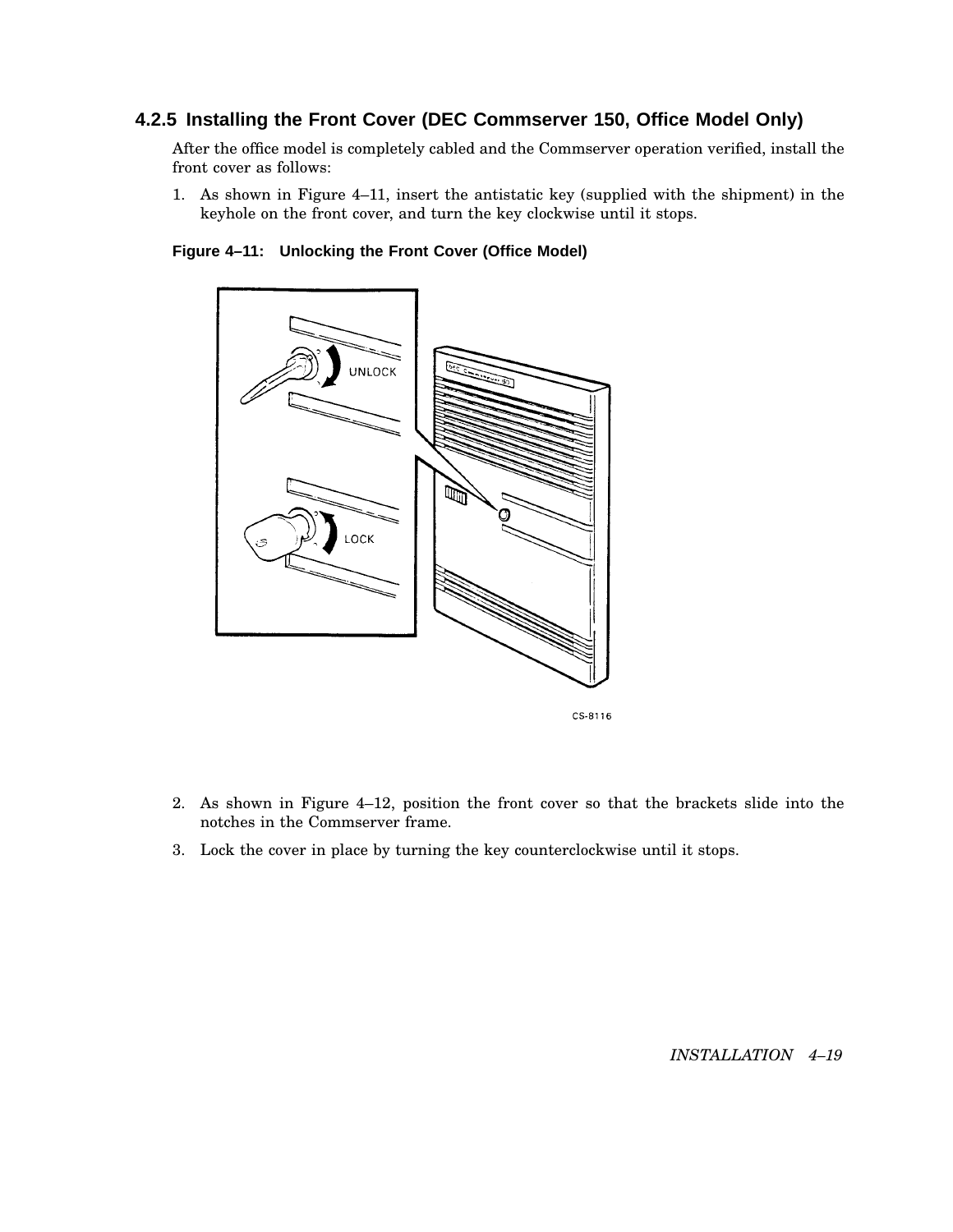### 4.2.5 Installing the Front Cover (DEC Commserver 150, Office Model Only)

After the office model is completely cabled and the Commserver operation verified, install the front cover as follows:

1. As shown in Figure 4–11, insert the antistatic key (supplied with the shipment) in the keyhole on the front cover, and turn the key clockwise until it stops.

**Figure 4–11: Unlocking the Front Cover (Office Model)**

2. As shown in Figure 4–12, position the front cover so that the brackets slide into the notches in the Commserver frame.
3. Lock the cover in place by turning the key counterclockwise until it stops.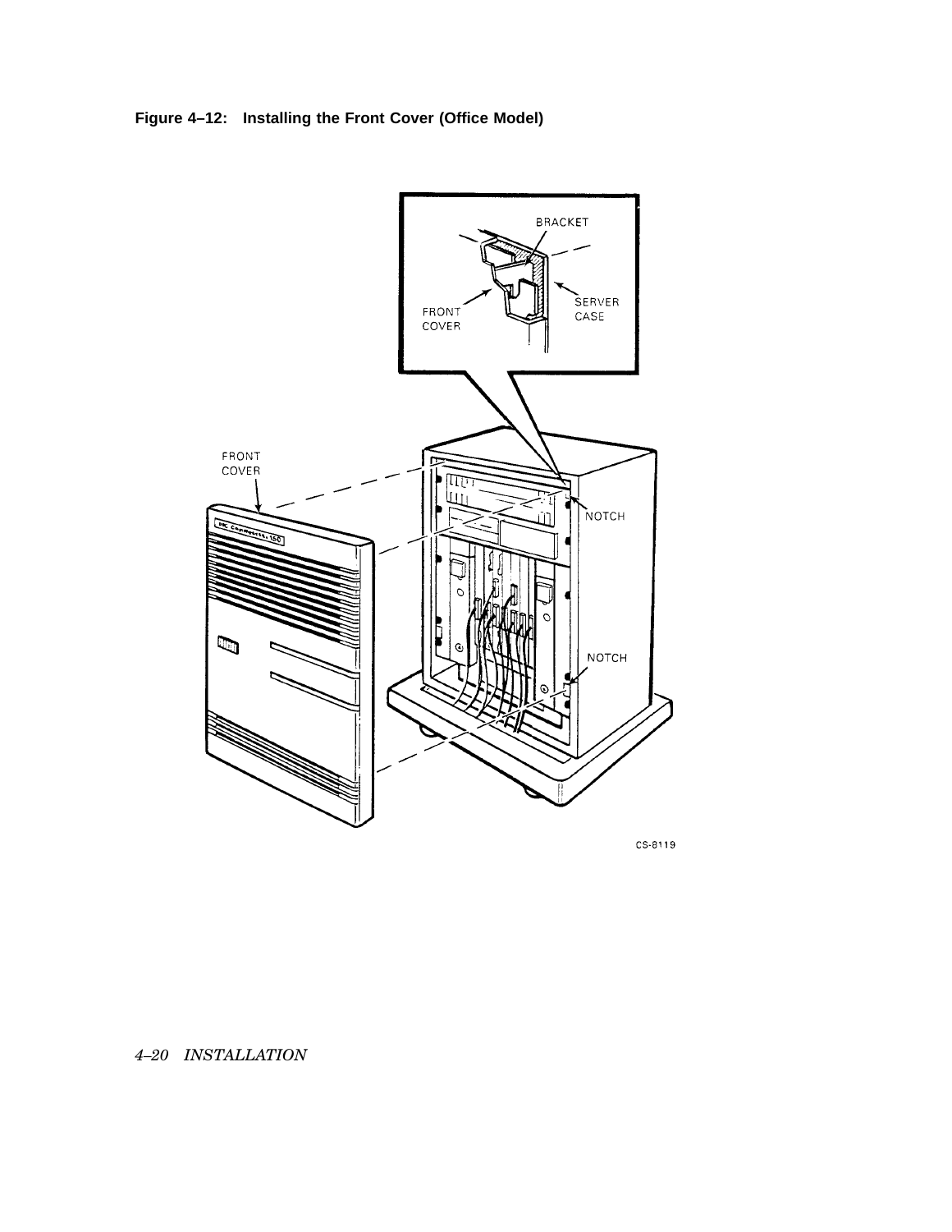**Figure 4–12: Installing the Front Cover (Office Model)**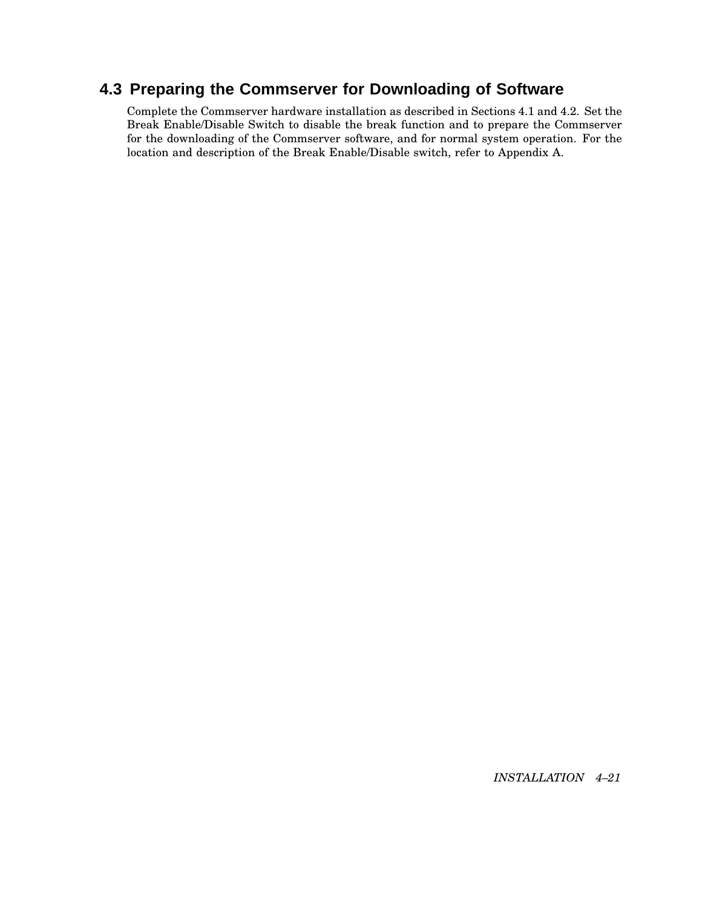## 4.3 Preparing the Commserver for Downloading of Software

Complete the Commserver hardware installation as described in Sections 4.1 and 4.2. Set the Break Enable/Disable Switch to disable the break function and to prepare the Commserver for the downloading of the Commserver software, and for normal system operation. For the location and description of the Break Enable/Disable switch, refer to Appendix A.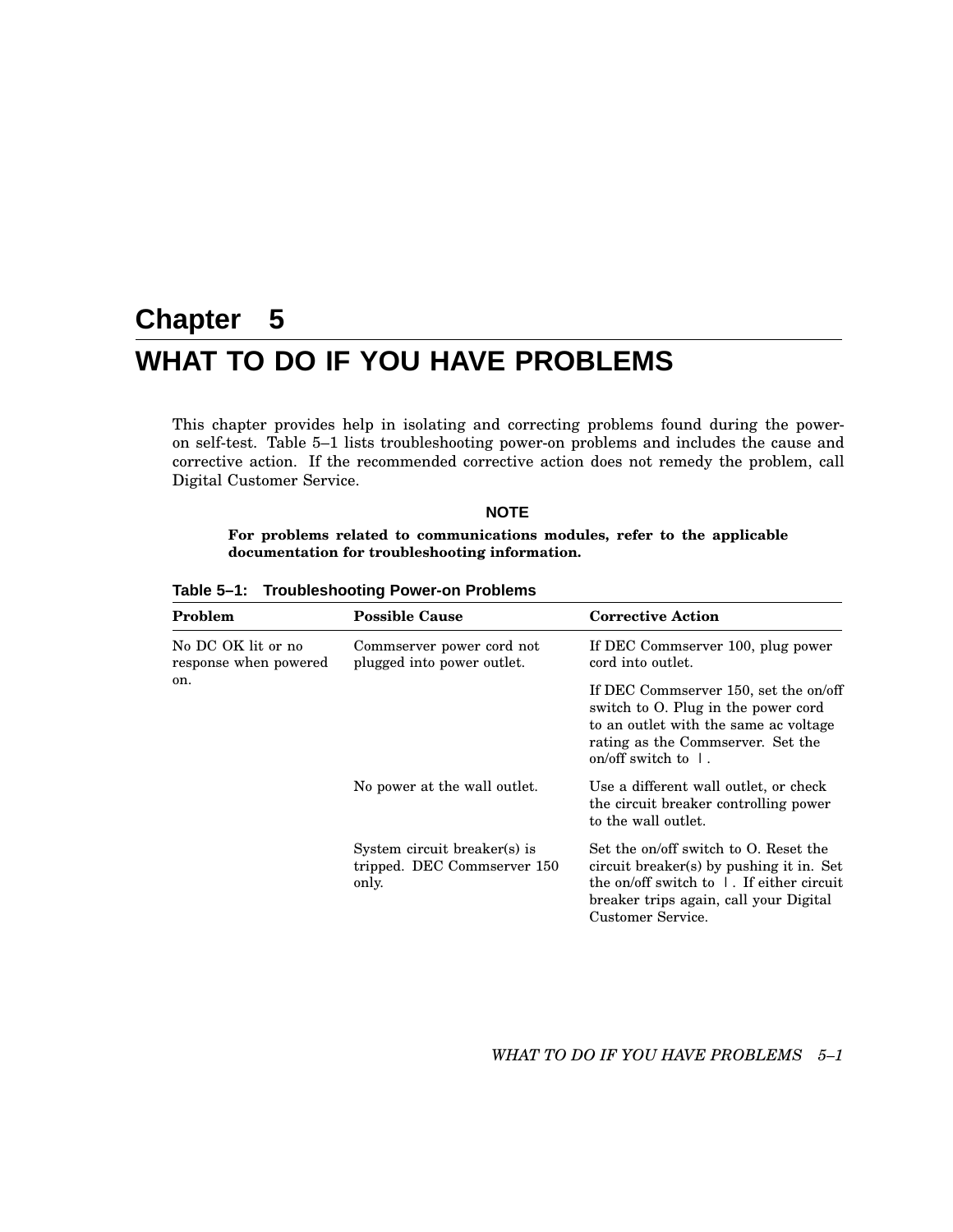# Chapter 5

# WHAT TO DO IF YOU HAVE PROBLEMS

This chapter provides help in isolating and correcting problems found during the power-on self-test. Table 5–1 lists troubleshooting power-on problems and includes the cause and corrective action. If the recommended corrective action does not remedy the problem, call Digital Customer Service.

**NOTE**

**For problems related to communications modules, refer to the applicable documentation for troubleshooting information.**

**Table 5–1: Troubleshooting Power-on Problems**

| Problem | Possible Cause | Corrective Action |
|---|---|---|
| No DC OK lit or no response when powered on. | Commserver power cord not plugged into power outlet. | If DEC Commserver 100, plug power cord into outlet. |
| | | If DEC Commserver 150, set the on/off switch to O. Plug in the power cord to an outlet with the same ac voltage rating as the Commserver. Set the on/off switch to \|. |
| | No power at the wall outlet. | Use a different wall outlet, or check the circuit breaker controlling power to the wall outlet. |
| | System circuit breaker(s) is tripped. DEC Commserver 150 only. | Set the on/off switch to O. Reset the circuit breaker(s) by pushing it in. Set the on/off switch to \|. If either circuit breaker trips again, call your Digital Customer Service. |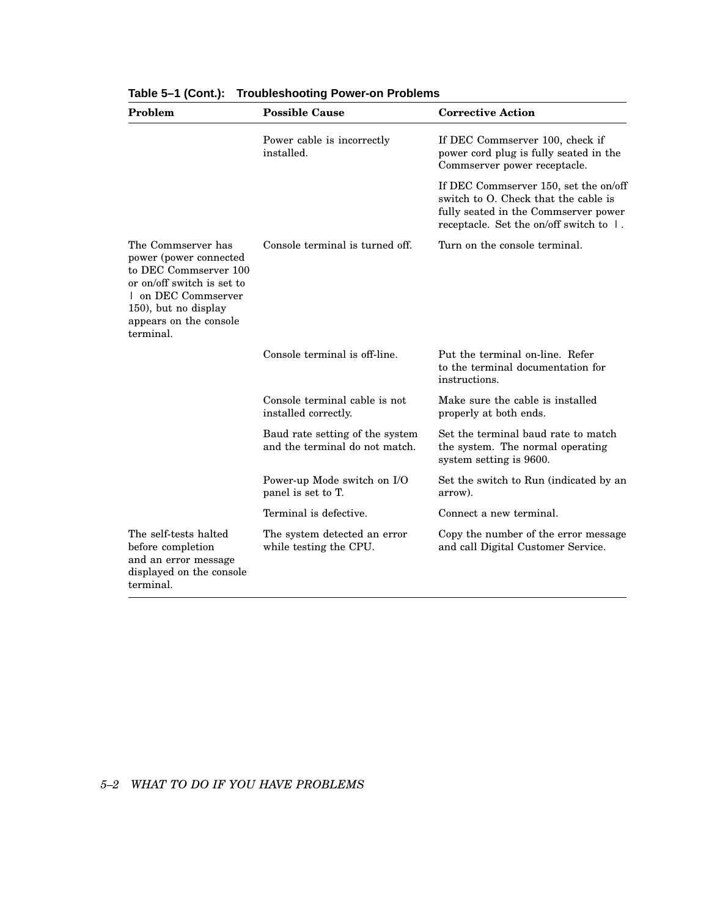**Table 5–1 (Cont.): Troubleshooting Power-on Problems**

| Problem | Possible Cause | Corrective Action |
|---|---|---|
| | Power cable is incorrectly installed. | If DEC Commserver 100, check if power cord plug is fully seated in the Commserver power receptacle. |
| | | If DEC Commserver 150, set the on/off switch to O. Check that the cable is fully seated in the Commserver power receptacle. Set the on/off switch to \|. |
| The Commserver has power (power connected to DEC Commserver 100 or on/off switch is set to \| on DEC Commserver 150), but no display appears on the console terminal. | Console terminal is turned off. | Turn on the console terminal. |
| | Console terminal is off-line. | Put the terminal on-line. Refer to the terminal documentation for instructions. |
| | Console terminal cable is not installed correctly. | Make sure the cable is installed properly at both ends. |
| | Baud rate setting of the system and the terminal do not match. | Set the terminal baud rate to match the system. The normal operating system setting is 9600. |
| | Power-up Mode switch on I/O panel is set to T. | Set the switch to Run (indicated by an arrow). |
| | Terminal is defective. | Connect a new terminal. |
| The self-tests halted before completion and an error message displayed on the console terminal. | The system detected an error while testing the CPU. | Copy the number of the error message and call Digital Customer Service. |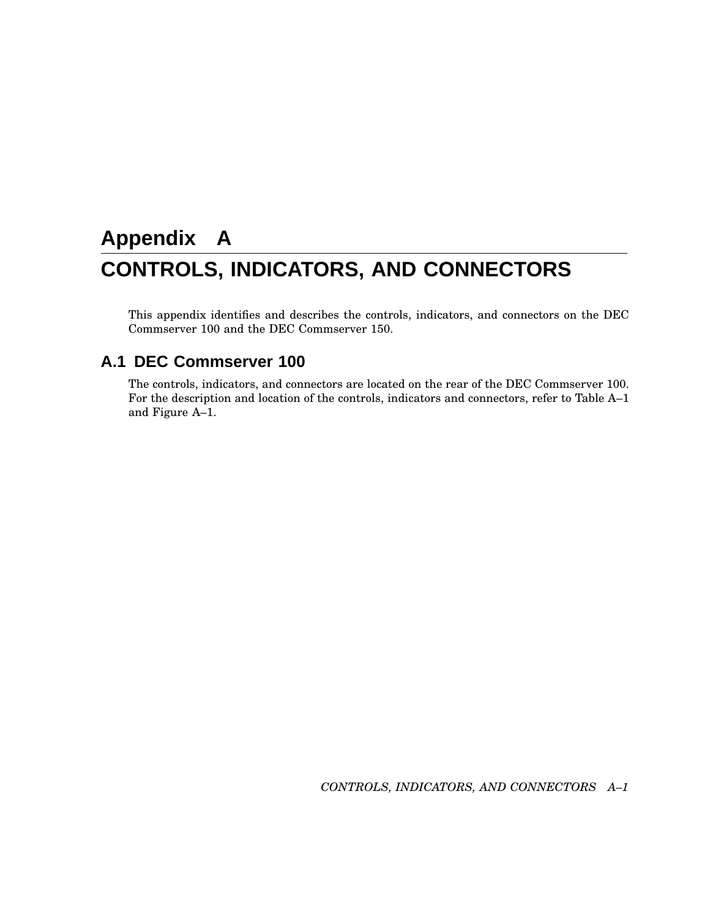# Appendix A

# CONTROLS, INDICATORS, AND CONNECTORS

This appendix identifies and describes the controls, indicators, and connectors on the DEC Commserver 100 and the DEC Commserver 150.

## A.1 DEC Commserver 100

The controls, indicators, and connectors are located on the rear of the DEC Commserver 100. For the description and location of the controls, indicators and connectors, refer to Table A–1 and Figure A–1.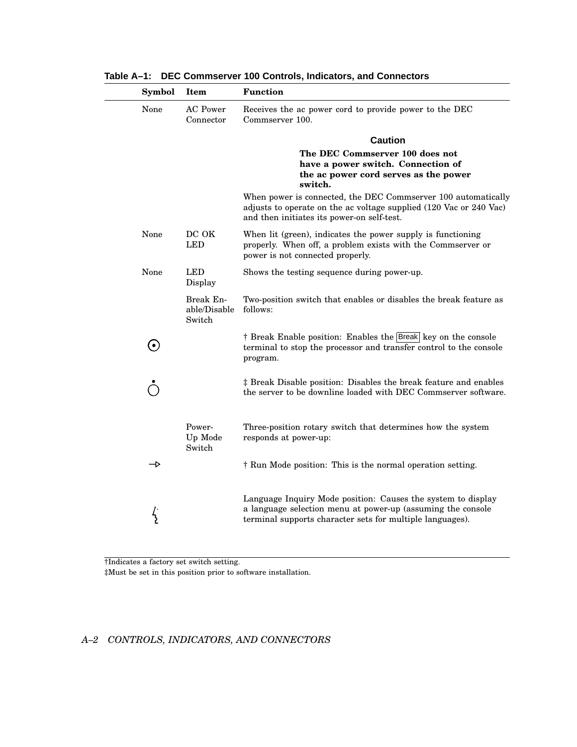**Table A–1: DEC Commserver 100 Controls, Indicators, and Connectors**

| Symbol | Item | Function |
|---|---|---|
| None | AC Power Connector | Receives the ac power cord to provide power to the DEC Commserver 100.<br><br>**Caution**<br>**The DEC Commserver 100 does not have a power switch. Connection of the ac power cord serves as the power switch.**<br><br>When power is connected, the DEC Commserver 100 automatically adjusts to operate on the ac voltage supplied (120 Vac or 240 Vac) and then initiates its power-on self-test. |
| None | DC OK LED | When lit (green), indicates the power supply is functioning properly. When off, a problem exists with the Commserver or power is not connected properly. |
| None | LED Display | Shows the testing sequence during power-up. |
| | Break Enable/Disable Switch | Two-position switch that enables or disables the break feature as follows: |
| ⊙ | | † Break Enable position: Enables the Break key on the console terminal to stop the processor and transfer control to the console program. |
| ◯ (dot above) | | ‡ Break Disable position: Disables the break feature and enables the server to be downline loaded with DEC Commserver software. |
| | Power-Up Mode Switch | Three-position rotary switch that determines how the system responds at power-up: |
| →▷ | | † Run Mode position: This is the normal operation setting. |
| (face symbol) | | Language Inquiry Mode position: Causes the system to display a language selection menu at power-up (assuming the console terminal supports character sets for multiple languages). |

†Indicates a factory set switch setting.

‡Must be set in this position prior to software installation.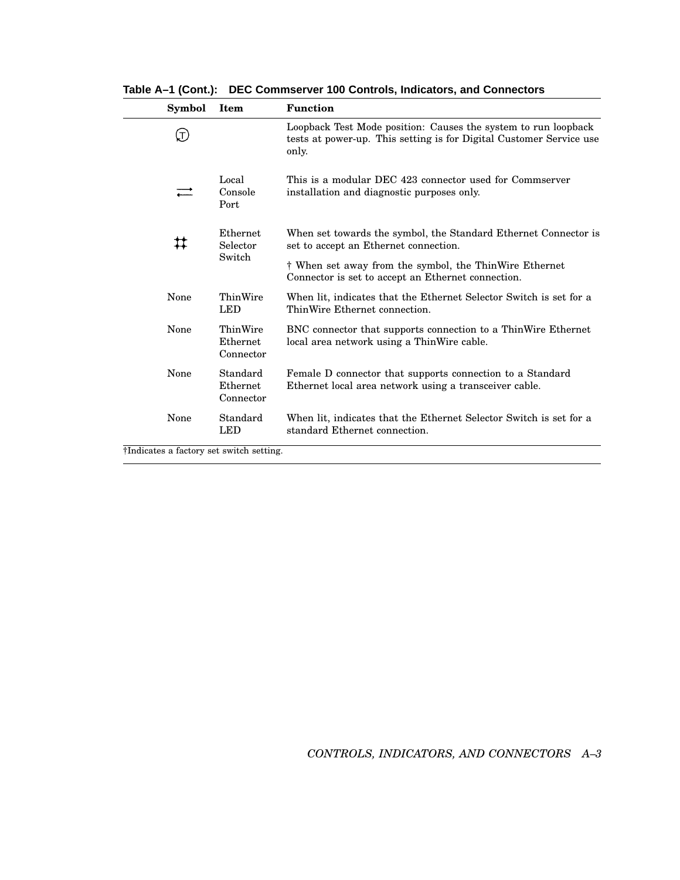**Table A–1 (Cont.): DEC Commserver 100 Controls, Indicators, and Connectors**

| Symbol | Item | Function |
| --- | --- | --- |
| (T) | | Loopback Test Mode position: Causes the system to run loopback tests at power-up. This setting is for Digital Customer Service use only. |
| ⇄ | Local Console Port | This is a modular DEC 423 connector used for Commserver installation and diagnostic purposes only. |
| ⌗ | Ethernet Selector Switch | When set towards the symbol, the Standard Ethernet Connector is set to accept an Ethernet connection.<br><br>† When set away from the symbol, the ThinWire Ethernet Connector is set to accept an Ethernet connection. |
| None | ThinWire LED | When lit, indicates that the Ethernet Selector Switch is set for a ThinWire Ethernet connection. |
| None | ThinWire Ethernet Connector | BNC connector that supports connection to a ThinWire Ethernet local area network using a ThinWire cable. |
| None | Standard Ethernet Connector | Female D connector that supports connection to a Standard Ethernet local area network using a transceiver cable. |
| None | Standard LED | When lit, indicates that the Ethernet Selector Switch is set for a standard Ethernet connection. |

†Indicates a factory set switch setting.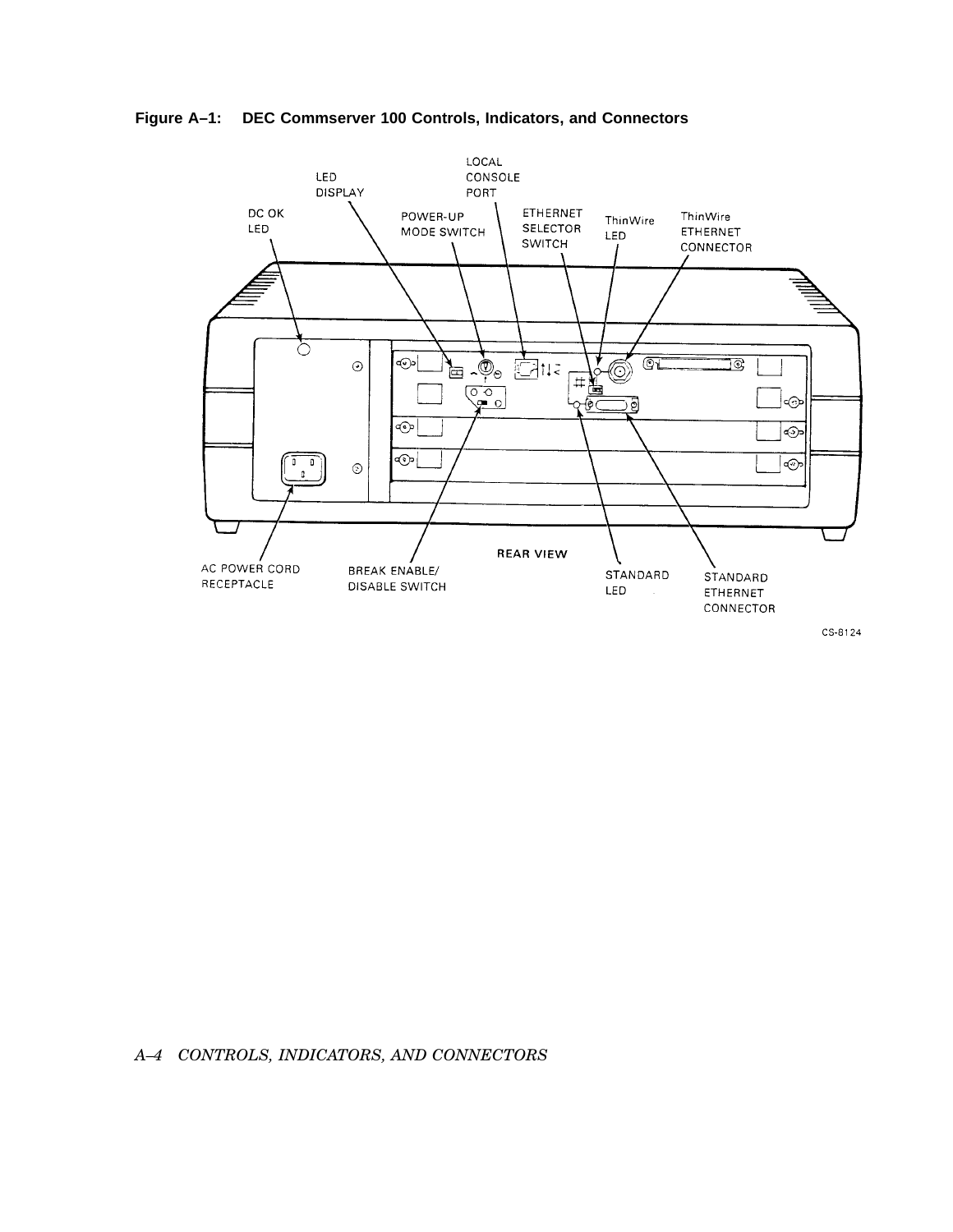**Figure A–1: DEC Commserver 100 Controls, Indicators, and Connectors**

LED DISPLAY

LOCAL CONSOLE PORT

DC OK LED

POWER-UP MODE SWITCH

ETHERNET SELECTOR SWITCH

ThinWire LED

ThinWire ETHERNET CONNECTOR

REAR VIEW

AC POWER CORD RECEPTACLE

BREAK ENABLE/ DISABLE SWITCH

STANDARD LED

STANDARD ETHERNET CONNECTOR

CS-8124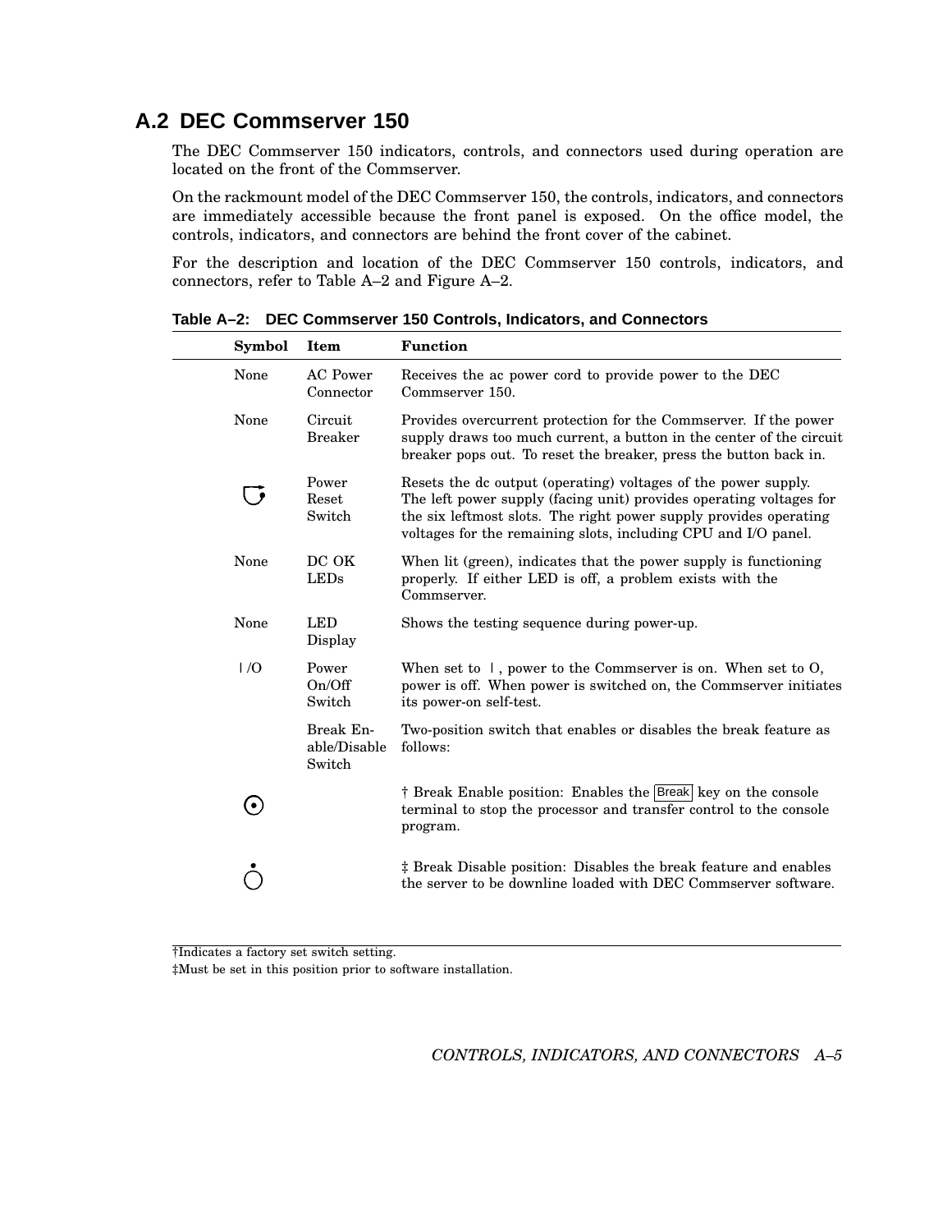## A.2 DEC Commserver 150

The DEC Commserver 150 indicators, controls, and connectors used during operation are located on the front of the Commserver.

On the rackmount model of the DEC Commserver 150, the controls, indicators, and connectors are immediately accessible because the front panel is exposed. On the office model, the controls, indicators, and connectors are behind the front cover of the cabinet.

For the description and location of the DEC Commserver 150 controls, indicators, and connectors, refer to Table A–2 and Figure A–2.

**Table A–2: DEC Commserver 150 Controls, Indicators, and Connectors**

| Symbol | Item | Function |
|---|---|---|
| None | AC Power Connector | Receives the ac power cord to provide power to the DEC Commserver 150. |
| None | Circuit Breaker | Provides overcurrent protection for the Commserver. If the power supply draws too much current, a button in the center of the circuit breaker pops out. To reset the breaker, press the button back in. |
| ↻ | Power Reset Switch | Resets the dc output (operating) voltages of the power supply. The left power supply (facing unit) provides operating voltages for the six leftmost slots. The right power supply provides operating voltages for the remaining slots, including CPU and I/O panel. |
| None | DC OK LEDs | When lit (green), indicates that the power supply is functioning properly. If either LED is off, a problem exists with the Commserver. |
| None | LED Display | Shows the testing sequence during power-up. |
| I /O | Power On/Off Switch | When set to I, power to the Commserver is on. When set to O, power is off. When power is switched on, the Commserver initiates its power-on self-test. |
| | Break Enable/Disable Switch | Two-position switch that enables or disables the break feature as follows: |
| ⊙ | | † Break Enable position: Enables the Break key on the console terminal to stop the processor and transfer control to the console program. |
| ○ (with dot above) | | ‡ Break Disable position: Disables the break feature and enables the server to be downline loaded with DEC Commserver software. |

†Indicates a factory set switch setting.

‡Must be set in this position prior to software installation.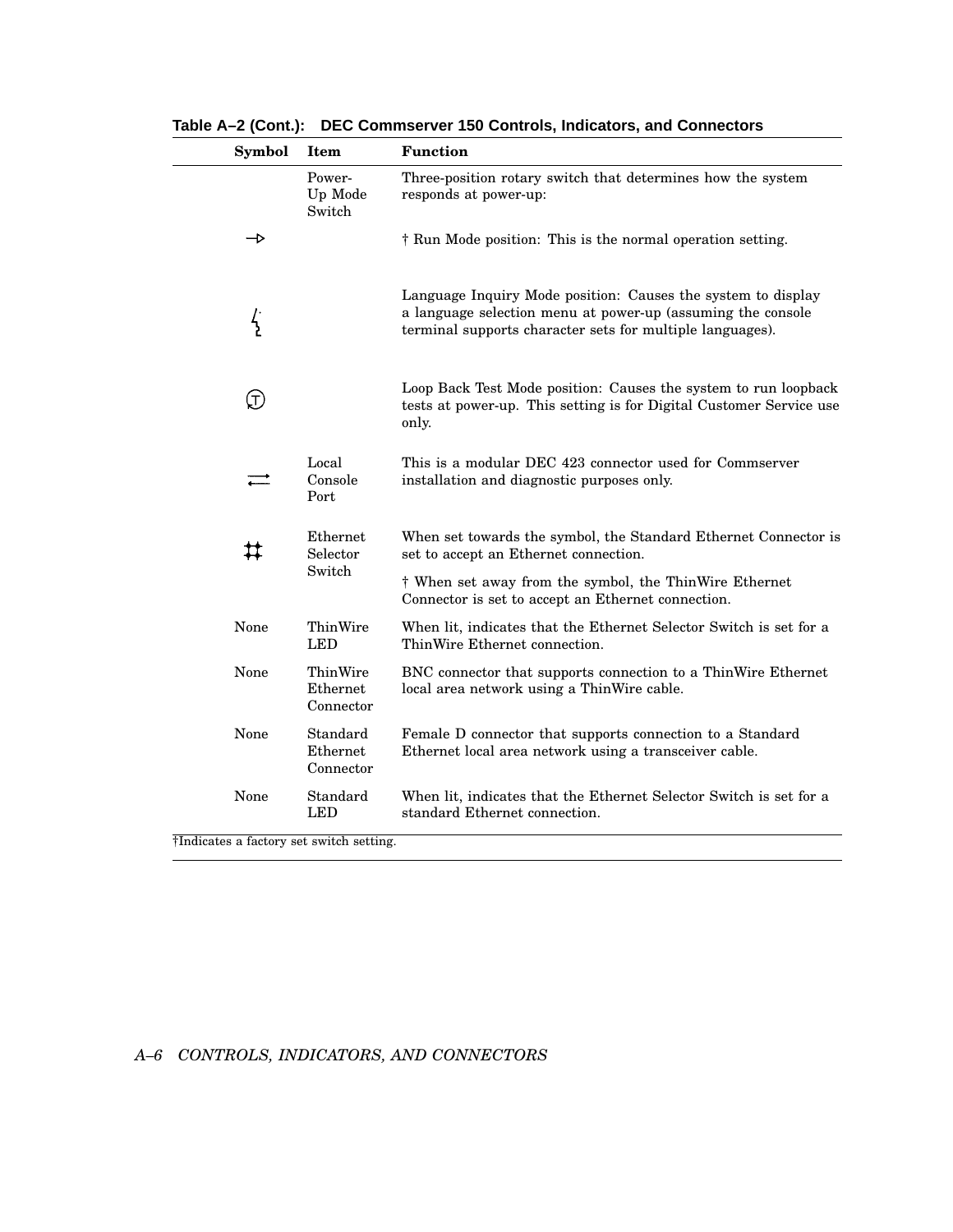**Table A–2 (Cont.): DEC Commserver 150 Controls, Indicators, and Connectors**

| Symbol | Item | Function |
|---|---|---|
| | Power-Up Mode Switch | Three-position rotary switch that determines how the system responds at power-up: |
| →▷ | | † Run Mode position: This is the normal operation setting. |
| | | Language Inquiry Mode position: Causes the system to display a language selection menu at power-up (assuming the console terminal supports character sets for multiple languages). |
| Ⓣ | | Loop Back Test Mode position: Causes the system to run loopback tests at power-up. This setting is for Digital Customer Service use only. |
| ⇄ | Local Console Port | This is a modular DEC 423 connector used for Commserver installation and diagnostic purposes only. |
| ⌗ | Ethernet Selector Switch | When set towards the symbol, the Standard Ethernet Connector is set to accept an Ethernet connection. † When set away from the symbol, the ThinWire Ethernet Connector is set to accept an Ethernet connection. |
| None | ThinWire LED | When lit, indicates that the Ethernet Selector Switch is set for a ThinWire Ethernet connection. |
| None | ThinWire Ethernet Connector | BNC connector that supports connection to a ThinWire Ethernet local area network using a ThinWire cable. |
| None | Standard Ethernet Connector | Female D connector that supports connection to a Standard Ethernet local area network using a transceiver cable. |
| None | Standard LED | When lit, indicates that the Ethernet Selector Switch is set for a standard Ethernet connection. |

†Indicates a factory set switch setting.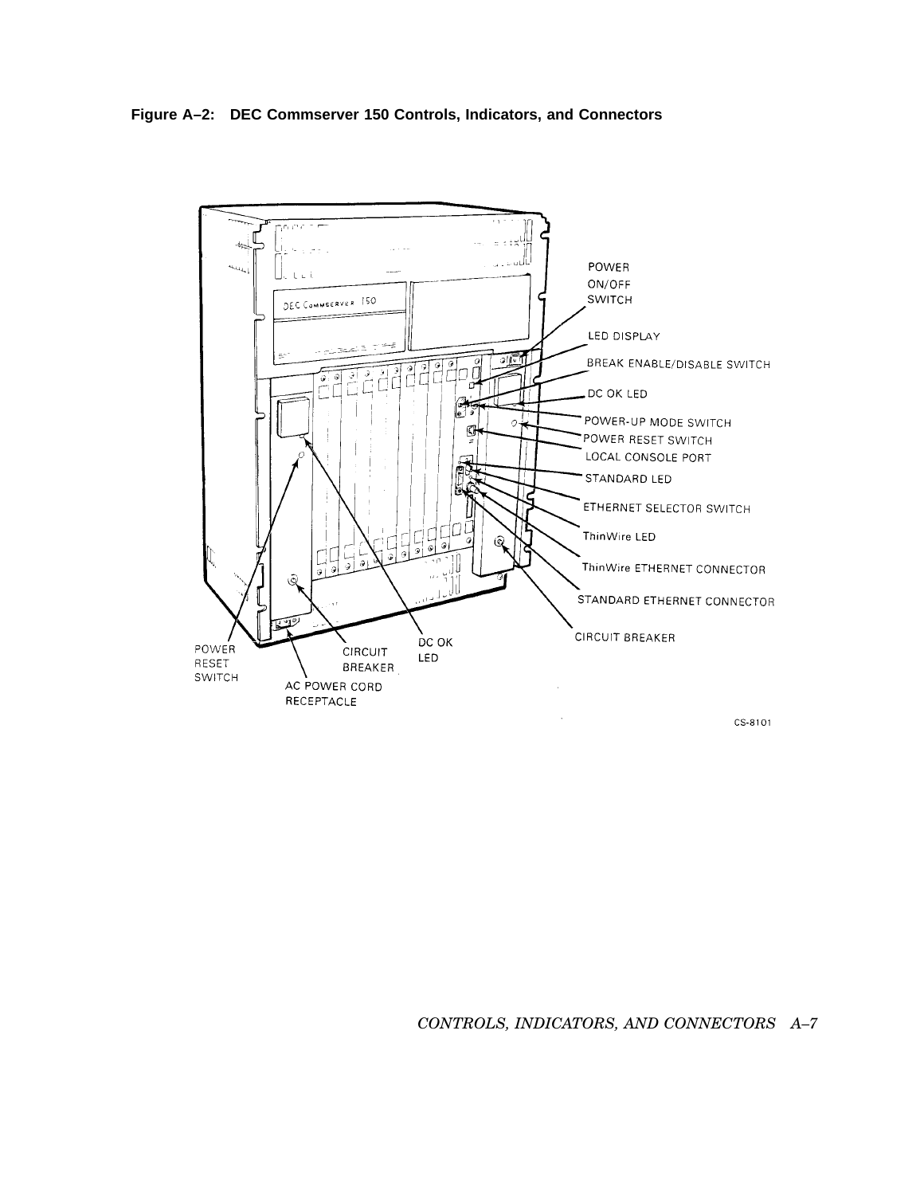**Figure A–2: DEC Commserver 150 Controls, Indicators, and Connectors**

POWER ON/OFF SWITCH

LED DISPLAY

BREAK ENABLE/DISABLE SWITCH

DC OK LED

POWER-UP MODE SWITCH

POWER RESET SWITCH

LOCAL CONSOLE PORT

STANDARD LED

ETHERNET SELECTOR SWITCH

ThinWire LED

ThinWire ETHERNET CONNECTOR

STANDARD ETHERNET CONNECTOR

CIRCUIT BREAKER

POWER RESET SWITCH

CIRCUIT BREAKER

DC OK LED

AC POWER CORD RECEPTACLE

CS-8101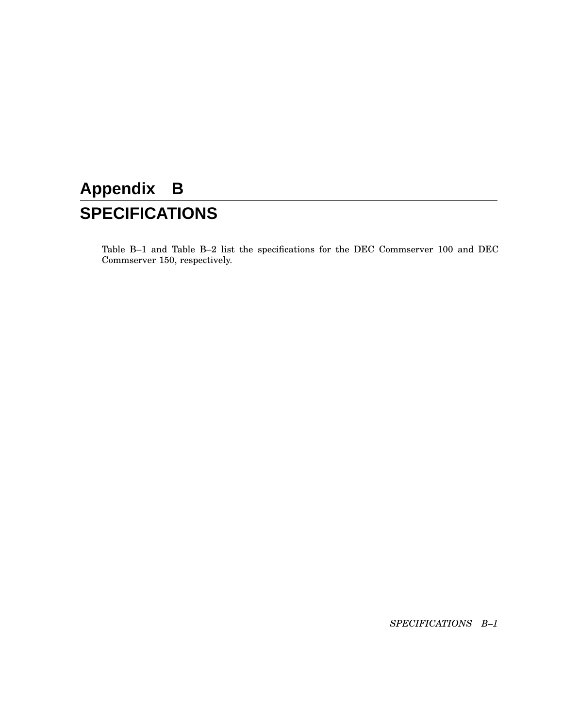# Appendix B

# SPECIFICATIONS

Table B–1 and Table B–2 list the specifications for the DEC Commserver 100 and DEC Commserver 150, respectively.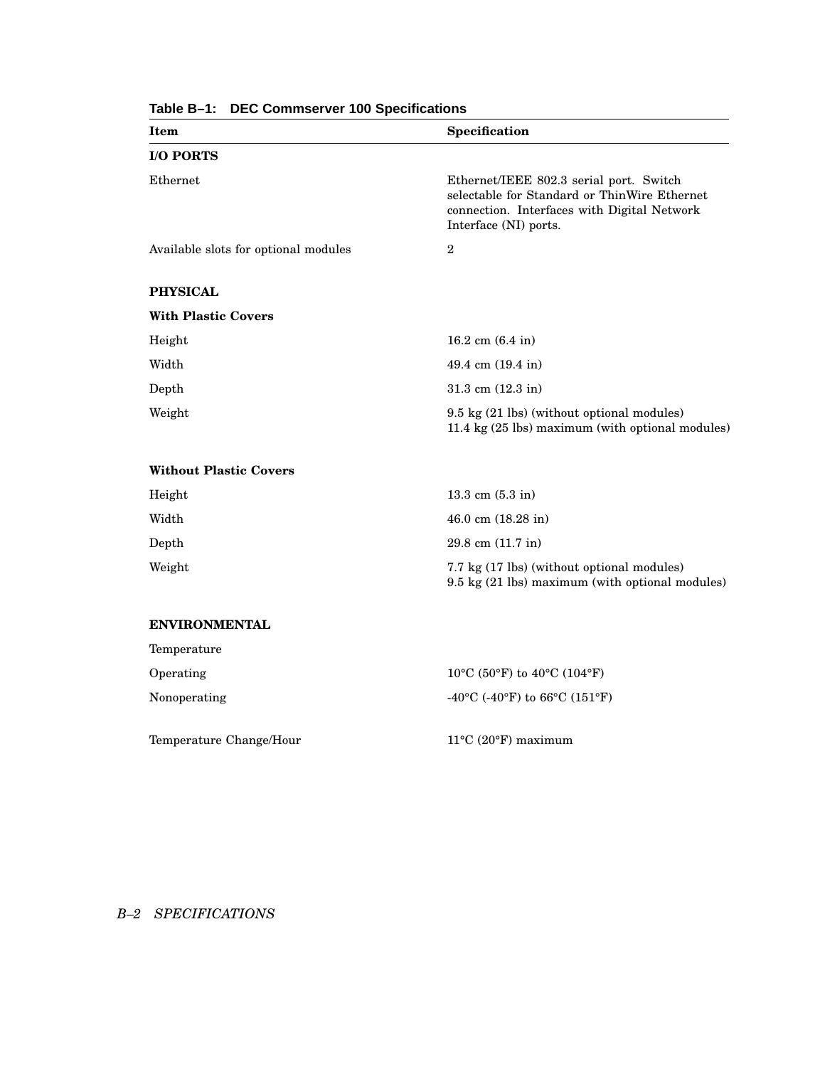**Table B–1: DEC Commserver 100 Specifications**

| Item | Specification |
|---|---|
| **I/O PORTS** | |
| Ethernet | Ethernet/IEEE 802.3 serial port. Switch selectable for Standard or ThinWire Ethernet connection. Interfaces with Digital Network Interface (NI) ports. |
| Available slots for optional modules | 2 |
| **PHYSICAL** | |
| **With Plastic Covers** | |
| Height | 16.2 cm (6.4 in) |
| Width | 49.4 cm (19.4 in) |
| Depth | 31.3 cm (12.3 in) |
| Weight | 9.5 kg (21 lbs) (without optional modules)<br>11.4 kg (25 lbs) maximum (with optional modules) |
| **Without Plastic Covers** | |
| Height | 13.3 cm (5.3 in) |
| Width | 46.0 cm (18.28 in) |
| Depth | 29.8 cm (11.7 in) |
| Weight | 7.7 kg (17 lbs) (without optional modules)<br>9.5 kg (21 lbs) maximum (with optional modules) |
| **ENVIRONMENTAL** | |
| Temperature | |
| Operating | 10°C (50°F) to 40°C (104°F) |
| Nonoperating | -40°C (-40°F) to 66°C (151°F) |
| Temperature Change/Hour | 11°C (20°F) maximum |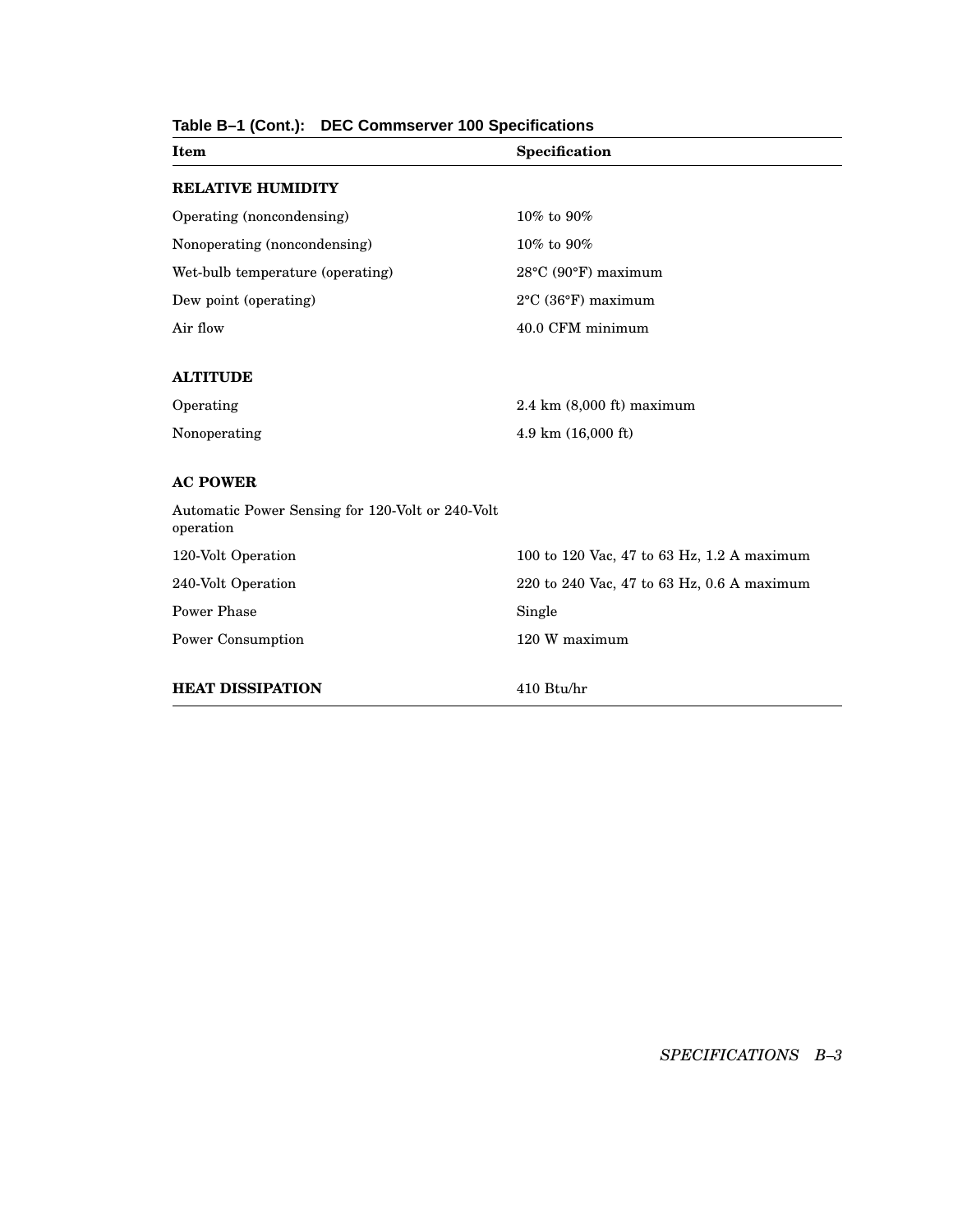**Table B–1 (Cont.): DEC Commserver 100 Specifications**

| Item | Specification |
|---|---|
| **RELATIVE HUMIDITY** | |
| Operating (noncondensing) | 10% to 90% |
| Nonoperating (noncondensing) | 10% to 90% |
| Wet-bulb temperature (operating) | 28°C (90°F) maximum |
| Dew point (operating) | 2°C (36°F) maximum |
| Air flow | 40.0 CFM minimum |
| **ALTITUDE** | |
| Operating | 2.4 km (8,000 ft) maximum |
| Nonoperating | 4.9 km (16,000 ft) |
| **AC POWER** | |
| Automatic Power Sensing for 120-Volt or 240-Volt operation | |
| 120-Volt Operation | 100 to 120 Vac, 47 to 63 Hz, 1.2 A maximum |
| 240-Volt Operation | 220 to 240 Vac, 47 to 63 Hz, 0.6 A maximum |
| Power Phase | Single |
| Power Consumption | 120 W maximum |
| **HEAT DISSIPATION** | 410 Btu/hr |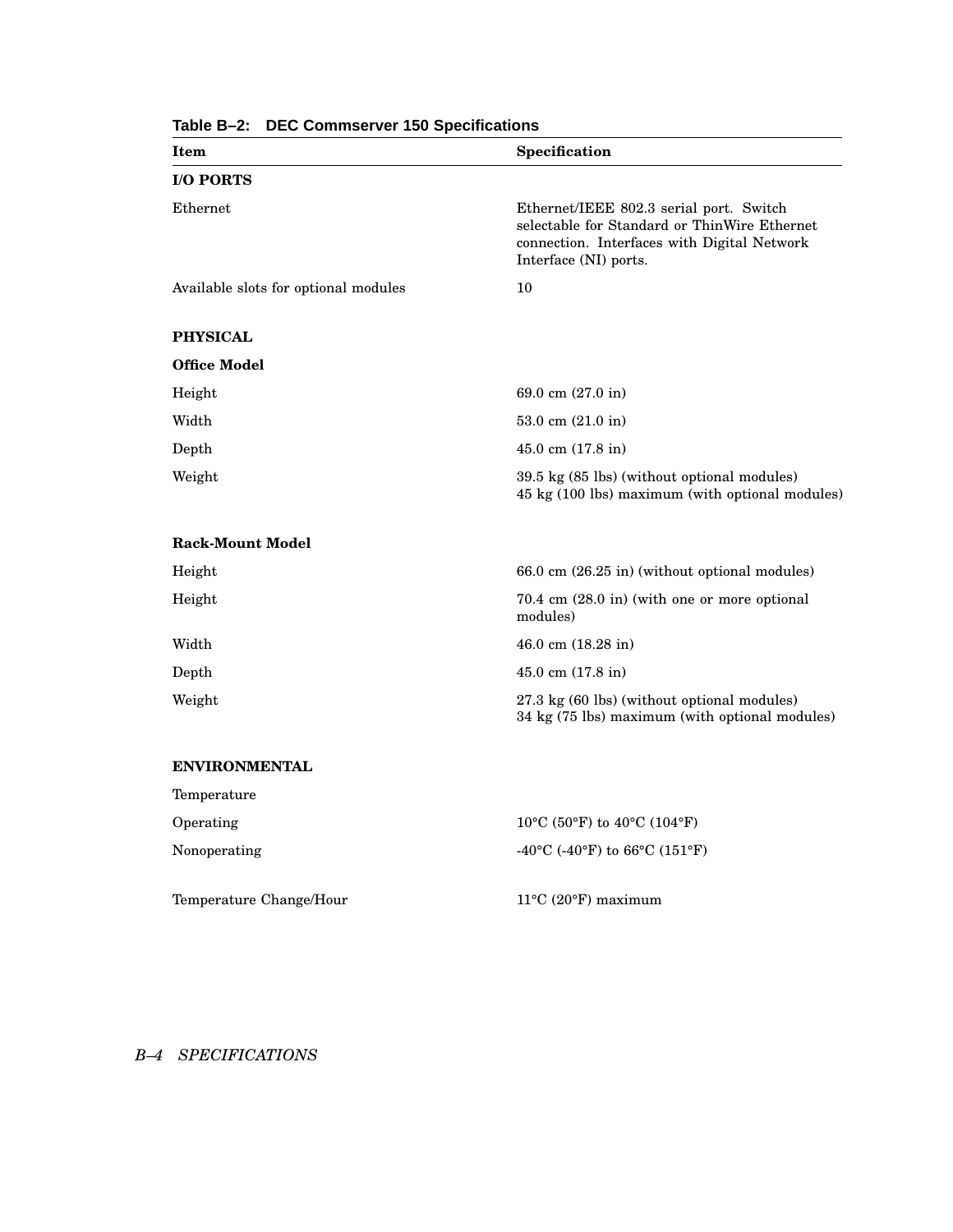**Table B–2: DEC Commserver 150 Specifications**

| Item | Specification |
|---|---|
| **I/O PORTS** | |
| Ethernet | Ethernet/IEEE 802.3 serial port. Switch selectable for Standard or ThinWire Ethernet connection. Interfaces with Digital Network Interface (NI) ports. |
| Available slots for optional modules | 10 |
| **PHYSICAL** | |
| **Office Model** | |
| Height | 69.0 cm (27.0 in) |
| Width | 53.0 cm (21.0 in) |
| Depth | 45.0 cm (17.8 in) |
| Weight | 39.5 kg (85 lbs) (without optional modules)<br>45 kg (100 lbs) maximum (with optional modules) |
| **Rack-Mount Model** | |
| Height | 66.0 cm (26.25 in) (without optional modules) |
| Height | 70.4 cm (28.0 in) (with one or more optional modules) |
| Width | 46.0 cm (18.28 in) |
| Depth | 45.0 cm (17.8 in) |
| Weight | 27.3 kg (60 lbs) (without optional modules)<br>34 kg (75 lbs) maximum (with optional modules) |
| **ENVIRONMENTAL** | |
| Temperature | |
| Operating | 10°C (50°F) to 40°C (104°F) |
| Nonoperating | -40°C (-40°F) to 66°C (151°F) |
| Temperature Change/Hour | 11°C (20°F) maximum |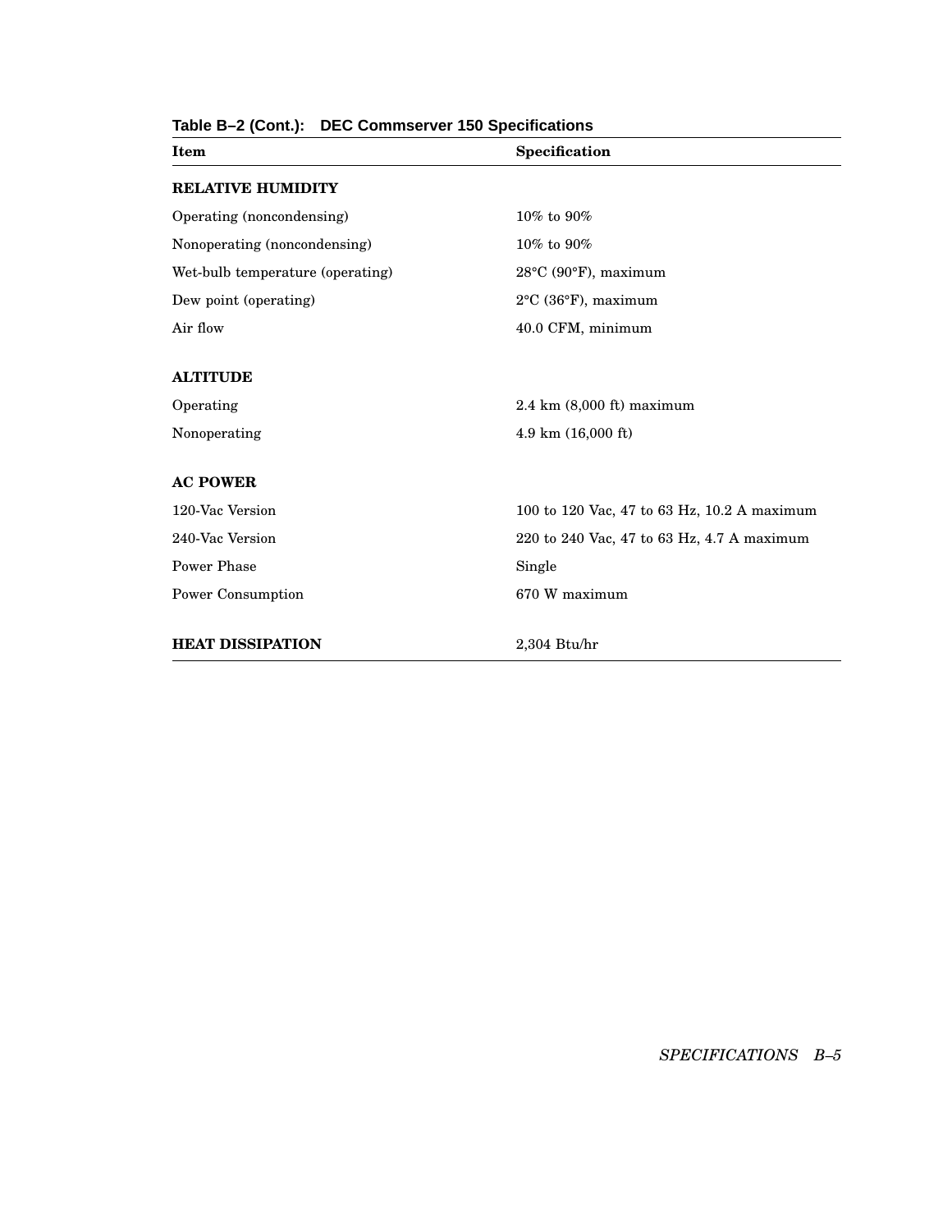**Table B–2 (Cont.): DEC Commserver 150 Specifications**

| Item | Specification |
|---|---|
| **RELATIVE HUMIDITY** | |
| Operating (noncondensing) | 10% to 90% |
| Nonoperating (noncondensing) | 10% to 90% |
| Wet-bulb temperature (operating) | 28°C (90°F), maximum |
| Dew point (operating) | 2°C (36°F), maximum |
| Air flow | 40.0 CFM, minimum |
| **ALTITUDE** | |
| Operating | 2.4 km (8,000 ft) maximum |
| Nonoperating | 4.9 km (16,000 ft) |
| **AC POWER** | |
| 120-Vac Version | 100 to 120 Vac, 47 to 63 Hz, 10.2 A maximum |
| 240-Vac Version | 220 to 240 Vac, 47 to 63 Hz, 4.7 A maximum |
| Power Phase | Single |
| Power Consumption | 670 W maximum |
| **HEAT DISSIPATION** | 2,304 Btu/hr |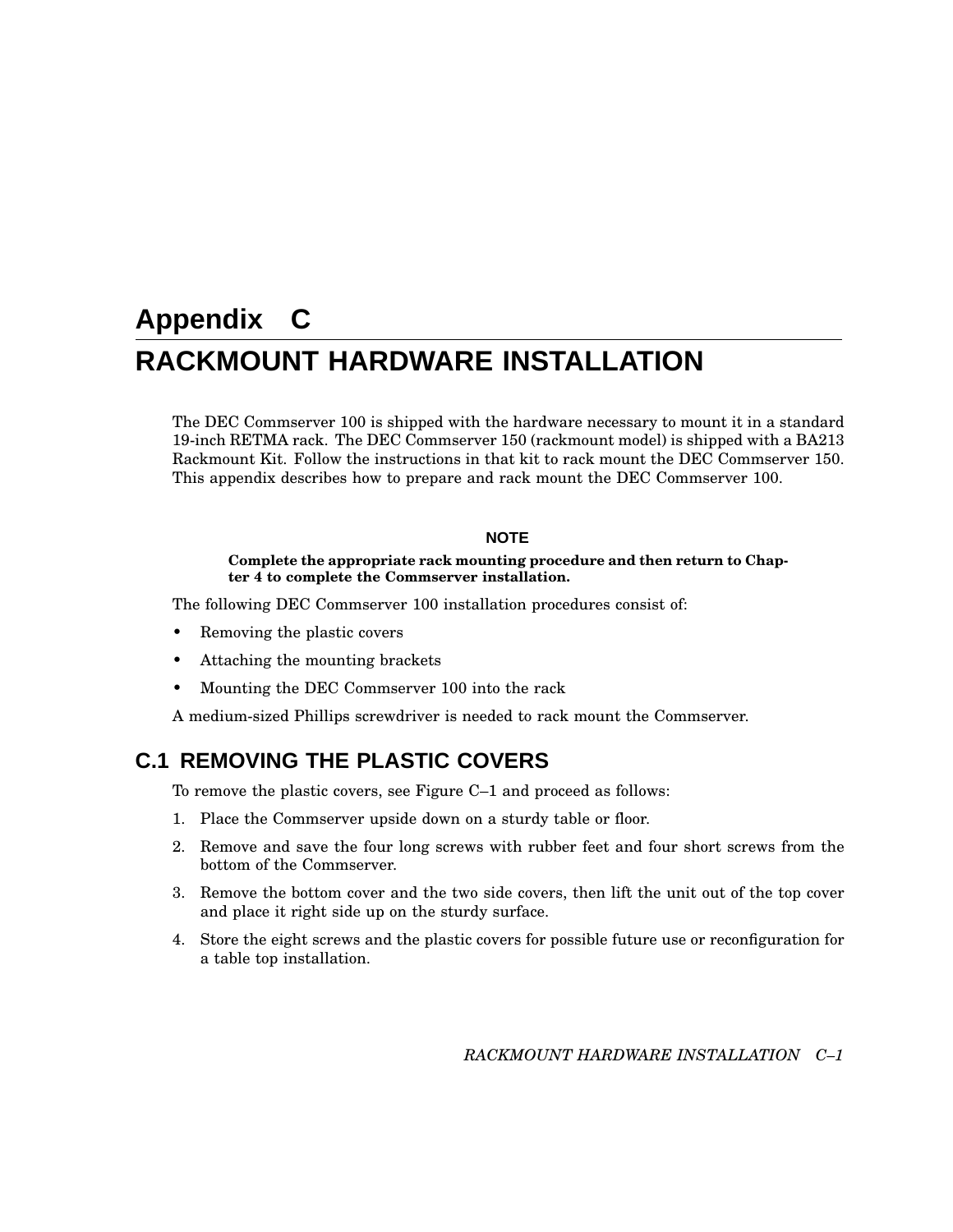# Appendix C

# RACKMOUNT HARDWARE INSTALLATION

The DEC Commserver 100 is shipped with the hardware necessary to mount it in a standard 19-inch RETMA rack. The DEC Commserver 150 (rackmount model) is shipped with a BA213 Rackmount Kit. Follow the instructions in that kit to rack mount the DEC Commserver 150. This appendix describes how to prepare and rack mount the DEC Commserver 100.

**NOTE**

**Complete the appropriate rack mounting procedure and then return to Chapter 4 to complete the Commserver installation.**

The following DEC Commserver 100 installation procedures consist of:

- Removing the plastic covers
- Attaching the mounting brackets
- Mounting the DEC Commserver 100 into the rack

A medium-sized Phillips screwdriver is needed to rack mount the Commserver.

## C.1 REMOVING THE PLASTIC COVERS

To remove the plastic covers, see Figure C–1 and proceed as follows:

1. Place the Commserver upside down on a sturdy table or floor.
2. Remove and save the four long screws with rubber feet and four short screws from the bottom of the Commserver.
3. Remove the bottom cover and the two side covers, then lift the unit out of the top cover and place it right side up on the sturdy surface.
4. Store the eight screws and the plastic covers for possible future use or reconfiguration for a table top installation.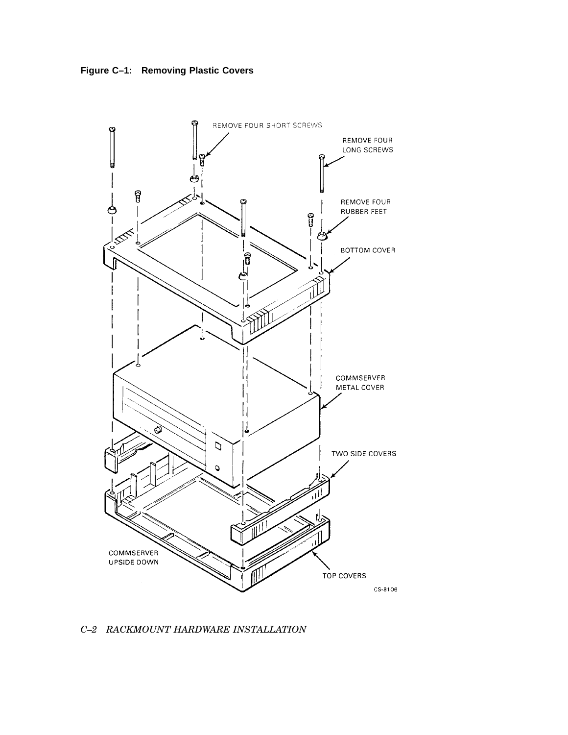**Figure C–1: Removing Plastic Covers**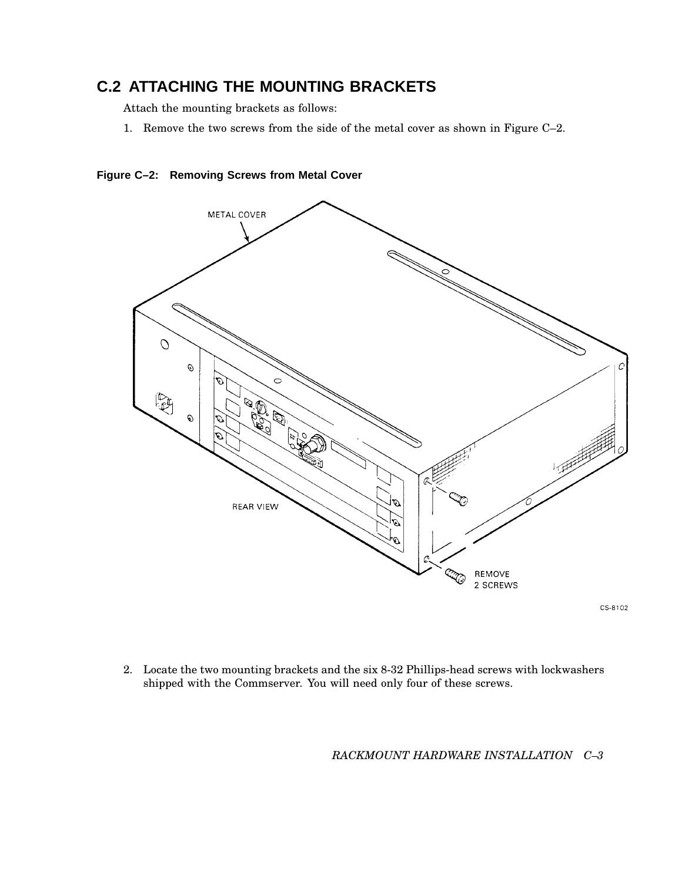## C.2 ATTACHING THE MOUNTING BRACKETS

Attach the mounting brackets as follows:

1. Remove the two screws from the side of the metal cover as shown in Figure C–2.

**Figure C–2: Removing Screws from Metal Cover**

2. Locate the two mounting brackets and the six 8-32 Phillips-head screws with lockwashers shipped with the Commserver. You will need only four of these screws.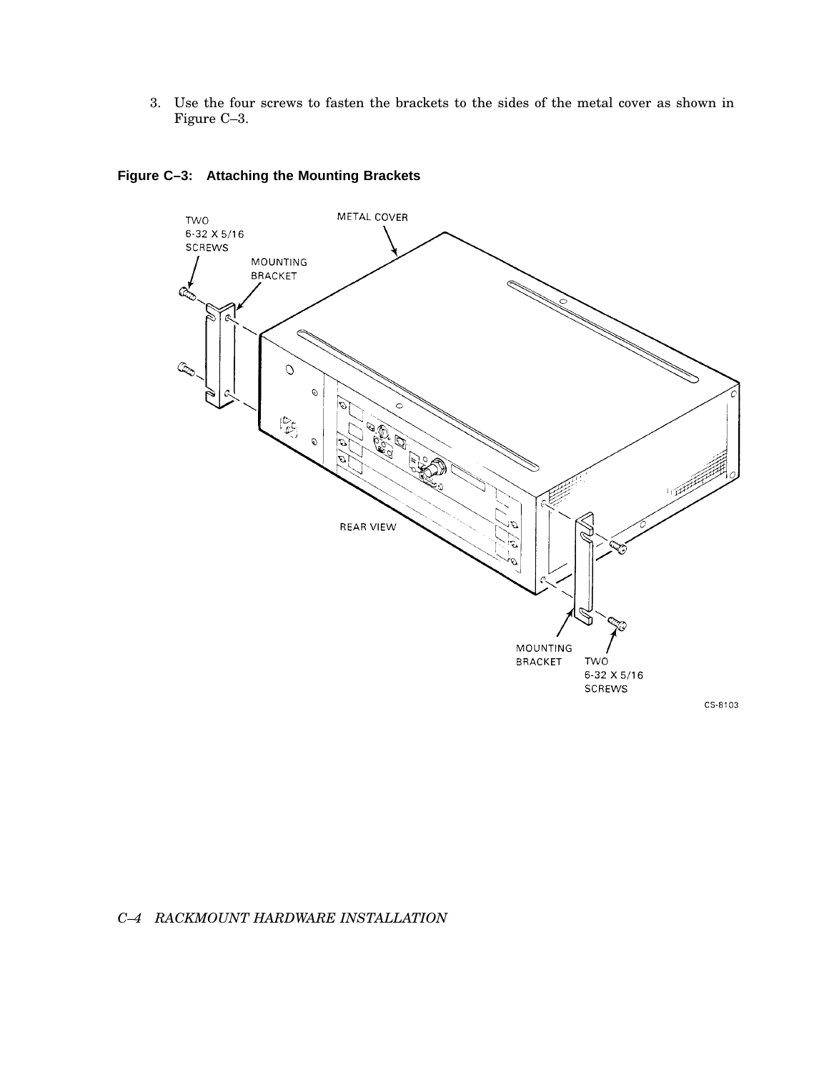3. Use the four screws to fasten the brackets to the sides of the metal cover as shown in Figure C–3.

**Figure C–3: Attaching the Mounting Brackets**

TWO 6-32 X 5/16 SCREWS

METAL COVER

MOUNTING BRACKET

REAR VIEW

MOUNTING BRACKET

TWO 6-32 X 5/16 SCREWS

CS-8103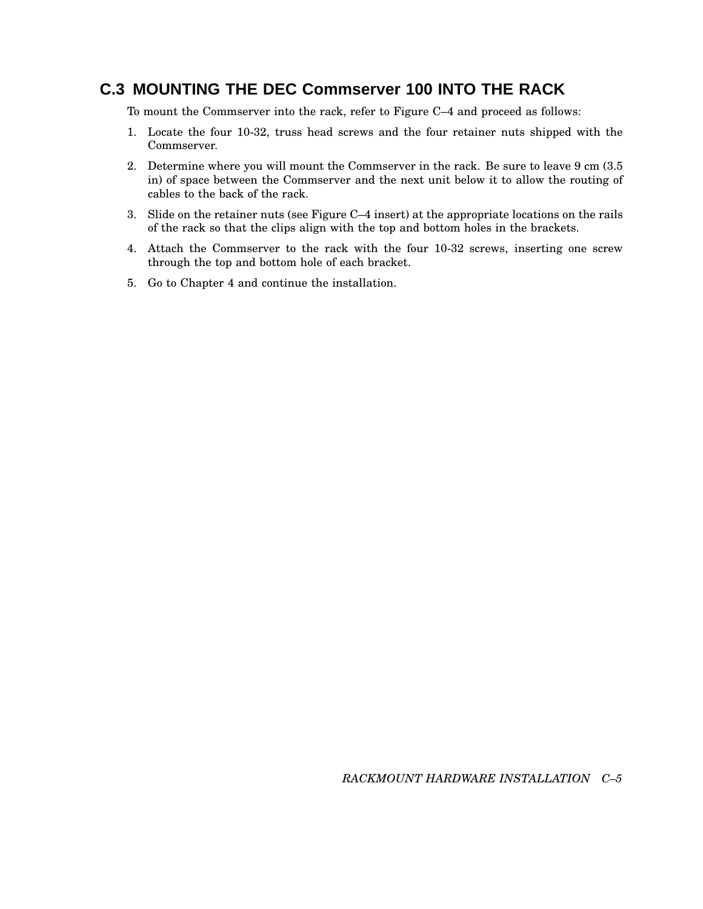## C.3 MOUNTING THE DEC Commserver 100 INTO THE RACK

To mount the Commserver into the rack, refer to Figure C–4 and proceed as follows:

1. Locate the four 10-32, truss head screws and the four retainer nuts shipped with the Commserver.
2. Determine where you will mount the Commserver in the rack. Be sure to leave 9 cm (3.5 in) of space between the Commserver and the next unit below it to allow the routing of cables to the back of the rack.
3. Slide on the retainer nuts (see Figure C–4 insert) at the appropriate locations on the rails of the rack so that the clips align with the top and bottom holes in the brackets.
4. Attach the Commserver to the rack with the four 10-32 screws, inserting one screw through the top and bottom hole of each bracket.
5. Go to Chapter 4 and continue the installation.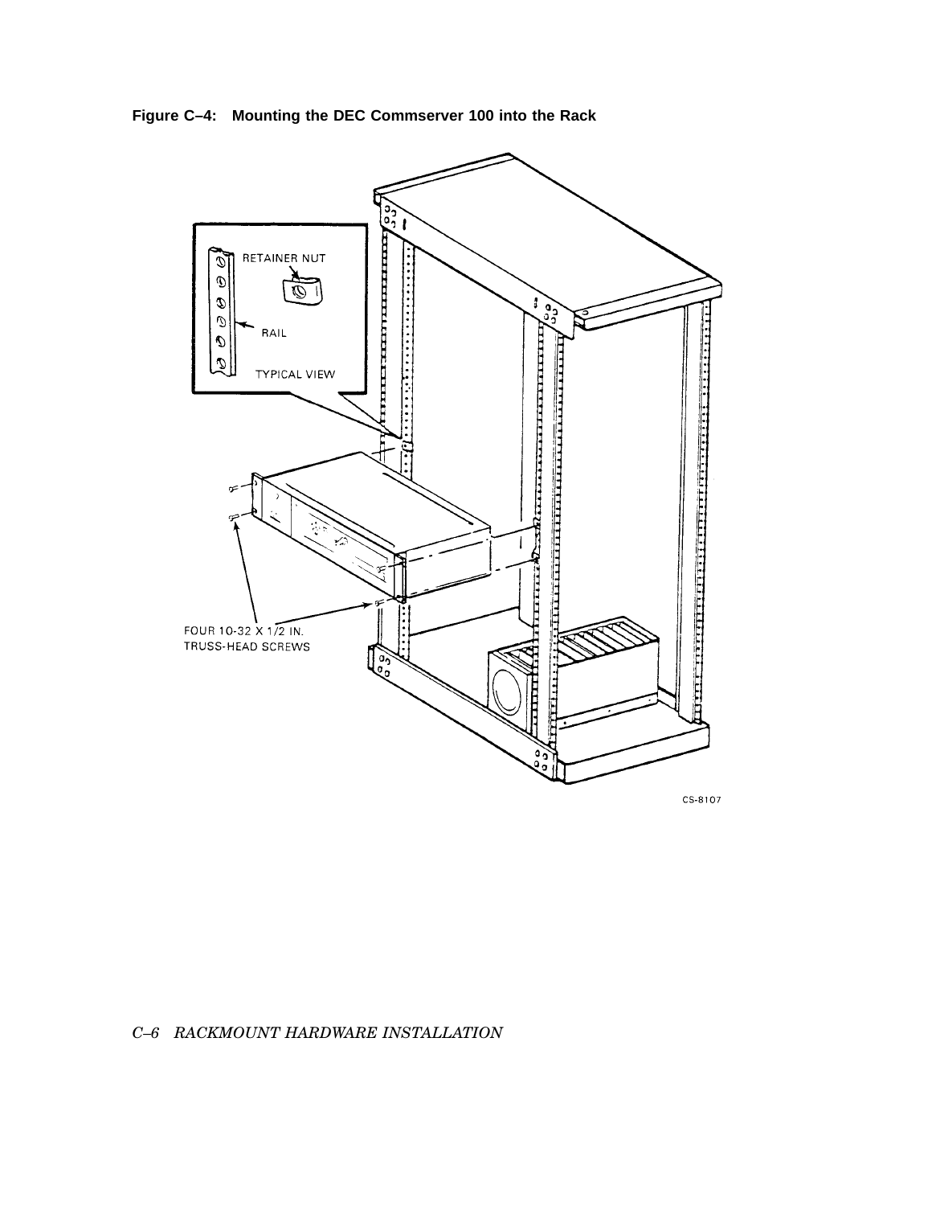**Figure C–4: Mounting the DEC Commserver 100 into the Rack**

RETAINER NUT

RAIL

TYPICAL VIEW

FOUR 10-32 X 1/2 IN. TRUSS-HEAD SCREWS

CS-8107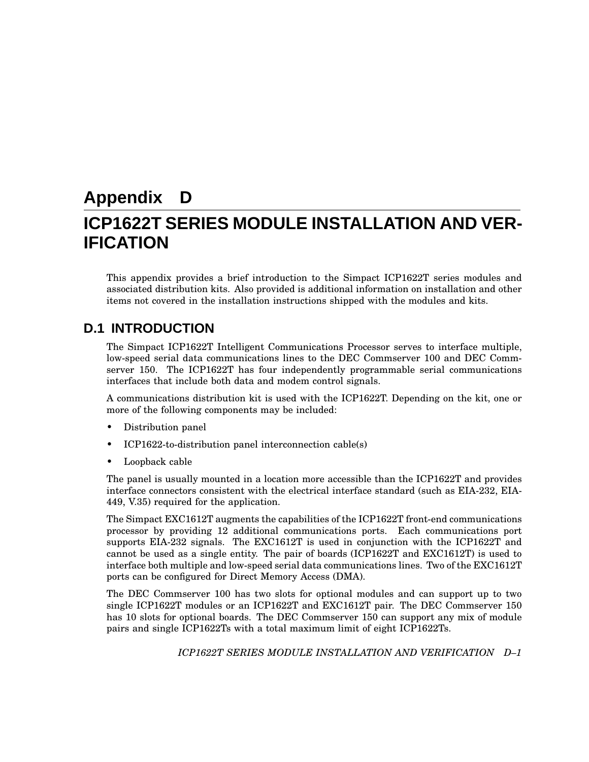# Appendix D

# ICP1622T SERIES MODULE INSTALLATION AND VERIFICATION

This appendix provides a brief introduction to the Simpact ICP1622T series modules and associated distribution kits. Also provided is additional information on installation and other items not covered in the installation instructions shipped with the modules and kits.

## D.1 INTRODUCTION

The Simpact ICP1622T Intelligent Communications Processor serves to interface multiple, low-speed serial data communications lines to the DEC Commserver 100 and DEC Commserver 150. The ICP1622T has four independently programmable serial communications interfaces that include both data and modem control signals.

A communications distribution kit is used with the ICP1622T. Depending on the kit, one or more of the following components may be included:

- Distribution panel
- ICP1622-to-distribution panel interconnection cable(s)
- Loopback cable

The panel is usually mounted in a location more accessible than the ICP1622T and provides interface connectors consistent with the electrical interface standard (such as EIA-232, EIA-449, V.35) required for the application.

The Simpact EXC1612T augments the capabilities of the ICP1622T front-end communications processor by providing 12 additional communications ports. Each communications port supports EIA-232 signals. The EXC1612T is used in conjunction with the ICP1622T and cannot be used as a single entity. The pair of boards (ICP1622T and EXC1612T) is used to interface both multiple and low-speed serial data communications lines. Two of the EXC1612T ports can be configured for Direct Memory Access (DMA).

The DEC Commserver 100 has two slots for optional modules and can support up to two single ICP1622T modules or an ICP1622T and EXC1612T pair. The DEC Commserver 150 has 10 slots for optional boards. The DEC Commserver 150 can support any mix of module pairs and single ICP1622Ts with a total maximum limit of eight ICP1622Ts.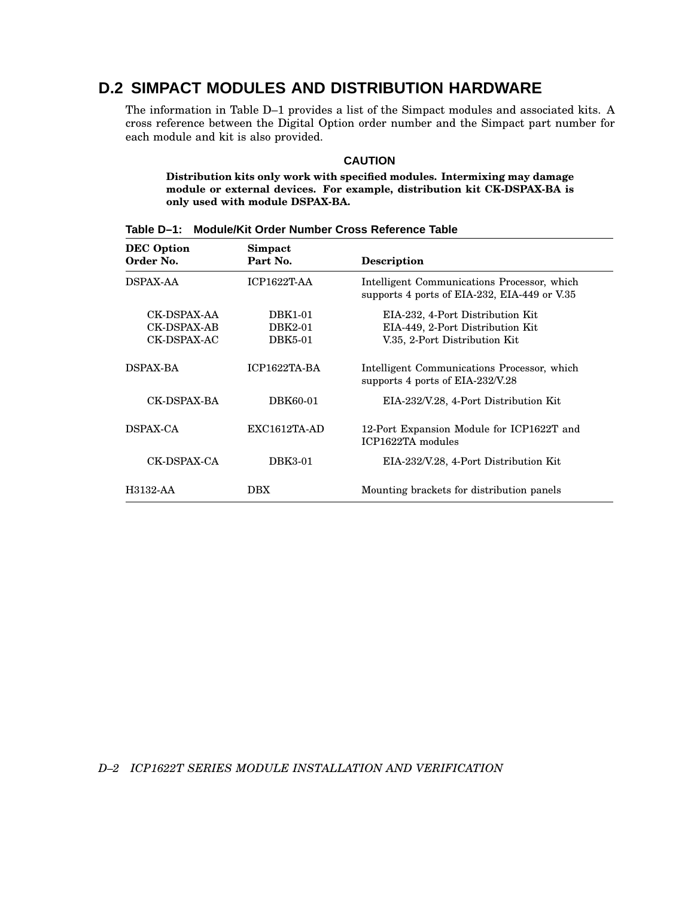## D.2 SIMPACT MODULES AND DISTRIBUTION HARDWARE

The information in Table D–1 provides a list of the Simpact modules and associated kits. A cross reference between the Digital Option order number and the Simpact part number for each module and kit is also provided.

**CAUTION**

**Distribution kits only work with specified modules. Intermixing may damage module or external devices. For example, distribution kit CK-DSPAX-BA is only used with module DSPAX-BA.**

**Table D–1: Module/Kit Order Number Cross Reference Table**

| DEC Option Order No. | Simpact Part No. | Description |
|---|---|---|
| DSPAX-AA | ICP1622T-AA | Intelligent Communications Processor, which supports 4 ports of EIA-232, EIA-449 or V.35 |
| CK-DSPAX-AA | DBK1-01 | EIA-232, 4-Port Distribution Kit |
| CK-DSPAX-AB | DBK2-01 | EIA-449, 2-Port Distribution Kit |
| CK-DSPAX-AC | DBK5-01 | V.35, 2-Port Distribution Kit |
| DSPAX-BA | ICP1622TA-BA | Intelligent Communications Processor, which supports 4 ports of EIA-232/V.28 |
| CK-DSPAX-BA | DBK60-01 | EIA-232/V.28, 4-Port Distribution Kit |
| DSPAX-CA | EXC1612TA-AD | 12-Port Expansion Module for ICP1622T and ICP1622TA modules |
| CK-DSPAX-CA | DBK3-01 | EIA-232/V.28, 4-Port Distribution Kit |
| H3132-AA | DBX | Mounting brackets for distribution panels |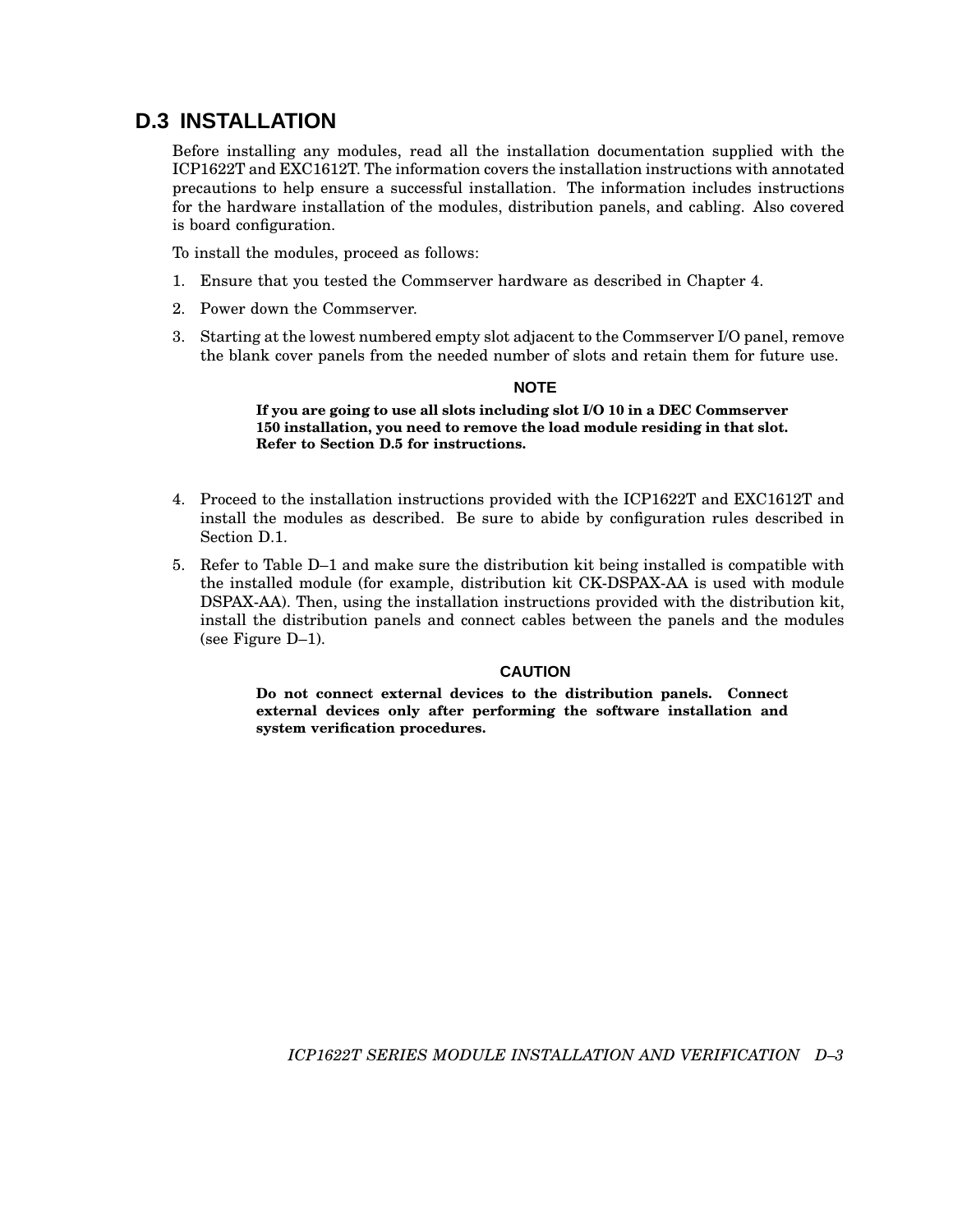## D.3 INSTALLATION

Before installing any modules, read all the installation documentation supplied with the ICP1622T and EXC1612T. The information covers the installation instructions with annotated precautions to help ensure a successful installation. The information includes instructions for the hardware installation of the modules, distribution panels, and cabling. Also covered is board configuration.

To install the modules, proceed as follows:

1. Ensure that you tested the Commserver hardware as described in Chapter 4.
2. Power down the Commserver.
3. Starting at the lowest numbered empty slot adjacent to the Commserver I/O panel, remove the blank cover panels from the needed number of slots and retain them for future use.

**NOTE**

**If you are going to use all slots including slot I/O 10 in a DEC Commserver 150 installation, you need to remove the load module residing in that slot. Refer to Section D.5 for instructions.**

4. Proceed to the installation instructions provided with the ICP1622T and EXC1612T and install the modules as described. Be sure to abide by configuration rules described in Section D.1.
5. Refer to Table D–1 and make sure the distribution kit being installed is compatible with the installed module (for example, distribution kit CK-DSPAX-AA is used with module DSPAX-AA). Then, using the installation instructions provided with the distribution kit, install the distribution panels and connect cables between the panels and the modules (see Figure D–1).

**CAUTION**

**Do not connect external devices to the distribution panels. Connect external devices only after performing the software installation and system verification procedures.**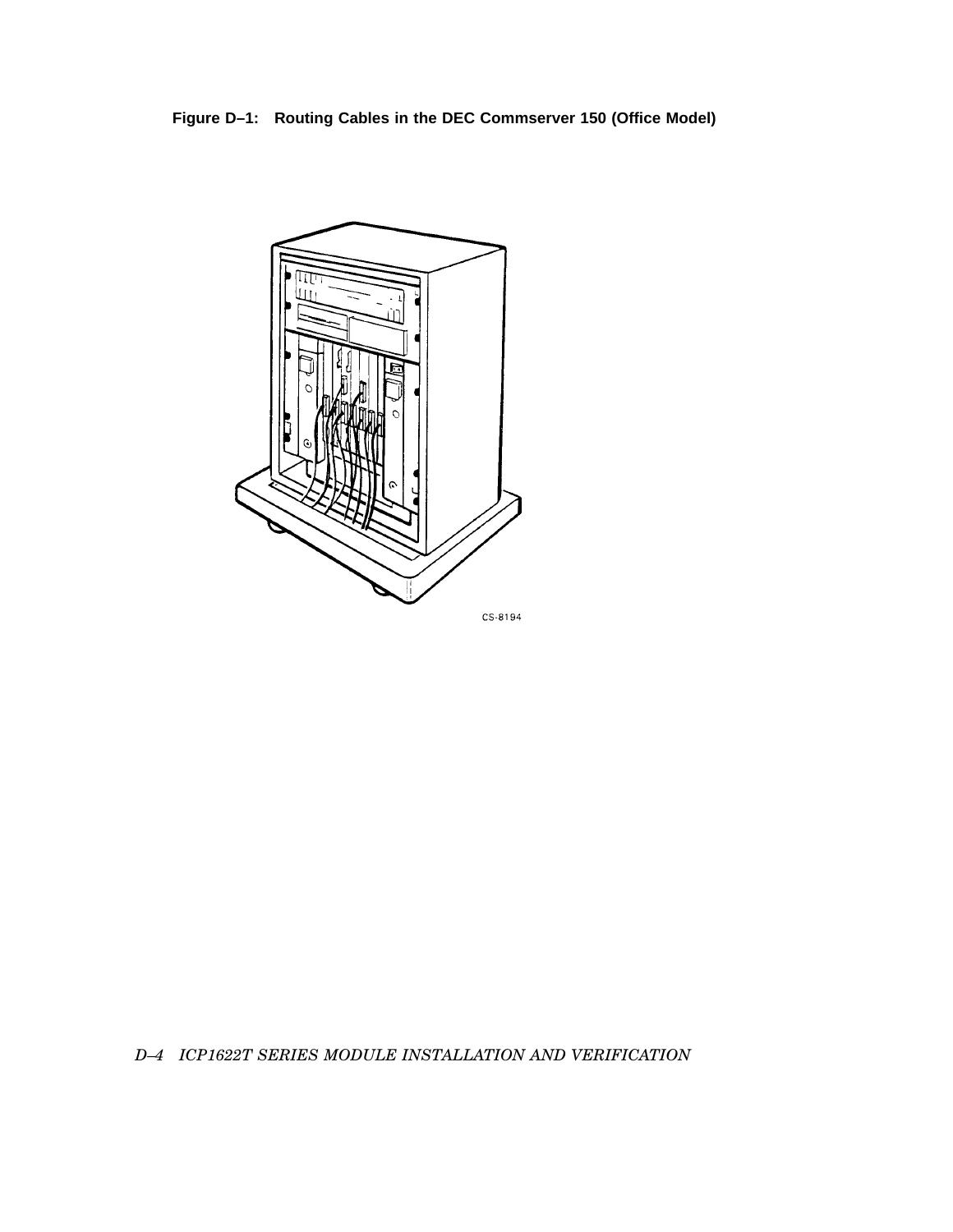**Figure D–1: Routing Cables in the DEC Commserver 150 (Office Model)**

CS-8194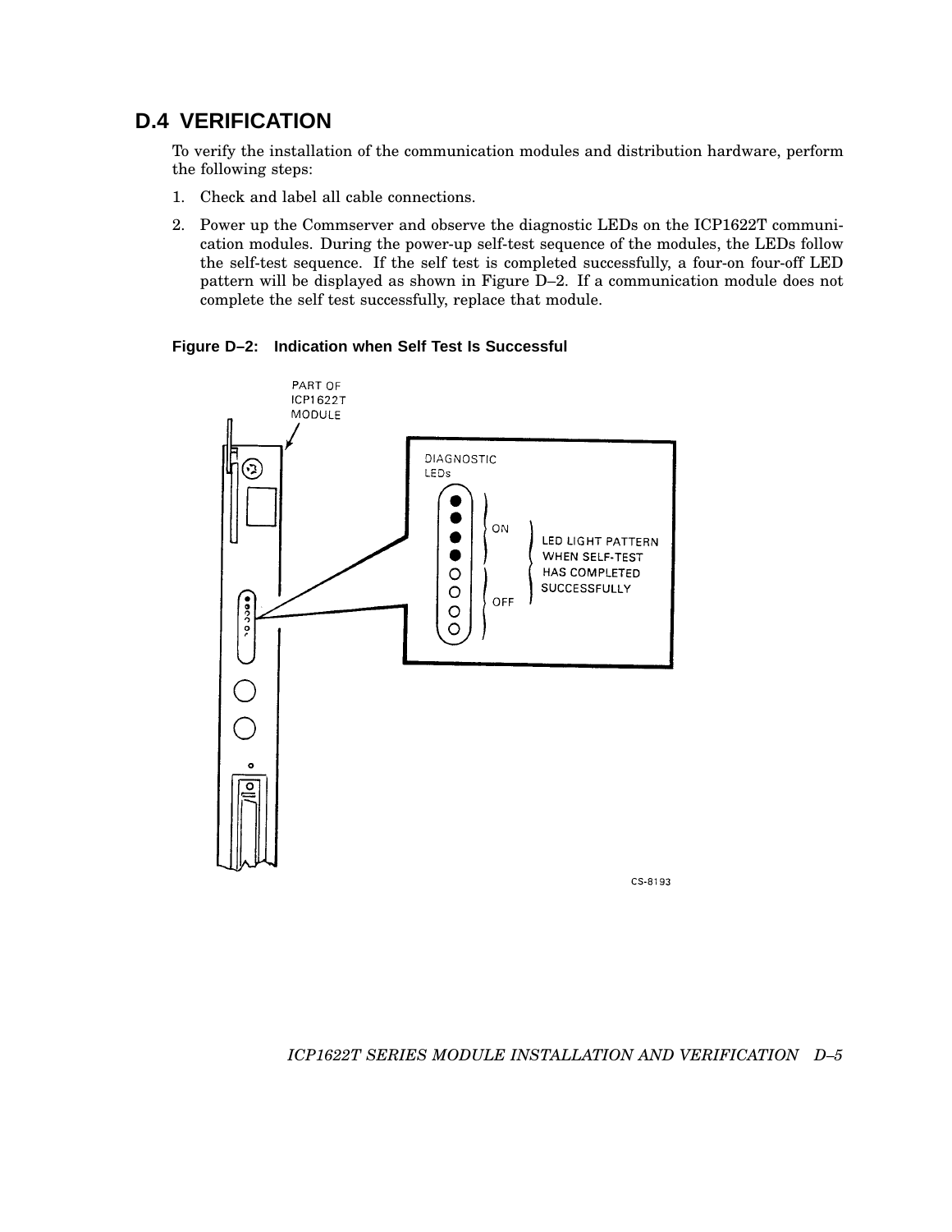## D.4 VERIFICATION

To verify the installation of the communication modules and distribution hardware, perform the following steps:

1. Check and label all cable connections.
2. Power up the Commserver and observe the diagnostic LEDs on the ICP1622T communication modules. During the power-up self-test sequence of the modules, the LEDs follow the self-test sequence. If the self test is completed successfully, a four-on four-off LED pattern will be displayed as shown in Figure D–2. If a communication module does not complete the self test successfully, replace that module.

**Figure D–2: Indication when Self Test Is Successful**

PART OF ICP1622T MODULE

DIAGNOSTIC LEDs

ON

OFF

LED LIGHT PATTERN WHEN SELF-TEST HAS COMPLETED SUCCESSFULLY

CS-8193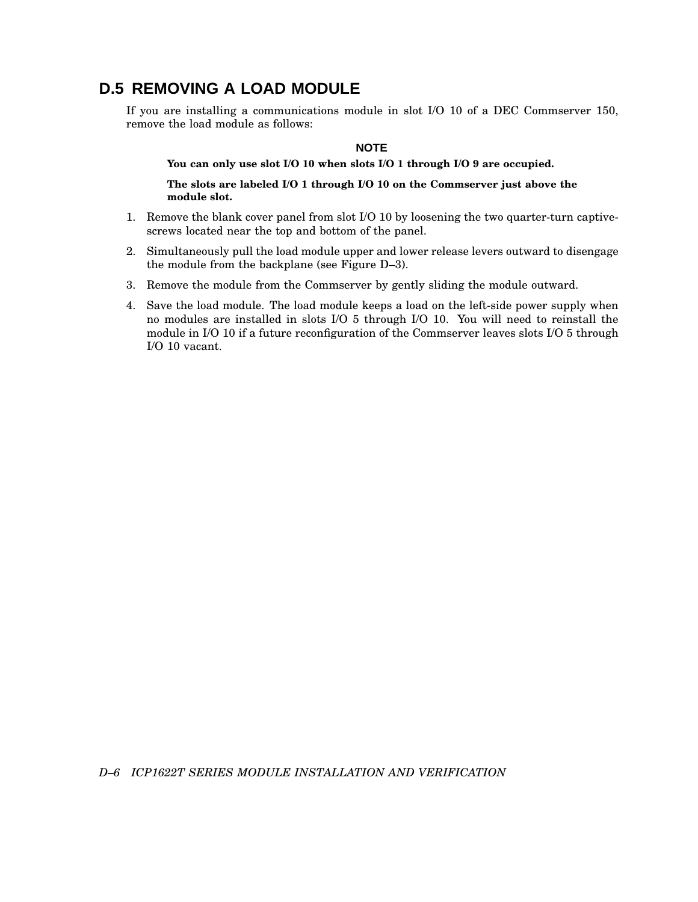## D.5 REMOVING A LOAD MODULE

If you are installing a communications module in slot I/O 10 of a DEC Commserver 150, remove the load module as follows:

**NOTE**

**You can only use slot I/O 10 when slots I/O 1 through I/O 9 are occupied.**

**The slots are labeled I/O 1 through I/O 10 on the Commserver just above the module slot.**

1. Remove the blank cover panel from slot I/O 10 by loosening the two quarter-turn captive-screws located near the top and bottom of the panel.
2. Simultaneously pull the load module upper and lower release levers outward to disengage the module from the backplane (see Figure D–3).
3. Remove the module from the Commserver by gently sliding the module outward.
4. Save the load module. The load module keeps a load on the left-side power supply when no modules are installed in slots I/O 5 through I/O 10. You will need to reinstall the module in I/O 10 if a future reconfiguration of the Commserver leaves slots I/O 5 through I/O 10 vacant.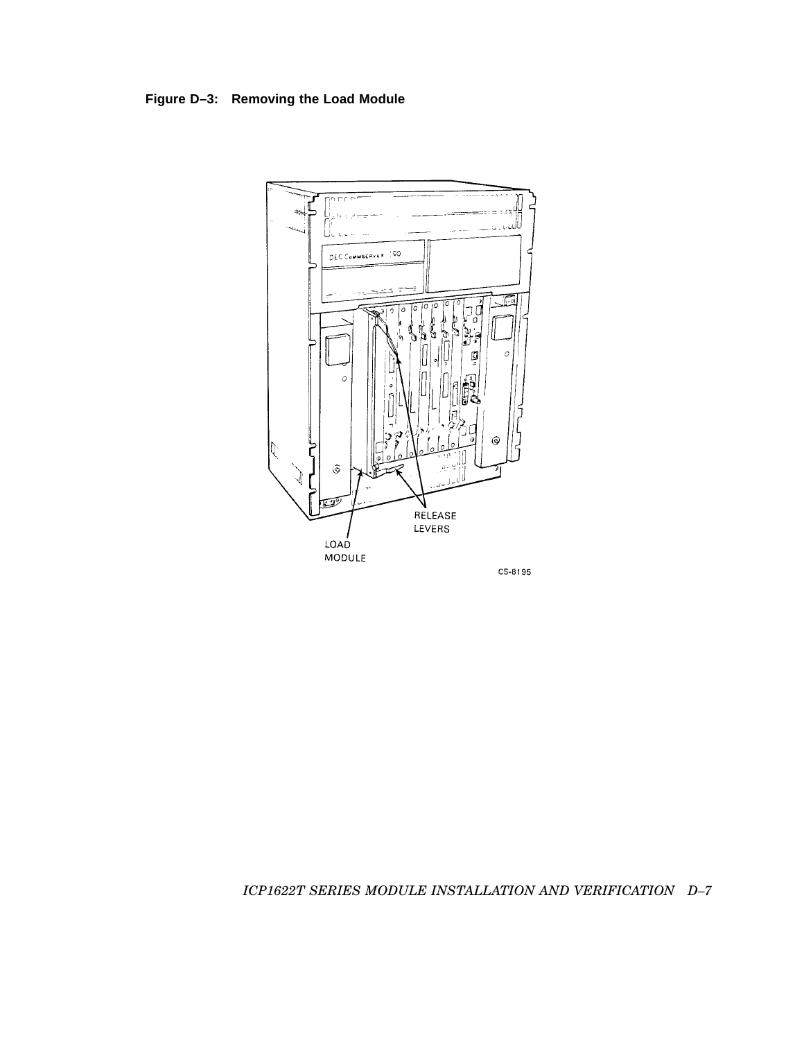**Figure D–3: Removing the Load Module**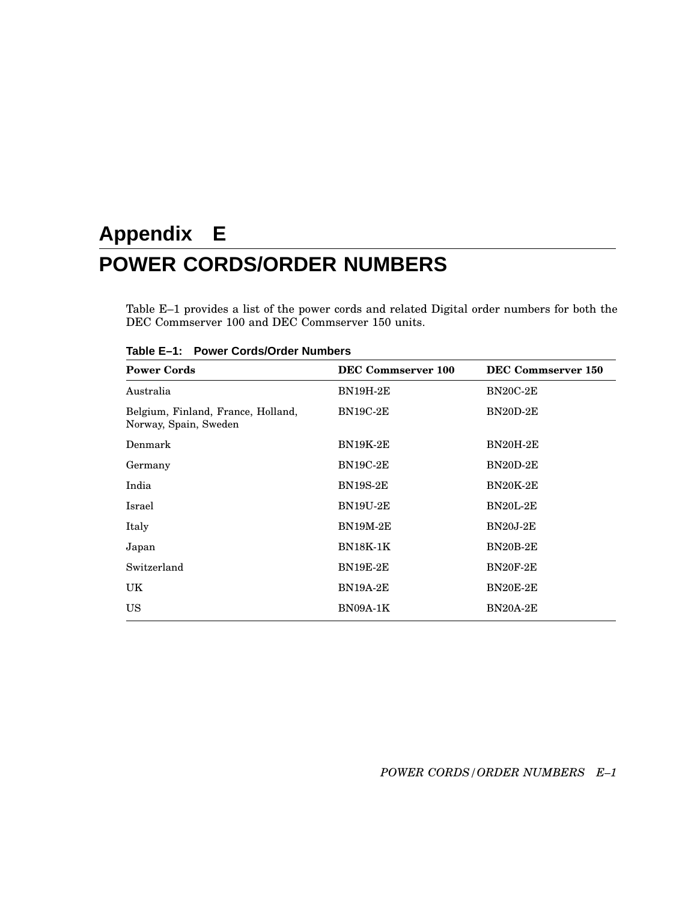# Appendix E

# POWER CORDS/ORDER NUMBERS

Table E–1 provides a list of the power cords and related Digital order numbers for both the DEC Commserver 100 and DEC Commserver 150 units.

**Table E–1: Power Cords/Order Numbers**

| Power Cords | DEC Commserver 100 | DEC Commserver 150 |
|---|---|---|
| Australia | BN19H-2E | BN20C-2E |
| Belgium, Finland, France, Holland, Norway, Spain, Sweden | BN19C-2E | BN20D-2E |
| Denmark | BN19K-2E | BN20H-2E |
| Germany | BN19C-2E | BN20D-2E |
| India | BN19S-2E | BN20K-2E |
| Israel | BN19U-2E | BN20L-2E |
| Italy | BN19M-2E | BN20J-2E |
| Japan | BN18K-1K | BN20B-2E |
| Switzerland | BN19E-2E | BN20F-2E |
| UK | BN19A-2E | BN20E-2E |
| US | BN09A-1K | BN20A-2E |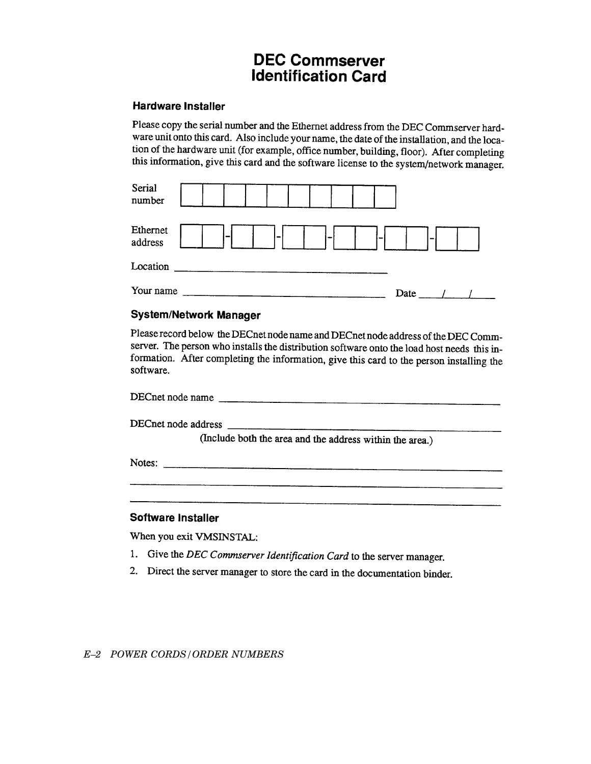# DEC Commserver Identification Card

### Hardware Installer

Please copy the serial number and the Ethernet address from the DEC Commserver hardware unit onto this card. Also include your name, the date of the installation, and the location of the hardware unit (for example, office number, building, floor). After completing this information, give this card and the software license to the system/network manager.

Serial number [ ][ ][ ][ ][ ][ ][ ][ ][ ][ ]

Ethernet address [ ][ ]-[ ][ ]-[ ][ ]-[ ][ ]-[ ][ ]-[ ][ ]

Location ____________________________________

Your name ____________________________________ Date ____/____/____

### System/Network Manager

Please record below the DECnet node name and DECnet node address of the DEC Commserver. The person who installs the distribution software onto the load host needs this information. After completing the information, give this card to the person installing the software.

DECnet node name ____________________________________

DECnet node address ____________________________________

(Include both the area and the address within the area.)

Notes: ____________________________________

____________________________________

____________________________________

### Software Installer

When you exit VMSINSTAL:

1. Give the *DEC Commserver Identification Card* to the server manager.
2. Direct the server manager to store the card in the documentation binder.